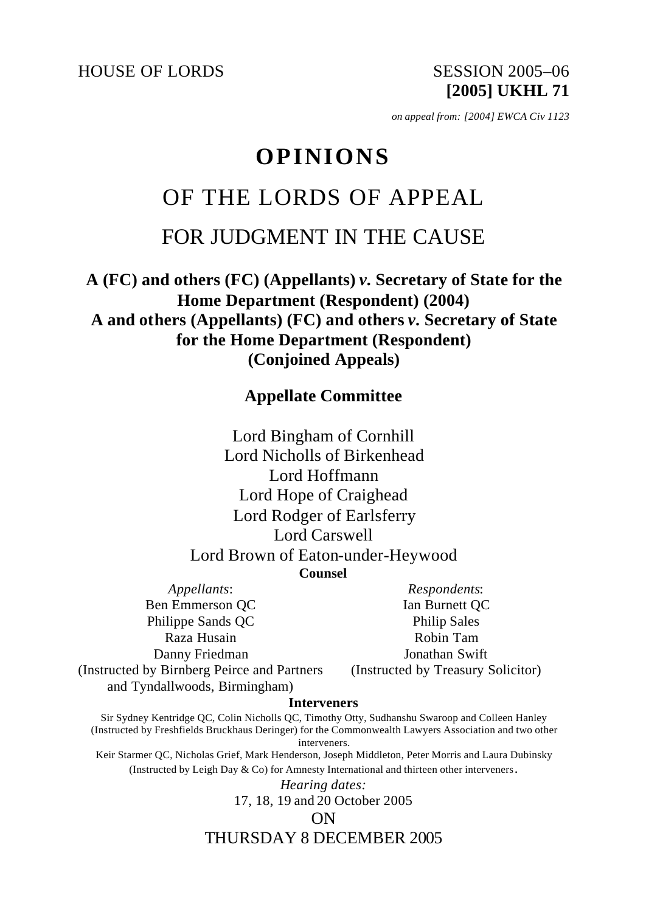HOUSE OF LORDS SESSION 2005–06

**[2005] UKHL 71**

*on appeal from: [2004] EWCA Civ 1123*

# OPINIONS

## OF THE LORDS OF APPEAL

## FOR JUDGMENT IN THE CAUSE

**A (FC) and others (FC) (Appellants)** ***v.*** **Secretary of State for the Home Department (Respondent) (2004)**
**A and others (Appellants) (FC) and others** ***v.*** **Secretary of State for the Home Department (Respondent)**
**(Conjoined Appeals)**

**Appellate Committee**

Lord Bingham of Cornhill
Lord Nicholls of Birkenhead
Lord Hoffmann
Lord Hope of Craighead
Lord Rodger of Earlsferry
Lord Carswell
Lord Brown of Eaton-under-Heywood

**Counsel**

| *Appellants*: | *Respondents*: |
|---|---|
| Ben Emmerson QC | Ian Burnett QC |
| Philippe Sands QC | Philip Sales |
| Raza Husain | Robin Tam |
| Danny Friedman | Jonathan Swift |
| (Instructed by Birnberg Peirce and Partners and Tyndallwoods, Birmingham) | (Instructed by Treasury Solicitor) |

**Interveners**

Sir Sydney Kentridge QC, Colin Nicholls QC, Timothy Otty, Sudhanshu Swaroop and Colleen Hanley (Instructed by Freshfields Bruckhaus Deringer) for the Commonwealth Lawyers Association and two other interveners.

Keir Starmer QC, Nicholas Grief, Mark Henderson, Joseph Middleton, Peter Morris and Laura Dubinsky (Instructed by Leigh Day & Co) for Amnesty International and thirteen other interveners.

*Hearing dates:*
17, 18, 19 and 20 October 2005

ON

THURSDAY 8 DECEMBER 2005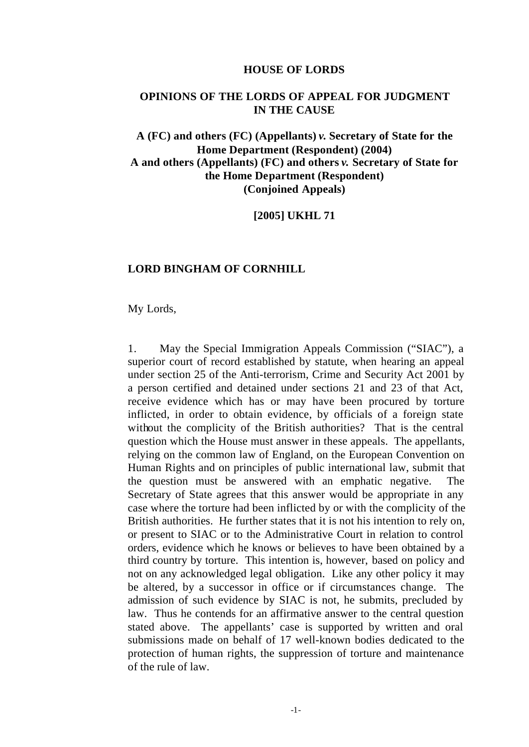**HOUSE OF LORDS**

**OPINIONS OF THE LORDS OF APPEAL FOR JUDGMENT IN THE CAUSE**

**A (FC) and others (FC) (Appellants) *v.* Secretary of State for the Home Department (Respondent) (2004)**
**A and others (Appellants) (FC) and others *v.* Secretary of State for the Home Department (Respondent)**
**(Conjoined Appeals)**

**[2005] UKHL 71**

**LORD BINGHAM OF CORNHILL**

My Lords,

1. May the Special Immigration Appeals Commission ("SIAC"), a superior court of record established by statute, when hearing an appeal under section 25 of the Anti-terrorism, Crime and Security Act 2001 by a person certified and detained under sections 21 and 23 of that Act, receive evidence which has or may have been procured by torture inflicted, in order to obtain evidence, by officials of a foreign state without the complicity of the British authorities? That is the central question which the House must answer in these appeals. The appellants, relying on the common law of England, on the European Convention on Human Rights and on principles of public international law, submit that the question must be answered with an emphatic negative. The Secretary of State agrees that this answer would be appropriate in any case where the torture had been inflicted by or with the complicity of the British authorities. He further states that it is not his intention to rely on, or present to SIAC or to the Administrative Court in relation to control orders, evidence which he knows or believes to have been obtained by a third country by torture. This intention is, however, based on policy and not on any acknowledged legal obligation. Like any other policy it may be altered, by a successor in office or if circumstances change. The admission of such evidence by SIAC is not, he submits, precluded by law. Thus he contends for an affirmative answer to the central question stated above. The appellants' case is supported by written and oral submissions made on behalf of 17 well-known bodies dedicated to the protection of human rights, the suppression of torture and maintenance of the rule of law.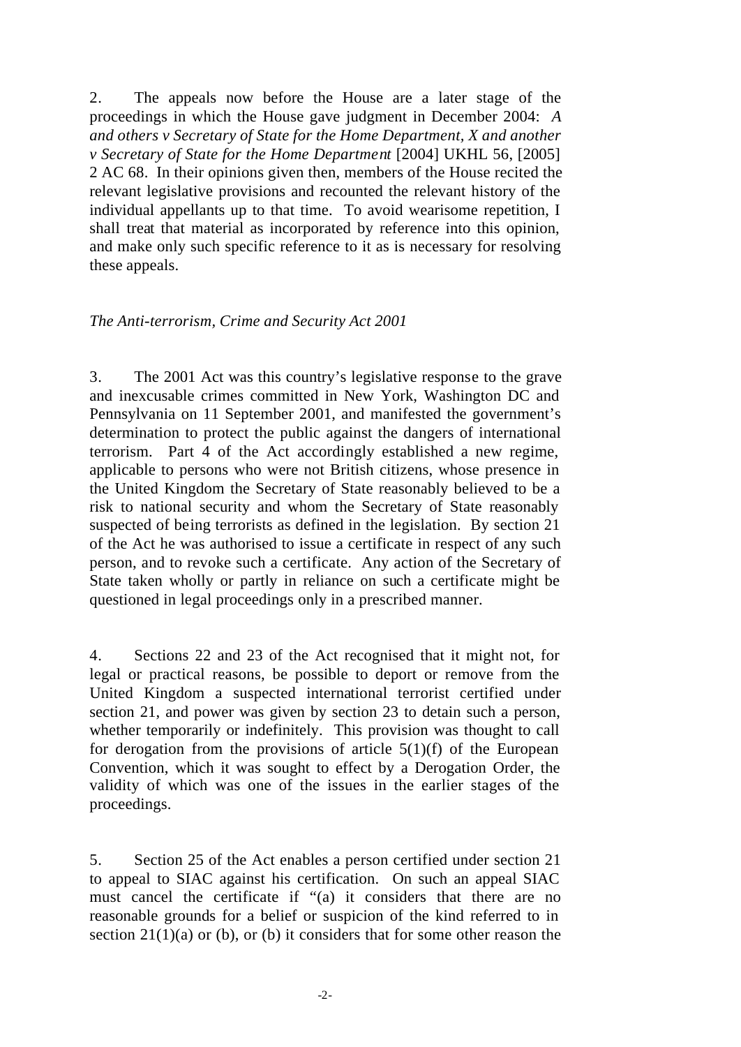2. The appeals now before the House are a later stage of the proceedings in which the House gave judgment in December 2004: *A and others v Secretary of State for the Home Department, X and another v Secretary of State for the Home Department* [2004] UKHL 56, [2005] 2 AC 68. In their opinions given then, members of the House recited the relevant legislative provisions and recounted the relevant history of the individual appellants up to that time. To avoid wearisome repetition, I shall treat that material as incorporated by reference into this opinion, and make only such specific reference to it as is necessary for resolving these appeals.

*The Anti-terrorism, Crime and Security Act 2001*

3. The 2001 Act was this country's legislative response to the grave and inexcusable crimes committed in New York, Washington DC and Pennsylvania on 11 September 2001, and manifested the government's determination to protect the public against the dangers of international terrorism. Part 4 of the Act accordingly established a new regime, applicable to persons who were not British citizens, whose presence in the United Kingdom the Secretary of State reasonably believed to be a risk to national security and whom the Secretary of State reasonably suspected of being terrorists as defined in the legislation. By section 21 of the Act he was authorised to issue a certificate in respect of any such person, and to revoke such a certificate. Any action of the Secretary of State taken wholly or partly in reliance on such a certificate might be questioned in legal proceedings only in a prescribed manner.

4. Sections 22 and 23 of the Act recognised that it might not, for legal or practical reasons, be possible to deport or remove from the United Kingdom a suspected international terrorist certified under section 21, and power was given by section 23 to detain such a person, whether temporarily or indefinitely. This provision was thought to call for derogation from the provisions of article 5(1)(f) of the European Convention, which it was sought to effect by a Derogation Order, the validity of which was one of the issues in the earlier stages of the proceedings.

5. Section 25 of the Act enables a person certified under section 21 to appeal to SIAC against his certification. On such an appeal SIAC must cancel the certificate if "(a) it considers that there are no reasonable grounds for a belief or suspicion of the kind referred to in section 21(1)(a) or (b), or (b) it considers that for some other reason the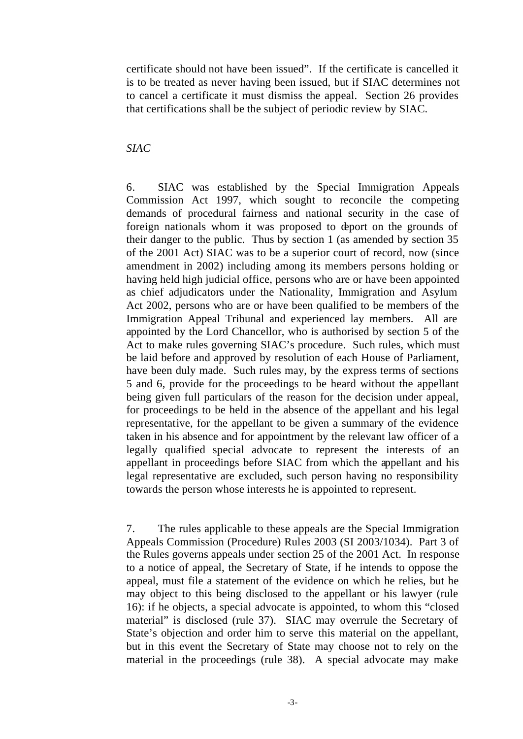certificate should not have been issued". If the certificate is cancelled it is to be treated as never having been issued, but if SIAC determines not to cancel a certificate it must dismiss the appeal. Section 26 provides that certifications shall be the subject of periodic review by SIAC.

*SIAC*

6. SIAC was established by the Special Immigration Appeals Commission Act 1997, which sought to reconcile the competing demands of procedural fairness and national security in the case of foreign nationals whom it was proposed to deport on the grounds of their danger to the public. Thus by section 1 (as amended by section 35 of the 2001 Act) SIAC was to be a superior court of record, now (since amendment in 2002) including among its members persons holding or having held high judicial office, persons who are or have been appointed as chief adjudicators under the Nationality, Immigration and Asylum Act 2002, persons who are or have been qualified to be members of the Immigration Appeal Tribunal and experienced lay members. All are appointed by the Lord Chancellor, who is authorised by section 5 of the Act to make rules governing SIAC's procedure. Such rules, which must be laid before and approved by resolution of each House of Parliament, have been duly made. Such rules may, by the express terms of sections 5 and 6, provide for the proceedings to be heard without the appellant being given full particulars of the reason for the decision under appeal, for proceedings to be held in the absence of the appellant and his legal representative, for the appellant to be given a summary of the evidence taken in his absence and for appointment by the relevant law officer of a legally qualified special advocate to represent the interests of an appellant in proceedings before SIAC from which the appellant and his legal representative are excluded, such person having no responsibility towards the person whose interests he is appointed to represent.

7. The rules applicable to these appeals are the Special Immigration Appeals Commission (Procedure) Rules 2003 (SI 2003/1034). Part 3 of the Rules governs appeals under section 25 of the 2001 Act. In response to a notice of appeal, the Secretary of State, if he intends to oppose the appeal, must file a statement of the evidence on which he relies, but he may object to this being disclosed to the appellant or his lawyer (rule 16): if he objects, a special advocate is appointed, to whom this "closed material" is disclosed (rule 37). SIAC may overrule the Secretary of State's objection and order him to serve this material on the appellant, but in this event the Secretary of State may choose not to rely on the material in the proceedings (rule 38). A special advocate may make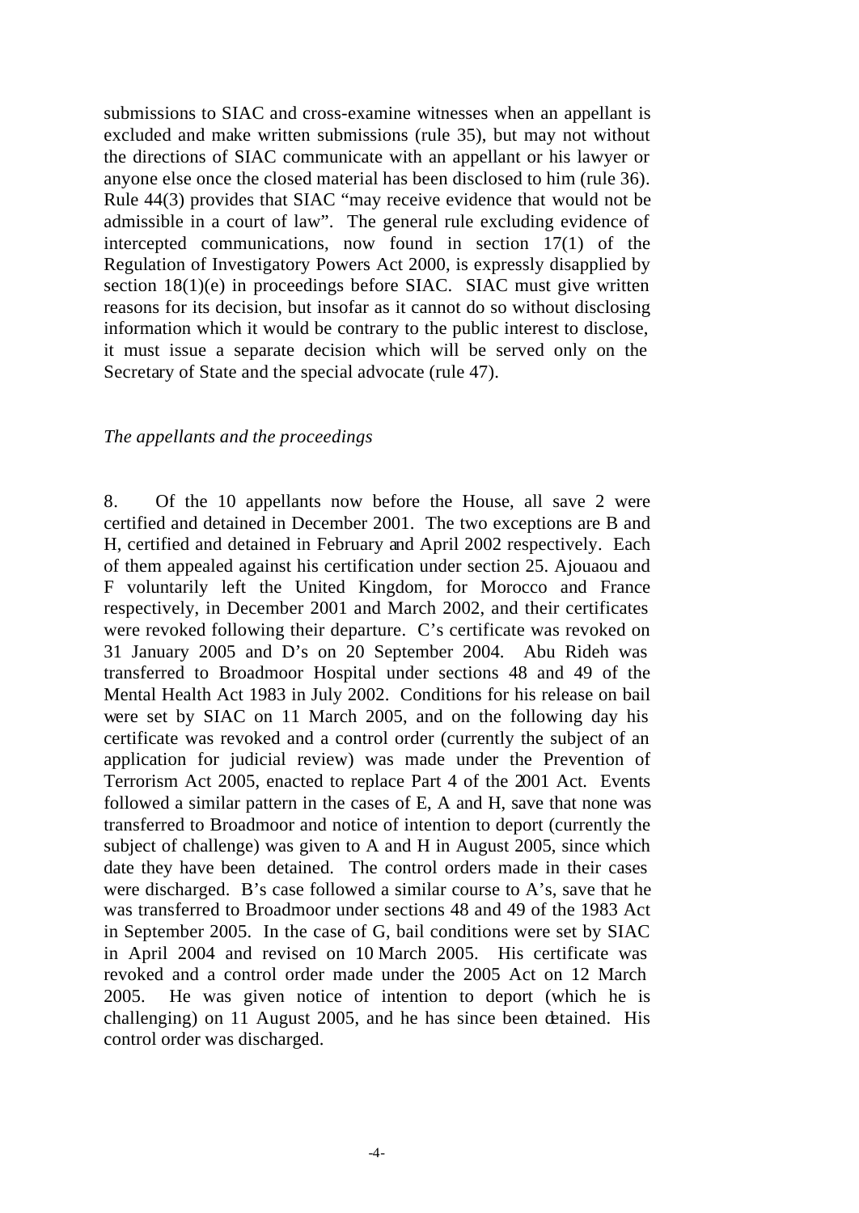submissions to SIAC and cross-examine witnesses when an appellant is excluded and make written submissions (rule 35), but may not without the directions of SIAC communicate with an appellant or his lawyer or anyone else once the closed material has been disclosed to him (rule 36). Rule 44(3) provides that SIAC "may receive evidence that would not be admissible in a court of law". The general rule excluding evidence of intercepted communications, now found in section 17(1) of the Regulation of Investigatory Powers Act 2000, is expressly disapplied by section 18(1)(e) in proceedings before SIAC. SIAC must give written reasons for its decision, but insofar as it cannot do so without disclosing information which it would be contrary to the public interest to disclose, it must issue a separate decision which will be served only on the Secretary of State and the special advocate (rule 47).

*The appellants and the proceedings*

8. Of the 10 appellants now before the House, all save 2 were certified and detained in December 2001. The two exceptions are B and H, certified and detained in February and April 2002 respectively. Each of them appealed against his certification under section 25. Ajouaou and F voluntarily left the United Kingdom, for Morocco and France respectively, in December 2001 and March 2002, and their certificates were revoked following their departure. C's certificate was revoked on 31 January 2005 and D's on 20 September 2004. Abu Rideh was transferred to Broadmoor Hospital under sections 48 and 49 of the Mental Health Act 1983 in July 2002. Conditions for his release on bail were set by SIAC on 11 March 2005, and on the following day his certificate was revoked and a control order (currently the subject of an application for judicial review) was made under the Prevention of Terrorism Act 2005, enacted to replace Part 4 of the 2001 Act. Events followed a similar pattern in the cases of E, A and H, save that none was transferred to Broadmoor and notice of intention to deport (currently the subject of challenge) was given to A and H in August 2005, since which date they have been detained. The control orders made in their cases were discharged. B's case followed a similar course to A's, save that he was transferred to Broadmoor under sections 48 and 49 of the 1983 Act in September 2005. In the case of G, bail conditions were set by SIAC in April 2004 and revised on 10 March 2005. His certificate was revoked and a control order made under the 2005 Act on 12 March 2005. He was given notice of intention to deport (which he is challenging) on 11 August 2005, and he has since been detained. His control order was discharged.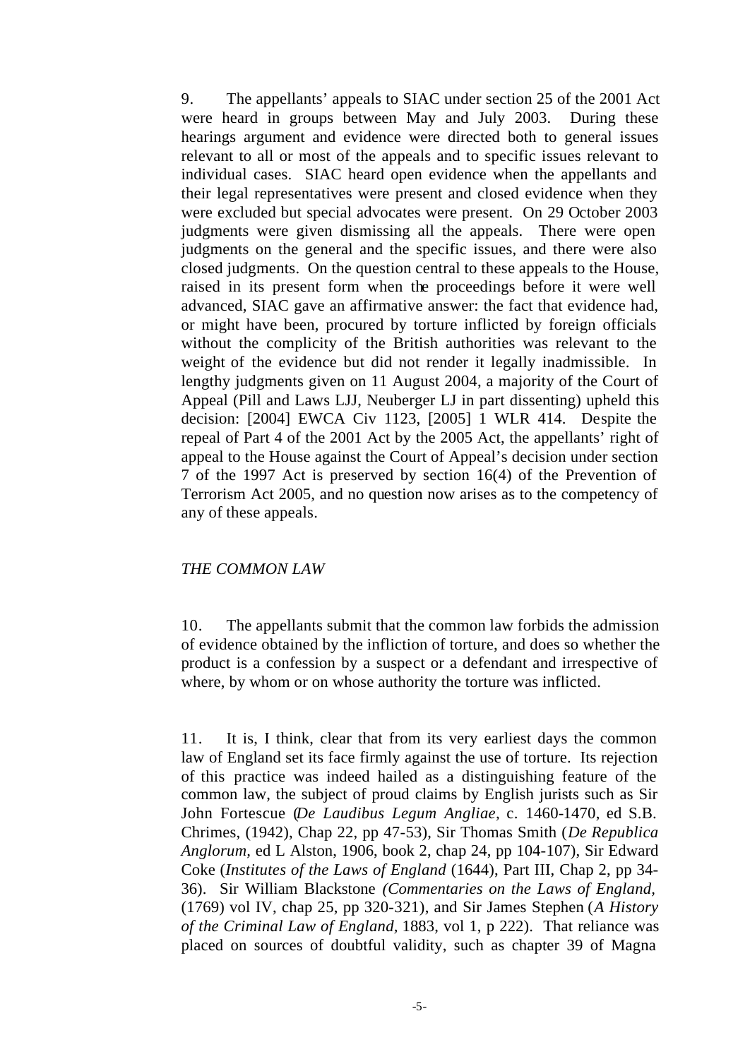9. The appellants' appeals to SIAC under section 25 of the 2001 Act were heard in groups between May and July 2003. During these hearings argument and evidence were directed both to general issues relevant to all or most of the appeals and to specific issues relevant to individual cases. SIAC heard open evidence when the appellants and their legal representatives were present and closed evidence when they were excluded but special advocates were present. On 29 October 2003 judgments were given dismissing all the appeals. There were open judgments on the general and the specific issues, and there were also closed judgments. On the question central to these appeals to the House, raised in its present form when the proceedings before it were well advanced, SIAC gave an affirmative answer: the fact that evidence had, or might have been, procured by torture inflicted by foreign officials without the complicity of the British authorities was relevant to the weight of the evidence but did not render it legally inadmissible. In lengthy judgments given on 11 August 2004, a majority of the Court of Appeal (Pill and Laws LJJ, Neuberger LJ in part dissenting) upheld this decision: [2004] EWCA Civ 1123, [2005] 1 WLR 414. Despite the repeal of Part 4 of the 2001 Act by the 2005 Act, the appellants' right of appeal to the House against the Court of Appeal's decision under section 7 of the 1997 Act is preserved by section 16(4) of the Prevention of Terrorism Act 2005, and no question now arises as to the competency of any of these appeals.

*THE COMMON LAW*

10. The appellants submit that the common law forbids the admission of evidence obtained by the infliction of torture, and does so whether the product is a confession by a suspect or a defendant and irrespective of where, by whom or on whose authority the torture was inflicted.

11. It is, I think, clear that from its very earliest days the common law of England set its face firmly against the use of torture. Its rejection of this practice was indeed hailed as a distinguishing feature of the common law, the subject of proud claims by English jurists such as Sir John Fortescue (*De Laudibus Legum Angliae*, c. 1460-1470, ed S.B. Chrimes, (1942), Chap 22, pp 47-53), Sir Thomas Smith (*De Republica Anglorum*, ed L Alston, 1906, book 2, chap 24, pp 104-107), Sir Edward Coke (*Institutes of the Laws of England* (1644), Part III, Chap 2, pp 34-36). Sir William Blackstone *(Commentaries on the Laws of England*, (1769) vol IV, chap 25, pp 320-321), and Sir James Stephen (*A History of the Criminal Law of England*, 1883, vol 1, p 222). That reliance was placed on sources of doubtful validity, such as chapter 39 of Magna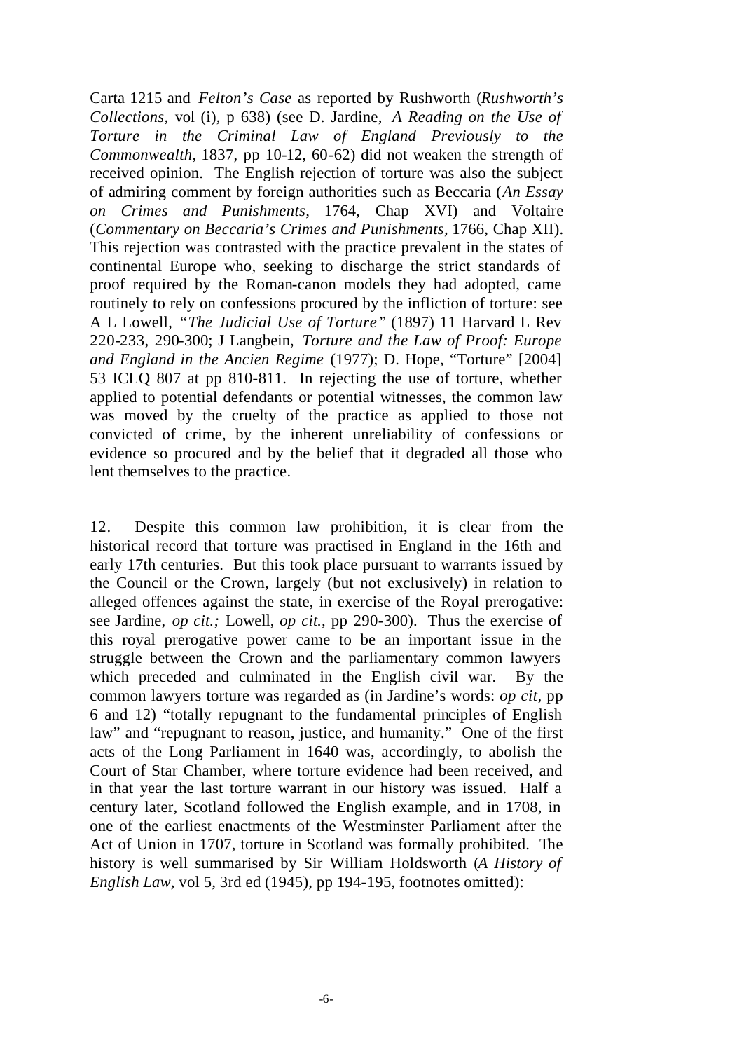Carta 1215 and *Felton's Case* as reported by Rushworth (*Rushworth's Collections*, vol (i), p 638) (see D. Jardine, *A Reading on the Use of Torture in the Criminal Law of England Previously to the Commonwealth*, 1837, pp 10-12, 60-62) did not weaken the strength of received opinion. The English rejection of torture was also the subject of admiring comment by foreign authorities such as Beccaria (*An Essay on Crimes and Punishments*, 1764, Chap XVI) and Voltaire (*Commentary on Beccaria's Crimes and Punishments*, 1766, Chap XII). This rejection was contrasted with the practice prevalent in the states of continental Europe who, seeking to discharge the strict standards of proof required by the Roman-canon models they had adopted, came routinely to rely on confessions procured by the infliction of torture: see A L Lowell, *"The Judicial Use of Torture"* (1897) 11 Harvard L Rev 220-233, 290-300; J Langbein, *Torture and the Law of Proof: Europe and England in the Ancien Regime* (1977); D. Hope, "Torture" [2004] 53 ICLQ 807 at pp 810-811. In rejecting the use of torture, whether applied to potential defendants or potential witnesses, the common law was moved by the cruelty of the practice as applied to those not convicted of crime, by the inherent unreliability of confessions or evidence so procured and by the belief that it degraded all those who lent themselves to the practice.

12. Despite this common law prohibition, it is clear from the historical record that torture was practised in England in the 16th and early 17th centuries. But this took place pursuant to warrants issued by the Council or the Crown, largely (but not exclusively) in relation to alleged offences against the state, in exercise of the Royal prerogative: see Jardine, *op cit.;* Lowell, *op cit.*, pp 290-300). Thus the exercise of this royal prerogative power came to be an important issue in the struggle between the Crown and the parliamentary common lawyers which preceded and culminated in the English civil war. By the common lawyers torture was regarded as (in Jardine's words: *op cit*, pp 6 and 12) "totally repugnant to the fundamental principles of English law" and "repugnant to reason, justice, and humanity." One of the first acts of the Long Parliament in 1640 was, accordingly, to abolish the Court of Star Chamber, where torture evidence had been received, and in that year the last torture warrant in our history was issued. Half a century later, Scotland followed the English example, and in 1708, in one of the earliest enactments of the Westminster Parliament after the Act of Union in 1707, torture in Scotland was formally prohibited. The history is well summarised by Sir William Holdsworth (*A History of English Law*, vol 5, 3rd ed (1945), pp 194-195, footnotes omitted):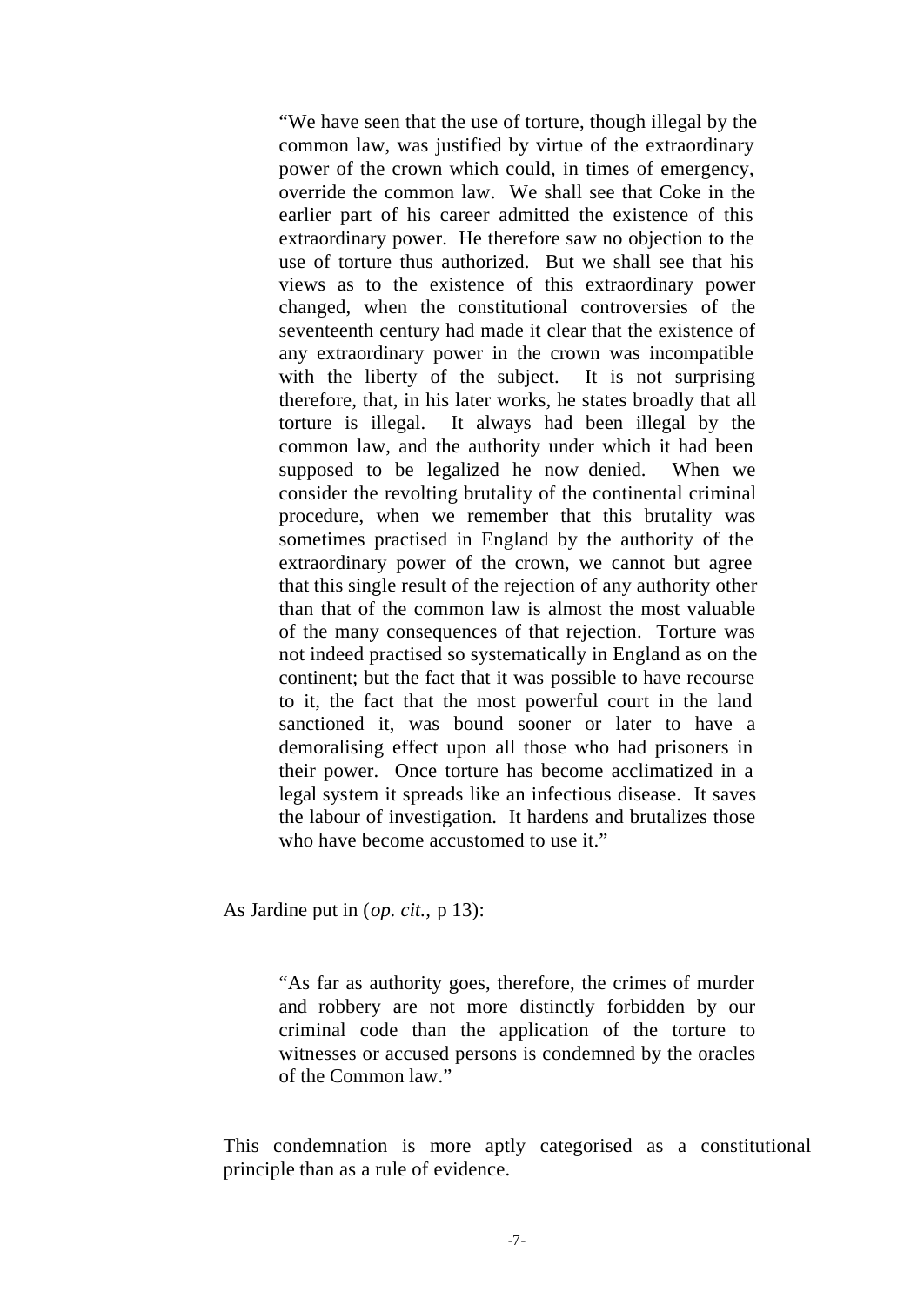> "We have seen that the use of torture, though illegal by the common law, was justified by virtue of the extraordinary power of the crown which could, in times of emergency, override the common law. We shall see that Coke in the earlier part of his career admitted the existence of this extraordinary power. He therefore saw no objection to the use of torture thus authorized. But we shall see that his views as to the existence of this extraordinary power changed, when the constitutional controversies of the seventeenth century had made it clear that the existence of any extraordinary power in the crown was incompatible with the liberty of the subject. It is not surprising therefore, that, in his later works, he states broadly that all torture is illegal. It always had been illegal by the common law, and the authority under which it had been supposed to be legalized he now denied. When we consider the revolting brutality of the continental criminal procedure, when we remember that this brutality was sometimes practised in England by the authority of the extraordinary power of the crown, we cannot but agree that this single result of the rejection of any authority other than that of the common law is almost the most valuable of the many consequences of that rejection. Torture was not indeed practised so systematically in England as on the continent; but the fact that it was possible to have recourse to it, the fact that the most powerful court in the land sanctioned it, was bound sooner or later to have a demoralising effect upon all those who had prisoners in their power. Once torture has become acclimatized in a legal system it spreads like an infectious disease. It saves the labour of investigation. It hardens and brutalizes those who have become accustomed to use it."

As Jardine put in (*op. cit.*, p 13):

> "As far as authority goes, therefore, the crimes of murder and robbery are not more distinctly forbidden by our criminal code than the application of the torture to witnesses or accused persons is condemned by the oracles of the Common law."

This condemnation is more aptly categorised as a constitutional principle than as a rule of evidence.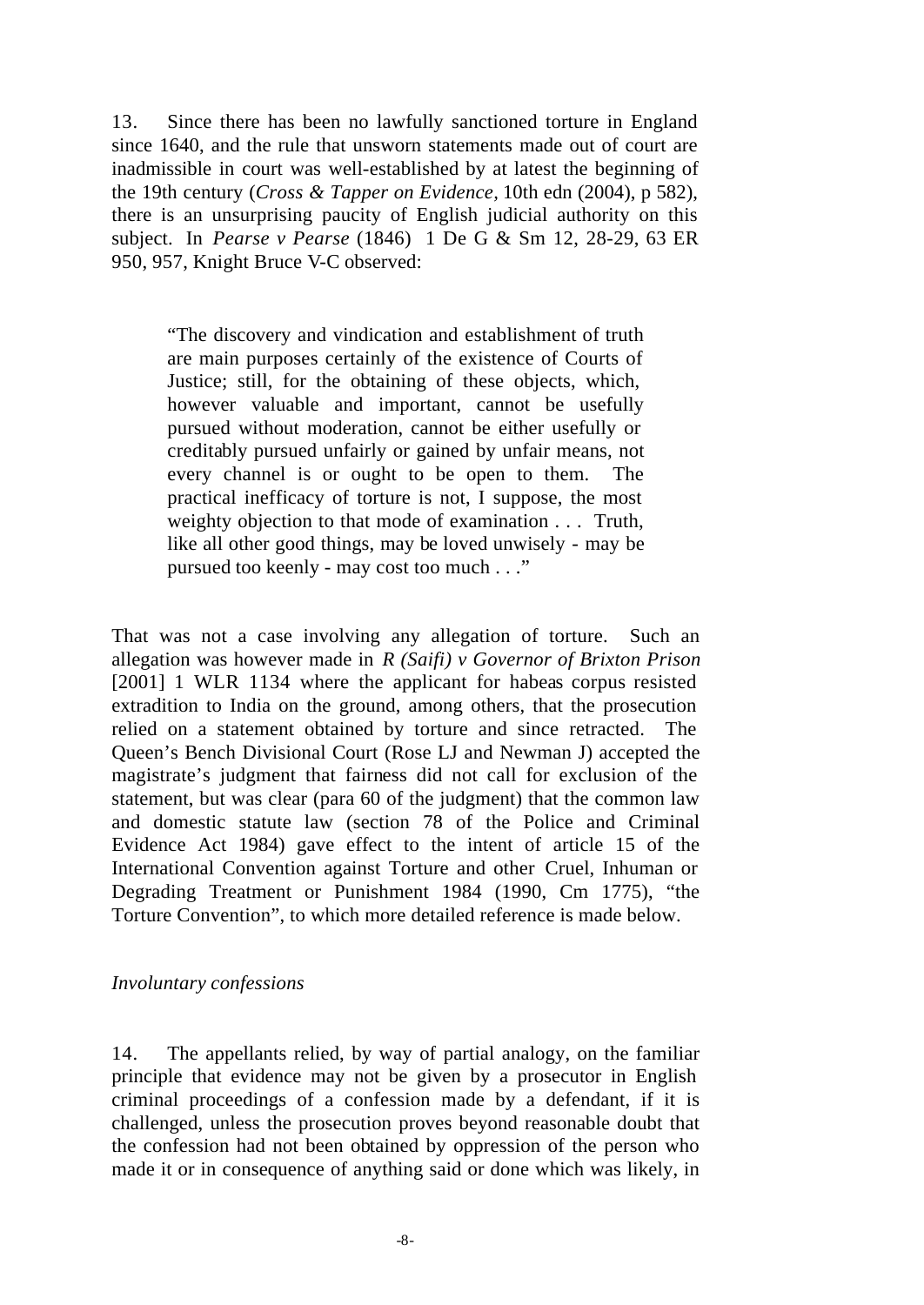13. Since there has been no lawfully sanctioned torture in England since 1640, and the rule that unsworn statements made out of court are inadmissible in court was well-established by at latest the beginning of the 19th century (*Cross & Tapper on Evidence*, 10th edn (2004), p 582), there is an unsurprising paucity of English judicial authority on this subject. In *Pearse v Pearse* (1846) 1 De G & Sm 12, 28-29, 63 ER 950, 957, Knight Bruce V-C observed:

> "The discovery and vindication and establishment of truth are main purposes certainly of the existence of Courts of Justice; still, for the obtaining of these objects, which, however valuable and important, cannot be usefully pursued without moderation, cannot be either usefully or creditably pursued unfairly or gained by unfair means, not every channel is or ought to be open to them. The practical inefficacy of torture is not, I suppose, the most weighty objection to that mode of examination . . . Truth, like all other good things, may be loved unwisely - may be pursued too keenly - may cost too much . . ."

That was not a case involving any allegation of torture. Such an allegation was however made in *R (Saifi) v Governor of Brixton Prison* [2001] 1 WLR 1134 where the applicant for habeas corpus resisted extradition to India on the ground, among others, that the prosecution relied on a statement obtained by torture and since retracted. The Queen's Bench Divisional Court (Rose LJ and Newman J) accepted the magistrate's judgment that fairness did not call for exclusion of the statement, but was clear (para 60 of the judgment) that the common law and domestic statute law (section 78 of the Police and Criminal Evidence Act 1984) gave effect to the intent of article 15 of the International Convention against Torture and other Cruel, Inhuman or Degrading Treatment or Punishment 1984 (1990, Cm 1775), "the Torture Convention", to which more detailed reference is made below.

*Involuntary confessions*

14. The appellants relied, by way of partial analogy, on the familiar principle that evidence may not be given by a prosecutor in English criminal proceedings of a confession made by a defendant, if it is challenged, unless the prosecution proves beyond reasonable doubt that the confession had not been obtained by oppression of the person who made it or in consequence of anything said or done which was likely, in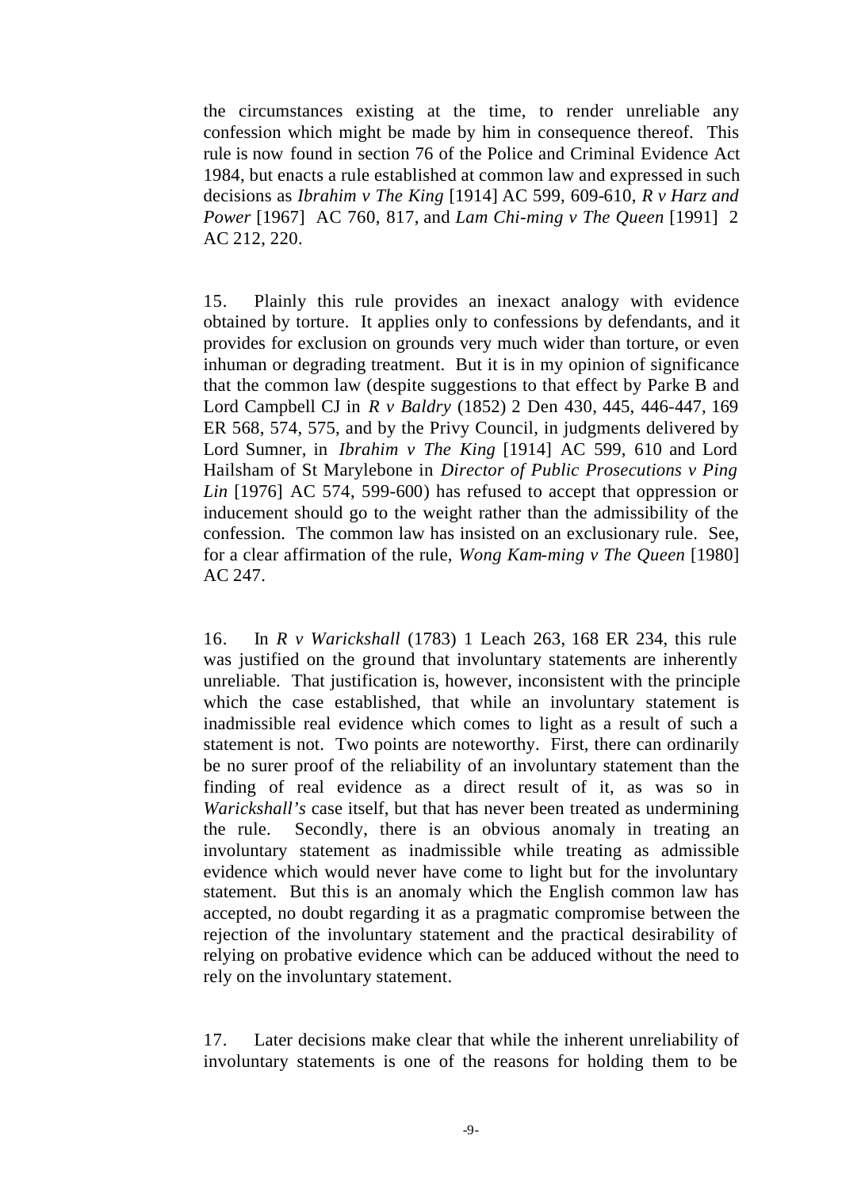the circumstances existing at the time, to render unreliable any confession which might be made by him in consequence thereof. This rule is now found in section 76 of the Police and Criminal Evidence Act 1984, but enacts a rule established at common law and expressed in such decisions as *Ibrahim v The King* [1914] AC 599, 609-610, *R v Harz and Power* [1967] AC 760, 817, and *Lam Chi-ming v The Queen* [1991] 2 AC 212, 220.

15. Plainly this rule provides an inexact analogy with evidence obtained by torture. It applies only to confessions by defendants, and it provides for exclusion on grounds very much wider than torture, or even inhuman or degrading treatment. But it is in my opinion of significance that the common law (despite suggestions to that effect by Parke B and Lord Campbell CJ in *R v Baldry* (1852) 2 Den 430, 445, 446-447, 169 ER 568, 574, 575, and by the Privy Council, in judgments delivered by Lord Sumner, in *Ibrahim v The King* [1914] AC 599, 610 and Lord Hailsham of St Marylebone in *Director of Public Prosecutions v Ping Lin* [1976] AC 574, 599-600) has refused to accept that oppression or inducement should go to the weight rather than the admissibility of the confession. The common law has insisted on an exclusionary rule. See, for a clear affirmation of the rule, *Wong Kam-ming v The Queen* [1980] AC 247.

16. In *R v Warickshall* (1783) 1 Leach 263, 168 ER 234, this rule was justified on the ground that involuntary statements are inherently unreliable. That justification is, however, inconsistent with the principle which the case established, that while an involuntary statement is inadmissible real evidence which comes to light as a result of such a statement is not. Two points are noteworthy. First, there can ordinarily be no surer proof of the reliability of an involuntary statement than the finding of real evidence as a direct result of it, as was so in *Warickshall's* case itself, but that has never been treated as undermining the rule. Secondly, there is an obvious anomaly in treating an involuntary statement as inadmissible while treating as admissible evidence which would never have come to light but for the involuntary statement. But this is an anomaly which the English common law has accepted, no doubt regarding it as a pragmatic compromise between the rejection of the involuntary statement and the practical desirability of relying on probative evidence which can be adduced without the need to rely on the involuntary statement.

17. Later decisions make clear that while the inherent unreliability of involuntary statements is one of the reasons for holding them to be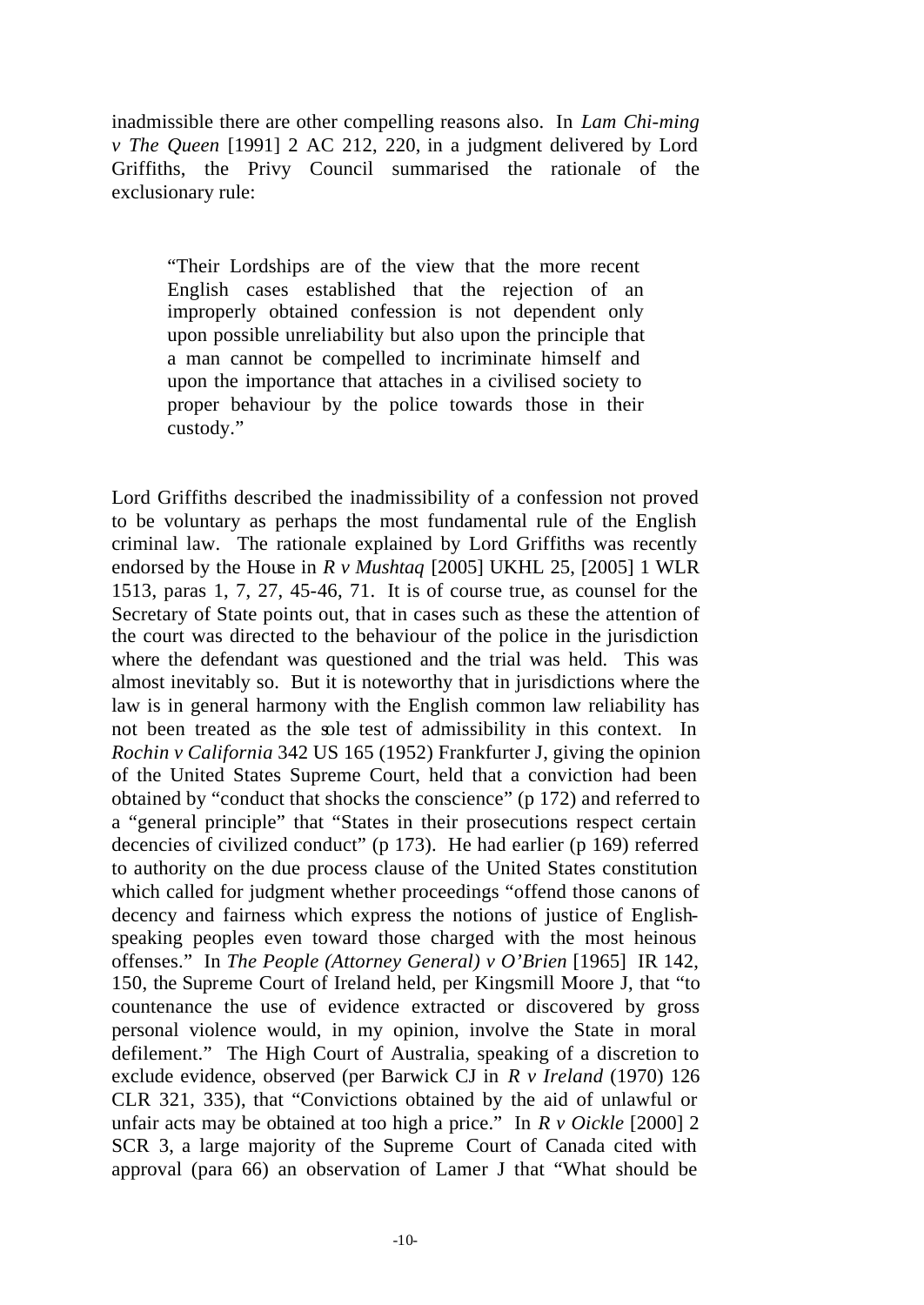inadmissible there are other compelling reasons also. In *Lam Chi-ming v The Queen* [1991] 2 AC 212, 220, in a judgment delivered by Lord Griffiths, the Privy Council summarised the rationale of the exclusionary rule:

> "Their Lordships are of the view that the more recent English cases established that the rejection of an improperly obtained confession is not dependent only upon possible unreliability but also upon the principle that a man cannot be compelled to incriminate himself and upon the importance that attaches in a civilised society to proper behaviour by the police towards those in their custody."

Lord Griffiths described the inadmissibility of a confession not proved to be voluntary as perhaps the most fundamental rule of the English criminal law. The rationale explained by Lord Griffiths was recently endorsed by the House in *R v Mushtaq* [2005] UKHL 25, [2005] 1 WLR 1513, paras 1, 7, 27, 45-46, 71. It is of course true, as counsel for the Secretary of State points out, that in cases such as these the attention of the court was directed to the behaviour of the police in the jurisdiction where the defendant was questioned and the trial was held. This was almost inevitably so. But it is noteworthy that in jurisdictions where the law is in general harmony with the English common law reliability has not been treated as the sole test of admissibility in this context. In *Rochin v California* 342 US 165 (1952) Frankfurter J, giving the opinion of the United States Supreme Court, held that a conviction had been obtained by "conduct that shocks the conscience" (p 172) and referred to a "general principle" that "States in their prosecutions respect certain decencies of civilized conduct" (p 173). He had earlier (p 169) referred to authority on the due process clause of the United States constitution which called for judgment whether proceedings "offend those canons of decency and fairness which express the notions of justice of English-speaking peoples even toward those charged with the most heinous offenses." In *The People (Attorney General) v O'Brien* [1965] IR 142, 150, the Supreme Court of Ireland held, per Kingsmill Moore J, that "to countenance the use of evidence extracted or discovered by gross personal violence would, in my opinion, involve the State in moral defilement." The High Court of Australia, speaking of a discretion to exclude evidence, observed (per Barwick CJ in *R v Ireland* (1970) 126 CLR 321, 335), that "Convictions obtained by the aid of unlawful or unfair acts may be obtained at too high a price." In *R v Oickle* [2000] 2 SCR 3, a large majority of the Supreme Court of Canada cited with approval (para 66) an observation of Lamer J that "What should be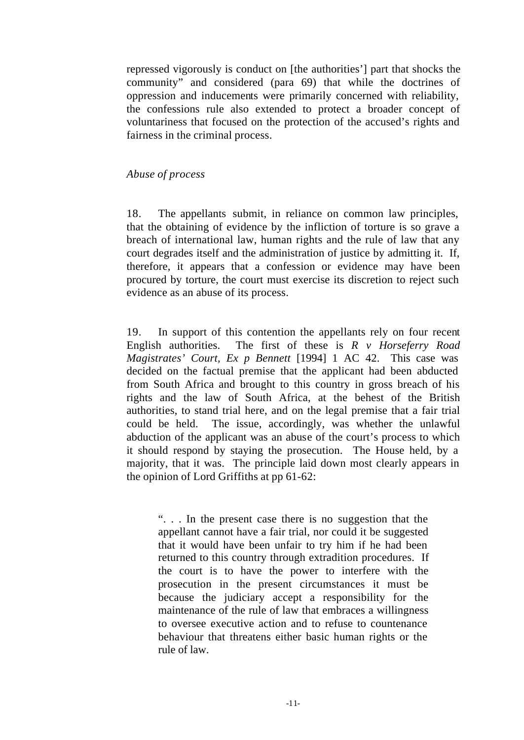repressed vigorously is conduct on [the authorities'] part that shocks the community" and considered (para 69) that while the doctrines of oppression and inducements were primarily concerned with reliability, the confessions rule also extended to protect a broader concept of voluntariness that focused on the protection of the accused's rights and fairness in the criminal process.

*Abuse of process*

18. The appellants submit, in reliance on common law principles, that the obtaining of evidence by the infliction of torture is so grave a breach of international law, human rights and the rule of law that any court degrades itself and the administration of justice by admitting it. If, therefore, it appears that a confession or evidence may have been procured by torture, the court must exercise its discretion to reject such evidence as an abuse of its process.

19. In support of this contention the appellants rely on four recent English authorities. The first of these is *R v Horseferry Road Magistrates' Court, Ex p Bennett* [1994] 1 AC 42. This case was decided on the factual premise that the applicant had been abducted from South Africa and brought to this country in gross breach of his rights and the law of South Africa, at the behest of the British authorities, to stand trial here, and on the legal premise that a fair trial could be held. The issue, accordingly, was whether the unlawful abduction of the applicant was an abuse of the court's process to which it should respond by staying the prosecution. The House held, by a majority, that it was. The principle laid down most clearly appears in the opinion of Lord Griffiths at pp 61-62:

> ". . . In the present case there is no suggestion that the appellant cannot have a fair trial, nor could it be suggested that it would have been unfair to try him if he had been returned to this country through extradition procedures. If the court is to have the power to interfere with the prosecution in the present circumstances it must be because the judiciary accept a responsibility for the maintenance of the rule of law that embraces a willingness to oversee executive action and to refuse to countenance behaviour that threatens either basic human rights or the rule of law.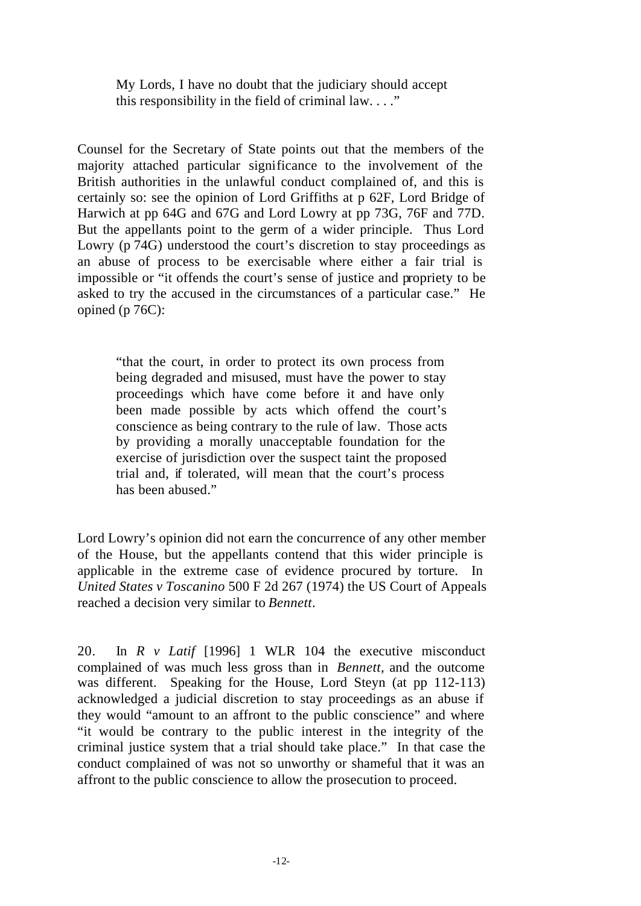> My Lords, I have no doubt that the judiciary should accept this responsibility in the field of criminal law. . . ."

Counsel for the Secretary of State points out that the members of the majority attached particular significance to the involvement of the British authorities in the unlawful conduct complained of, and this is certainly so: see the opinion of Lord Griffiths at p 62F, Lord Bridge of Harwich at pp 64G and 67G and Lord Lowry at pp 73G, 76F and 77D. But the appellants point to the germ of a wider principle. Thus Lord Lowry (p 74G) understood the court's discretion to stay proceedings as an abuse of process to be exercisable where either a fair trial is impossible or "it offends the court's sense of justice and propriety to be asked to try the accused in the circumstances of a particular case." He opined (p 76C):

> "that the court, in order to protect its own process from being degraded and misused, must have the power to stay proceedings which have come before it and have only been made possible by acts which offend the court's conscience as being contrary to the rule of law. Those acts by providing a morally unacceptable foundation for the exercise of jurisdiction over the suspect taint the proposed trial and, if tolerated, will mean that the court's process has been abused."

Lord Lowry's opinion did not earn the concurrence of any other member of the House, but the appellants contend that this wider principle is applicable in the extreme case of evidence procured by torture. In *United States v Toscanino* 500 F 2d 267 (1974) the US Court of Appeals reached a decision very similar to *Bennett*.

20. In *R v Latif* [1996] 1 WLR 104 the executive misconduct complained of was much less gross than in *Bennett*, and the outcome was different. Speaking for the House, Lord Steyn (at pp 112-113) acknowledged a judicial discretion to stay proceedings as an abuse if they would "amount to an affront to the public conscience" and where "it would be contrary to the public interest in the integrity of the criminal justice system that a trial should take place." In that case the conduct complained of was not so unworthy or shameful that it was an affront to the public conscience to allow the prosecution to proceed.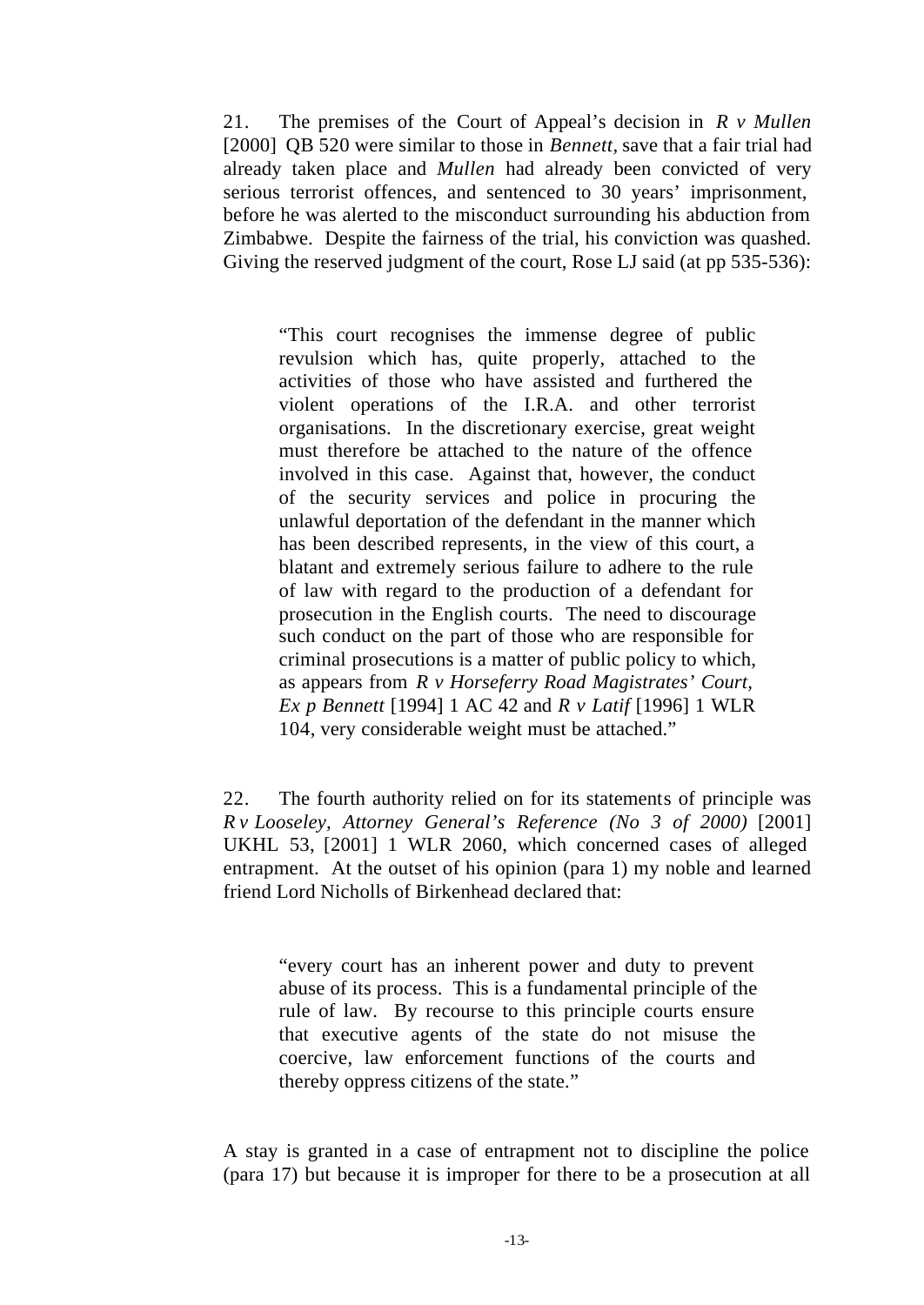21. The premises of the Court of Appeal's decision in *R v Mullen* [2000] QB 520 were similar to those in *Bennett*, save that a fair trial had already taken place and *Mullen* had already been convicted of very serious terrorist offences, and sentenced to 30 years' imprisonment, before he was alerted to the misconduct surrounding his abduction from Zimbabwe. Despite the fairness of the trial, his conviction was quashed. Giving the reserved judgment of the court, Rose LJ said (at pp 535-536):

> "This court recognises the immense degree of public revulsion which has, quite properly, attached to the activities of those who have assisted and furthered the violent operations of the I.R.A. and other terrorist organisations. In the discretionary exercise, great weight must therefore be attached to the nature of the offence involved in this case. Against that, however, the conduct of the security services and police in procuring the unlawful deportation of the defendant in the manner which has been described represents, in the view of this court, a blatant and extremely serious failure to adhere to the rule of law with regard to the production of a defendant for prosecution in the English courts. The need to discourage such conduct on the part of those who are responsible for criminal prosecutions is a matter of public policy to which, as appears from *R v Horseferry Road Magistrates' Court, Ex p Bennett* [1994] 1 AC 42 and *R v Latif* [1996] 1 WLR 104, very considerable weight must be attached."

22. The fourth authority relied on for its statements of principle was *R v Looseley, Attorney General's Reference (No 3 of 2000)* [2001] UKHL 53, [2001] 1 WLR 2060, which concerned cases of alleged entrapment. At the outset of his opinion (para 1) my noble and learned friend Lord Nicholls of Birkenhead declared that:

> "every court has an inherent power and duty to prevent abuse of its process. This is a fundamental principle of the rule of law. By recourse to this principle courts ensure that executive agents of the state do not misuse the coercive, law enforcement functions of the courts and thereby oppress citizens of the state."

A stay is granted in a case of entrapment not to discipline the police (para 17) but because it is improper for there to be a prosecution at all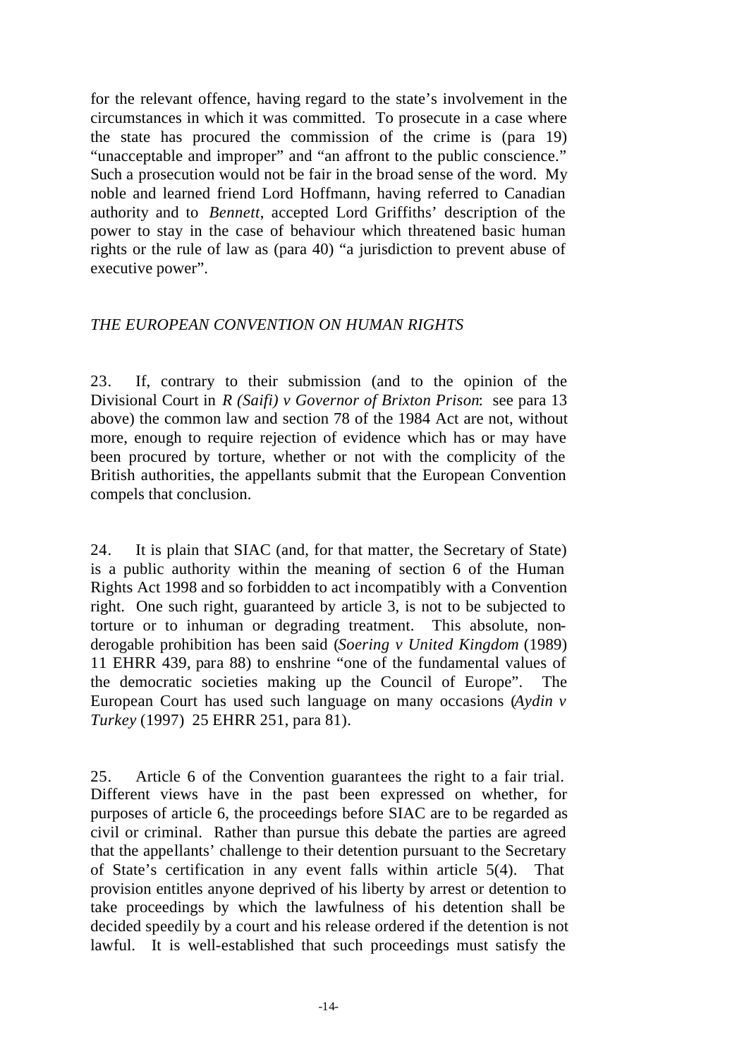for the relevant offence, having regard to the state's involvement in the circumstances in which it was committed. To prosecute in a case where the state has procured the commission of the crime is (para 19) "unacceptable and improper" and "an affront to the public conscience." Such a prosecution would not be fair in the broad sense of the word. My noble and learned friend Lord Hoffmann, having referred to Canadian authority and to *Bennett*, accepted Lord Griffiths' description of the power to stay in the case of behaviour which threatened basic human rights or the rule of law as (para 40) "a jurisdiction to prevent abuse of executive power".

## *THE EUROPEAN CONVENTION ON HUMAN RIGHTS*

23. If, contrary to their submission (and to the opinion of the Divisional Court in *R (Saifi) v Governor of Brixton Prison*: see para 13 above) the common law and section 78 of the 1984 Act are not, without more, enough to require rejection of evidence which has or may have been procured by torture, whether or not with the complicity of the British authorities, the appellants submit that the European Convention compels that conclusion.

24. It is plain that SIAC (and, for that matter, the Secretary of State) is a public authority within the meaning of section 6 of the Human Rights Act 1998 and so forbidden to act incompatibly with a Convention right. One such right, guaranteed by article 3, is not to be subjected to torture or to inhuman or degrading treatment. This absolute, non-derogable prohibition has been said (*Soering v United Kingdom* (1989) 11 EHRR 439, para 88) to enshrine "one of the fundamental values of the democratic societies making up the Council of Europe". The European Court has used such language on many occasions (*Aydin v Turkey* (1997) 25 EHRR 251, para 81).

25. Article 6 of the Convention guarantees the right to a fair trial. Different views have in the past been expressed on whether, for purposes of article 6, the proceedings before SIAC are to be regarded as civil or criminal. Rather than pursue this debate the parties are agreed that the appellants' challenge to their detention pursuant to the Secretary of State's certification in any event falls within article 5(4). That provision entitles anyone deprived of his liberty by arrest or detention to take proceedings by which the lawfulness of his detention shall be decided speedily by a court and his release ordered if the detention is not lawful. It is well-established that such proceedings must satisfy the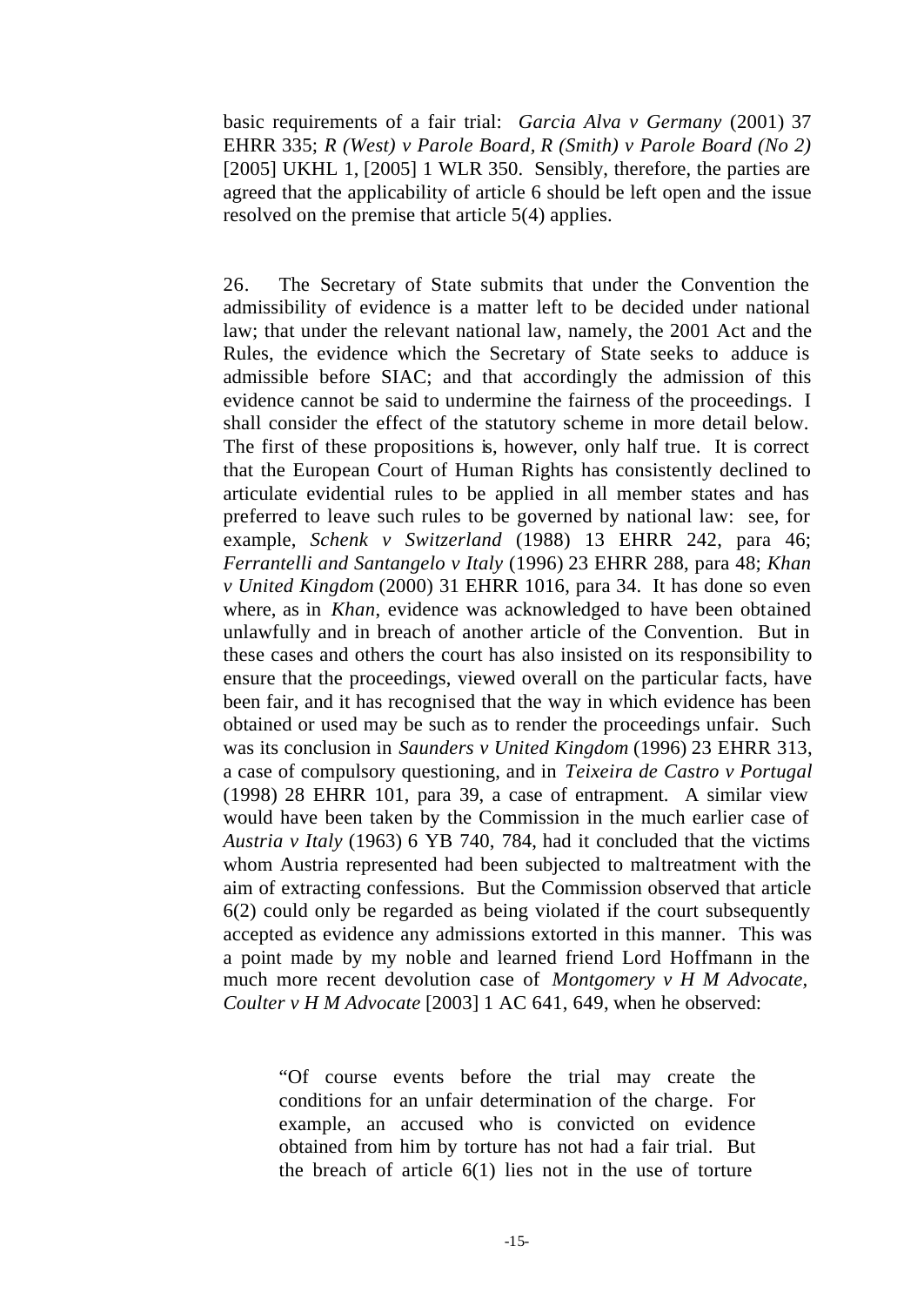basic requirements of a fair trial: *Garcia Alva v Germany* (2001) 37 EHRR 335; *R (West) v Parole Board, R (Smith) v Parole Board (No 2)* [2005] UKHL 1, [2005] 1 WLR 350. Sensibly, therefore, the parties are agreed that the applicability of article 6 should be left open and the issue resolved on the premise that article 5(4) applies.

26. The Secretary of State submits that under the Convention the admissibility of evidence is a matter left to be decided under national law; that under the relevant national law, namely, the 2001 Act and the Rules, the evidence which the Secretary of State seeks to adduce is admissible before SIAC; and that accordingly the admission of this evidence cannot be said to undermine the fairness of the proceedings. I shall consider the effect of the statutory scheme in more detail below. The first of these propositions is, however, only half true. It is correct that the European Court of Human Rights has consistently declined to articulate evidential rules to be applied in all member states and has preferred to leave such rules to be governed by national law: see, for example, *Schenk v Switzerland* (1988) 13 EHRR 242, para 46; *Ferrantelli and Santangelo v Italy* (1996) 23 EHRR 288, para 48; *Khan v United Kingdom* (2000) 31 EHRR 1016, para 34. It has done so even where, as in *Khan*, evidence was acknowledged to have been obtained unlawfully and in breach of another article of the Convention. But in these cases and others the court has also insisted on its responsibility to ensure that the proceedings, viewed overall on the particular facts, have been fair, and it has recognised that the way in which evidence has been obtained or used may be such as to render the proceedings unfair. Such was its conclusion in *Saunders v United Kingdom* (1996) 23 EHRR 313, a case of compulsory questioning, and in *Teixeira de Castro v Portugal* (1998) 28 EHRR 101, para 39, a case of entrapment. A similar view would have been taken by the Commission in the much earlier case of *Austria v Italy* (1963) 6 YB 740, 784, had it concluded that the victims whom Austria represented had been subjected to maltreatment with the aim of extracting confessions. But the Commission observed that article 6(2) could only be regarded as being violated if the court subsequently accepted as evidence any admissions extorted in this manner. This was a point made by my noble and learned friend Lord Hoffmann in the much more recent devolution case of *Montgomery v H M Advocate, Coulter v H M Advocate* [2003] 1 AC 641, 649, when he observed:

> "Of course events before the trial may create the conditions for an unfair determination of the charge. For example, an accused who is convicted on evidence obtained from him by torture has not had a fair trial. But the breach of article 6(1) lies not in the use of torture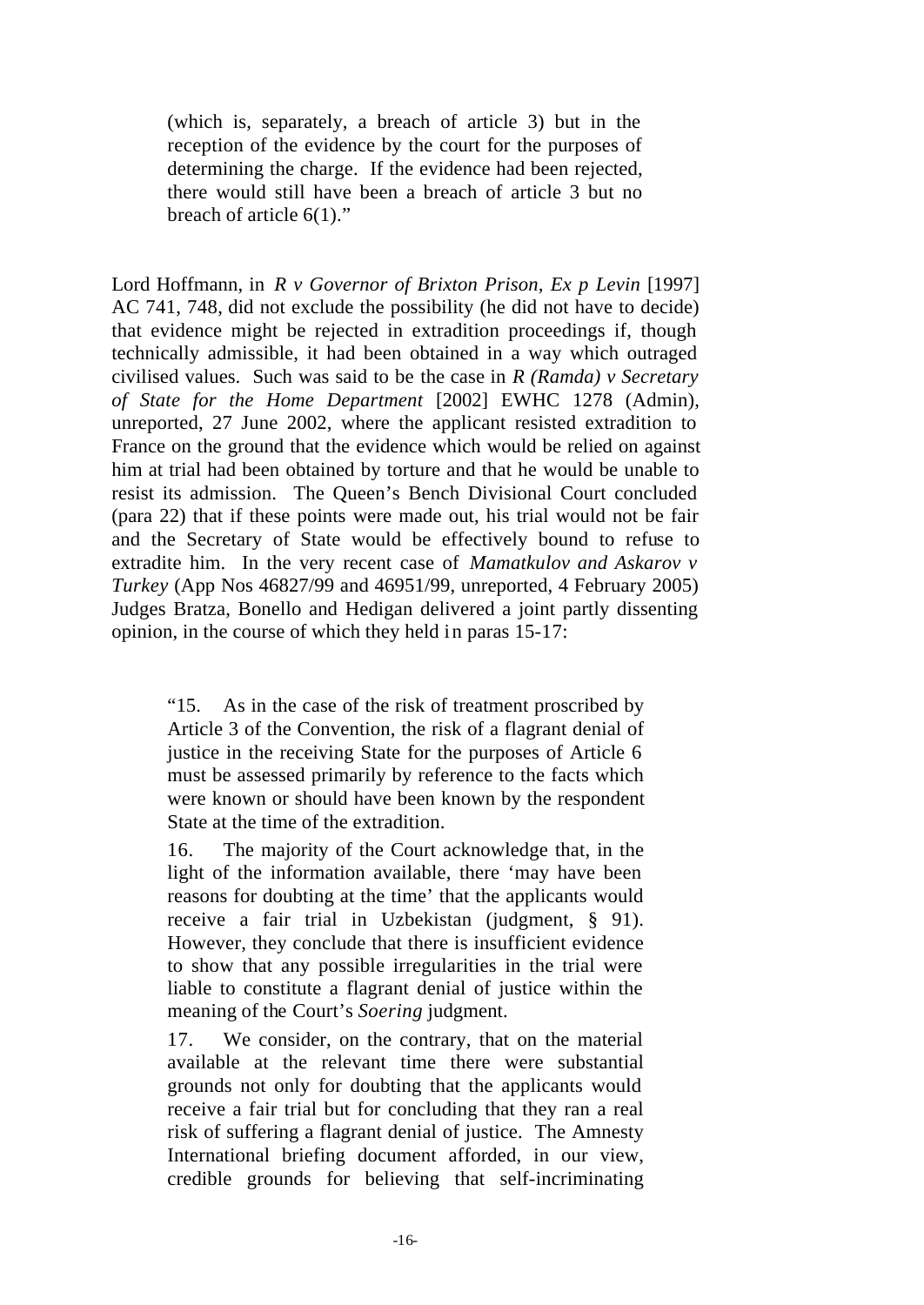> (which is, separately, a breach of article 3) but in the reception of the evidence by the court for the purposes of determining the charge. If the evidence had been rejected, there would still have been a breach of article 3 but no breach of article 6(1)."

Lord Hoffmann, in *R v Governor of Brixton Prison, Ex p Levin* [1997] AC 741, 748, did not exclude the possibility (he did not have to decide) that evidence might be rejected in extradition proceedings if, though technically admissible, it had been obtained in a way which outraged civilised values. Such was said to be the case in *R (Ramda) v Secretary of State for the Home Department* [2002] EWHC 1278 (Admin), unreported, 27 June 2002, where the applicant resisted extradition to France on the ground that the evidence which would be relied on against him at trial had been obtained by torture and that he would be unable to resist its admission. The Queen's Bench Divisional Court concluded (para 22) that if these points were made out, his trial would not be fair and the Secretary of State would be effectively bound to refuse to extradite him. In the very recent case of *Mamatkulov and Askarov v Turkey* (App Nos 46827/99 and 46951/99, unreported, 4 February 2005) Judges Bratza, Bonello and Hedigan delivered a joint partly dissenting opinion, in the course of which they held in paras 15-17:

> "15. As in the case of the risk of treatment proscribed by Article 3 of the Convention, the risk of a flagrant denial of justice in the receiving State for the purposes of Article 6 must be assessed primarily by reference to the facts which were known or should have been known by the respondent State at the time of the extradition.
>
> 16. The majority of the Court acknowledge that, in the light of the information available, there 'may have been reasons for doubting at the time' that the applicants would receive a fair trial in Uzbekistan (judgment, § 91). However, they conclude that there is insufficient evidence to show that any possible irregularities in the trial were liable to constitute a flagrant denial of justice within the meaning of the Court's *Soering* judgment.
>
> 17. We consider, on the contrary, that on the material available at the relevant time there were substantial grounds not only for doubting that the applicants would receive a fair trial but for concluding that they ran a real risk of suffering a flagrant denial of justice. The Amnesty International briefing document afforded, in our view, credible grounds for believing that self-incriminating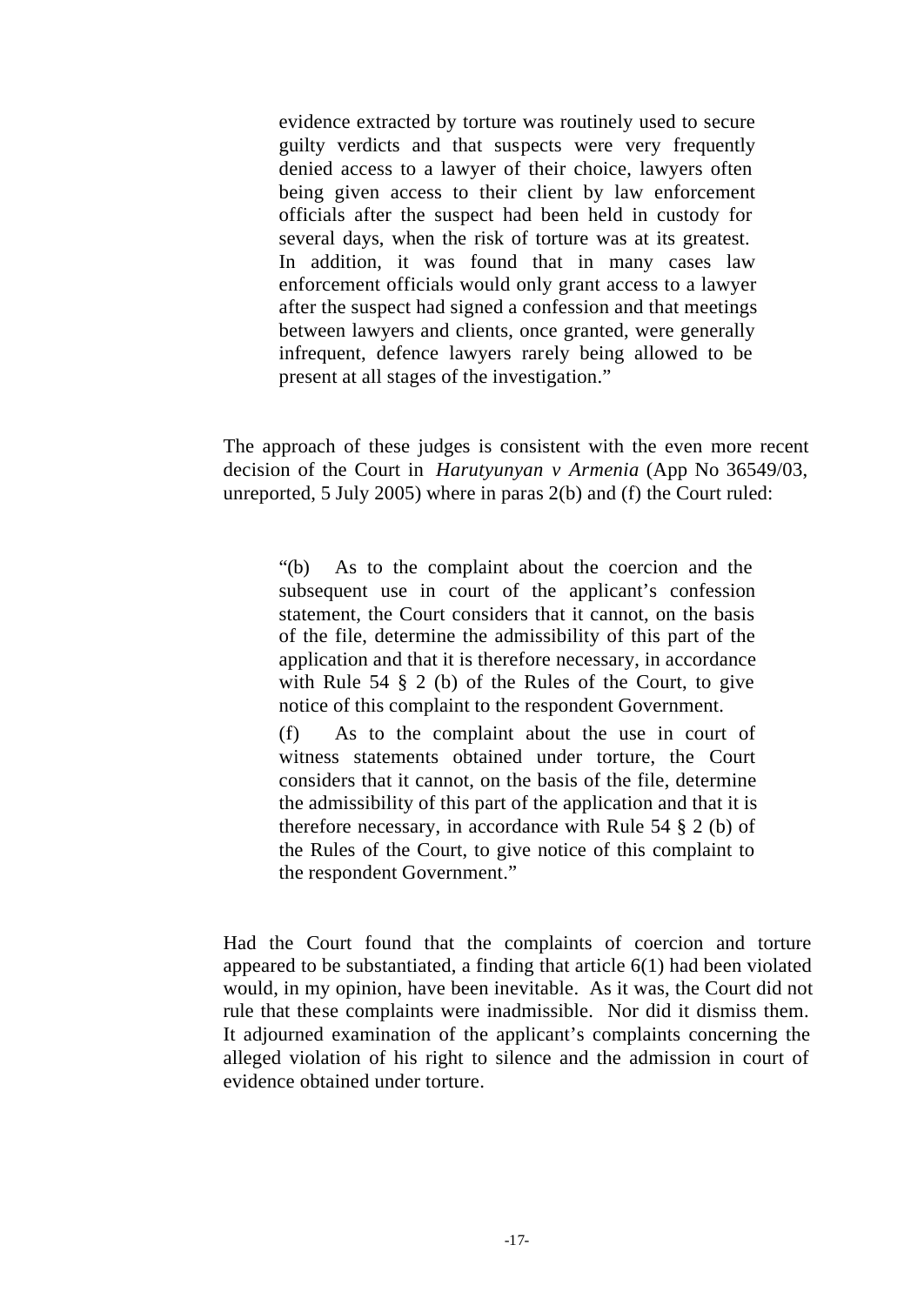> evidence extracted by torture was routinely used to secure guilty verdicts and that suspects were very frequently denied access to a lawyer of their choice, lawyers often being given access to their client by law enforcement officials after the suspect had been held in custody for several days, when the risk of torture was at its greatest. In addition, it was found that in many cases law enforcement officials would only grant access to a lawyer after the suspect had signed a confession and that meetings between lawyers and clients, once granted, were generally infrequent, defence lawyers rarely being allowed to be present at all stages of the investigation."

The approach of these judges is consistent with the even more recent decision of the Court in *Harutyunyan v Armenia* (App No 36549/03, unreported, 5 July 2005) where in paras 2(b) and (f) the Court ruled:

> "(b) As to the complaint about the coercion and the subsequent use in court of the applicant's confession statement, the Court considers that it cannot, on the basis of the file, determine the admissibility of this part of the application and that it is therefore necessary, in accordance with Rule 54 § 2 (b) of the Rules of the Court, to give notice of this complaint to the respondent Government.
>
> (f) As to the complaint about the use in court of witness statements obtained under torture, the Court considers that it cannot, on the basis of the file, determine the admissibility of this part of the application and that it is therefore necessary, in accordance with Rule 54 § 2 (b) of the Rules of the Court, to give notice of this complaint to the respondent Government."

Had the Court found that the complaints of coercion and torture appeared to be substantiated, a finding that article 6(1) had been violated would, in my opinion, have been inevitable. As it was, the Court did not rule that these complaints were inadmissible. Nor did it dismiss them. It adjourned examination of the applicant's complaints concerning the alleged violation of his right to silence and the admission in court of evidence obtained under torture.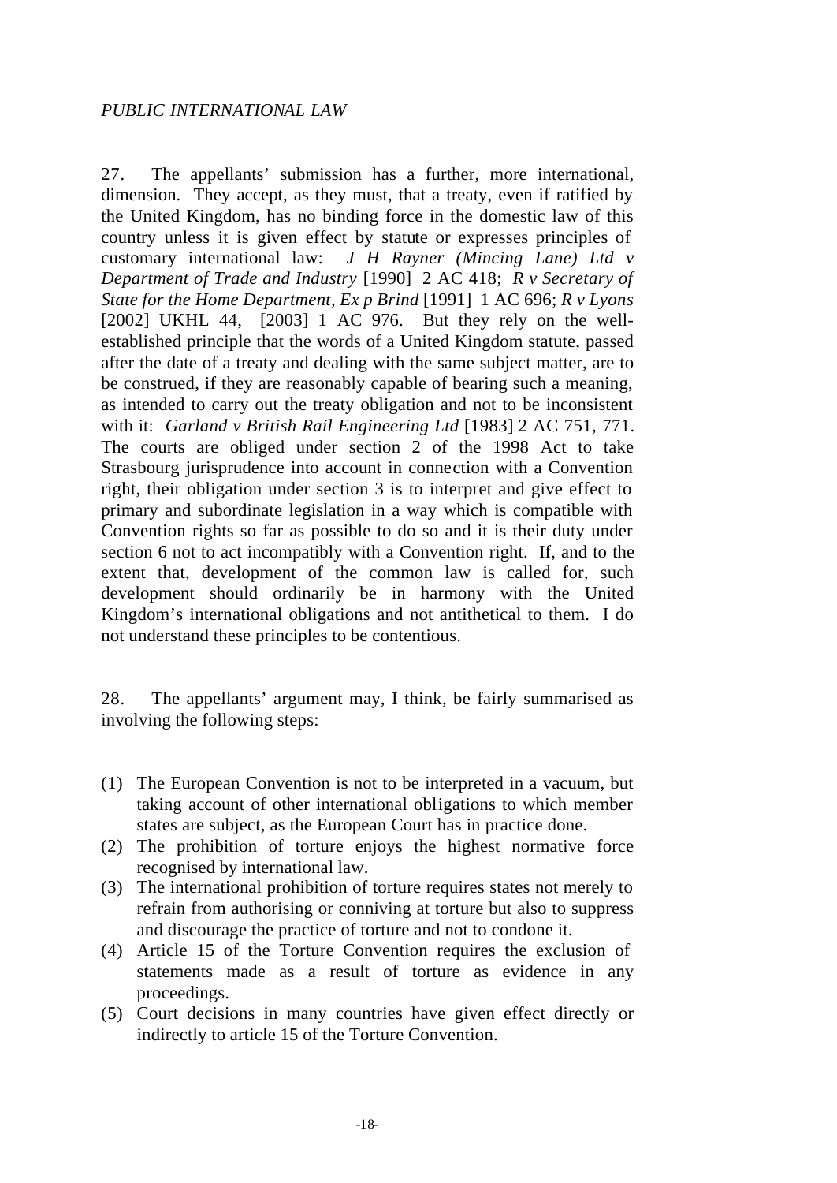*PUBLIC INTERNATIONAL LAW*

27. The appellants' submission has a further, more international, dimension. They accept, as they must, that a treaty, even if ratified by the United Kingdom, has no binding force in the domestic law of this country unless it is given effect by statute or expresses principles of customary international law: *J H Rayner (Mincing Lane) Ltd v Department of Trade and Industry* [1990] 2 AC 418; *R v Secretary of State for the Home Department, Ex p Brind* [1991] 1 AC 696; *R v Lyons* [2002] UKHL 44, [2003] 1 AC 976. But they rely on the well-established principle that the words of a United Kingdom statute, passed after the date of a treaty and dealing with the same subject matter, are to be construed, if they are reasonably capable of bearing such a meaning, as intended to carry out the treaty obligation and not to be inconsistent with it: *Garland v British Rail Engineering Ltd* [1983] 2 AC 751, 771. The courts are obliged under section 2 of the 1998 Act to take Strasbourg jurisprudence into account in connection with a Convention right, their obligation under section 3 is to interpret and give effect to primary and subordinate legislation in a way which is compatible with Convention rights so far as possible to do so and it is their duty under section 6 not to act incompatibly with a Convention right. If, and to the extent that, development of the common law is called for, such development should ordinarily be in harmony with the United Kingdom's international obligations and not antithetical to them. I do not understand these principles to be contentious.

28. The appellants' argument may, I think, be fairly summarised as involving the following steps:

(1) The European Convention is not to be interpreted in a vacuum, but taking account of other international obligations to which member states are subject, as the European Court has in practice done.
(2) The prohibition of torture enjoys the highest normative force recognised by international law.
(3) The international prohibition of torture requires states not merely to refrain from authorising or conniving at torture but also to suppress and discourage the practice of torture and not to condone it.
(4) Article 15 of the Torture Convention requires the exclusion of statements made as a result of torture as evidence in any proceedings.
(5) Court decisions in many countries have given effect directly or indirectly to article 15 of the Torture Convention.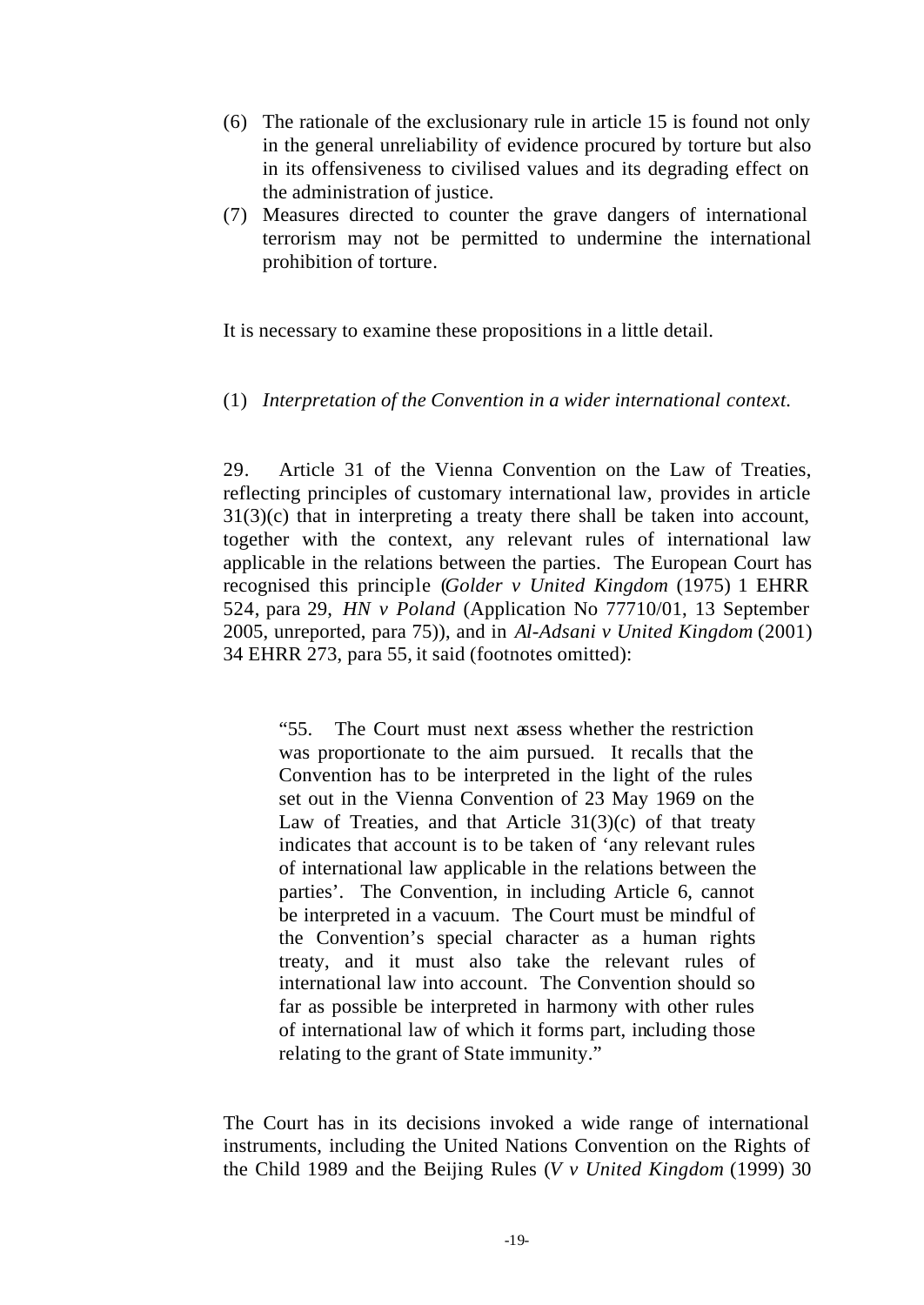(6) The rationale of the exclusionary rule in article 15 is found not only in the general unreliability of evidence procured by torture but also in its offensiveness to civilised values and its degrading effect on the administration of justice.
(7) Measures directed to counter the grave dangers of international terrorism may not be permitted to undermine the international prohibition of torture.

It is necessary to examine these propositions in a little detail.

(1) *Interpretation of the Convention in a wider international context.*

29. Article 31 of the Vienna Convention on the Law of Treaties, reflecting principles of customary international law, provides in article 31(3)(c) that in interpreting a treaty there shall be taken into account, together with the context, any relevant rules of international law applicable in the relations between the parties. The European Court has recognised this principle (*Golder v United Kingdom* (1975) 1 EHRR 524, para 29, *HN v Poland* (Application No 77710/01, 13 September 2005, unreported, para 75)), and in *Al-Adsani v United Kingdom* (2001) 34 EHRR 273, para 55, it said (footnotes omitted):

> "55. The Court must next assess whether the restriction was proportionate to the aim pursued. It recalls that the Convention has to be interpreted in the light of the rules set out in the Vienna Convention of 23 May 1969 on the Law of Treaties, and that Article 31(3)(c) of that treaty indicates that account is to be taken of 'any relevant rules of international law applicable in the relations between the parties'. The Convention, in including Article 6, cannot be interpreted in a vacuum. The Court must be mindful of the Convention's special character as a human rights treaty, and it must also take the relevant rules of international law into account. The Convention should so far as possible be interpreted in harmony with other rules of international law of which it forms part, including those relating to the grant of State immunity."

The Court has in its decisions invoked a wide range of international instruments, including the United Nations Convention on the Rights of the Child 1989 and the Beijing Rules (*V v United Kingdom* (1999) 30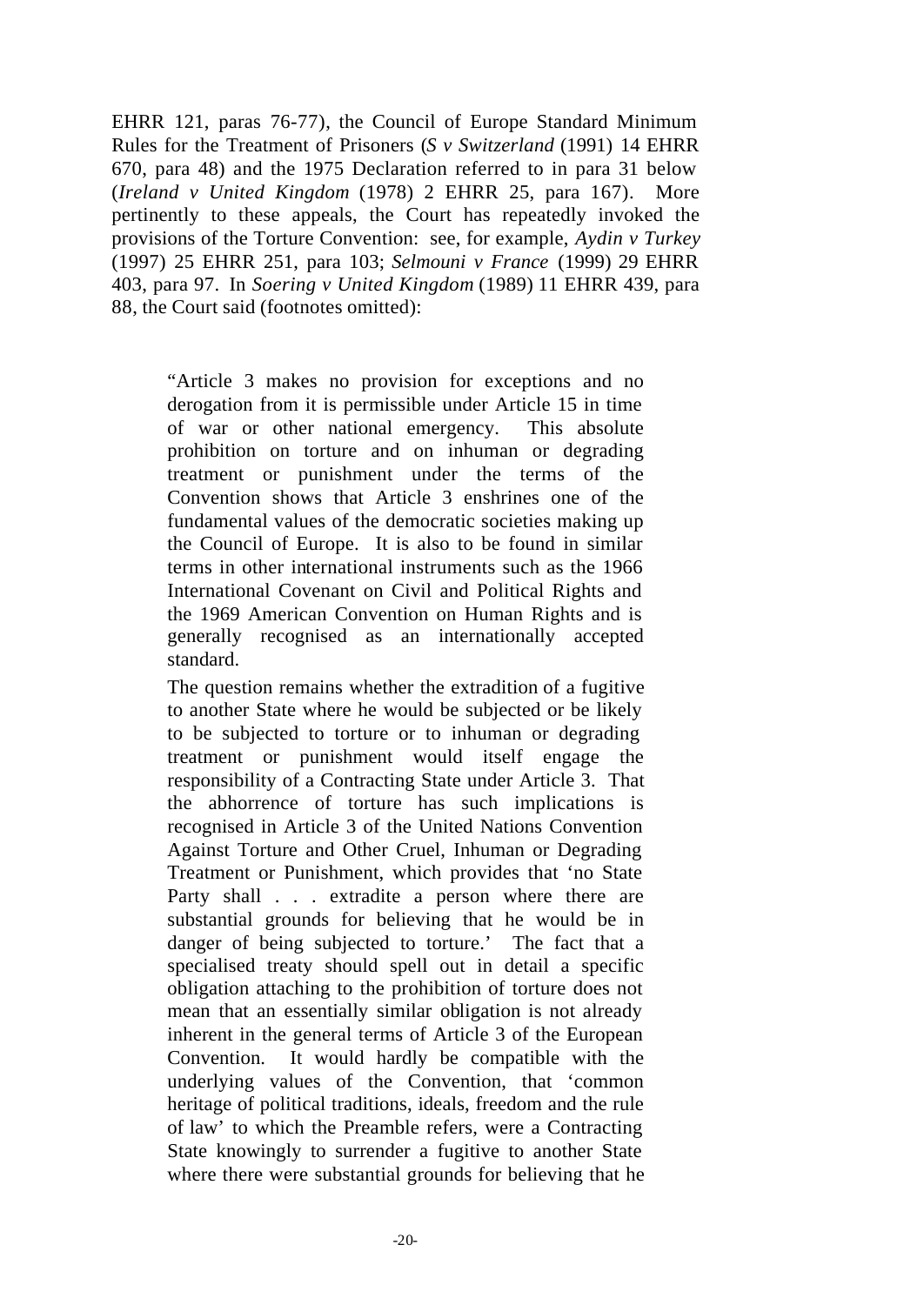EHRR 121, paras 76-77), the Council of Europe Standard Minimum Rules for the Treatment of Prisoners (*S v Switzerland* (1991) 14 EHRR 670, para 48) and the 1975 Declaration referred to in para 31 below (*Ireland v United Kingdom* (1978) 2 EHRR 25, para 167). More pertinently to these appeals, the Court has repeatedly invoked the provisions of the Torture Convention: see, for example, *Aydin v Turkey* (1997) 25 EHRR 251, para 103; *Selmouni v France* (1999) 29 EHRR 403, para 97. In *Soering v United Kingdom* (1989) 11 EHRR 439, para 88, the Court said (footnotes omitted):

> "Article 3 makes no provision for exceptions and no derogation from it is permissible under Article 15 in time of war or other national emergency. This absolute prohibition on torture and on inhuman or degrading treatment or punishment under the terms of the Convention shows that Article 3 enshrines one of the fundamental values of the democratic societies making up the Council of Europe. It is also to be found in similar terms in other international instruments such as the 1966 International Covenant on Civil and Political Rights and the 1969 American Convention on Human Rights and is generally recognised as an internationally accepted standard.
>
> The question remains whether the extradition of a fugitive to another State where he would be subjected or be likely to be subjected to torture or to inhuman or degrading treatment or punishment would itself engage the responsibility of a Contracting State under Article 3. That the abhorrence of torture has such implications is recognised in Article 3 of the United Nations Convention Against Torture and Other Cruel, Inhuman or Degrading Treatment or Punishment, which provides that 'no State Party shall . . . extradite a person where there are substantial grounds for believing that he would be in danger of being subjected to torture.' The fact that a specialised treaty should spell out in detail a specific obligation attaching to the prohibition of torture does not mean that an essentially similar obligation is not already inherent in the general terms of Article 3 of the European Convention. It would hardly be compatible with the underlying values of the Convention, that 'common heritage of political traditions, ideals, freedom and the rule of law' to which the Preamble refers, were a Contracting State knowingly to surrender a fugitive to another State where there were substantial grounds for believing that he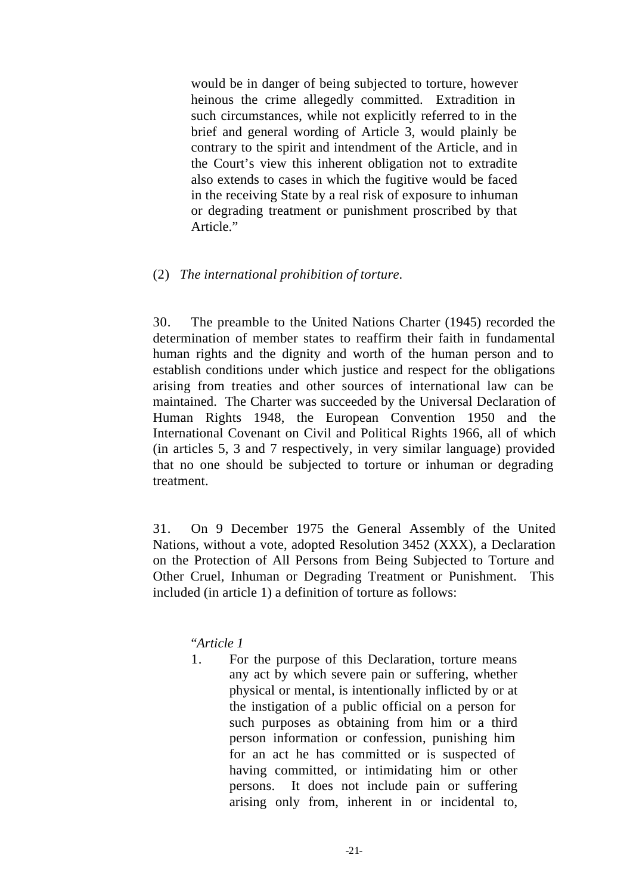> would be in danger of being subjected to torture, however heinous the crime allegedly committed. Extradition in such circumstances, while not explicitly referred to in the brief and general wording of Article 3, would plainly be contrary to the spirit and intendment of the Article, and in the Court's view this inherent obligation not to extradite also extends to cases in which the fugitive would be faced in the receiving State by a real risk of exposure to inhuman or degrading treatment or punishment proscribed by that Article."

(2) *The international prohibition of torture.*

30. The preamble to the United Nations Charter (1945) recorded the determination of member states to reaffirm their faith in fundamental human rights and the dignity and worth of the human person and to establish conditions under which justice and respect for the obligations arising from treaties and other sources of international law can be maintained. The Charter was succeeded by the Universal Declaration of Human Rights 1948, the European Convention 1950 and the International Covenant on Civil and Political Rights 1966, all of which (in articles 5, 3 and 7 respectively, in very similar language) provided that no one should be subjected to torture or inhuman or degrading treatment.

31. On 9 December 1975 the General Assembly of the United Nations, without a vote, adopted Resolution 3452 (XXX), a Declaration on the Protection of All Persons from Being Subjected to Torture and Other Cruel, Inhuman or Degrading Treatment or Punishment. This included (in article 1) a definition of torture as follows:

> "*Article 1*
>
> 1. For the purpose of this Declaration, torture means any act by which severe pain or suffering, whether physical or mental, is intentionally inflicted by or at the instigation of a public official on a person for such purposes as obtaining from him or a third person information or confession, punishing him for an act he has committed or is suspected of having committed, or intimidating him or other persons. It does not include pain or suffering arising only from, inherent in or incidental to,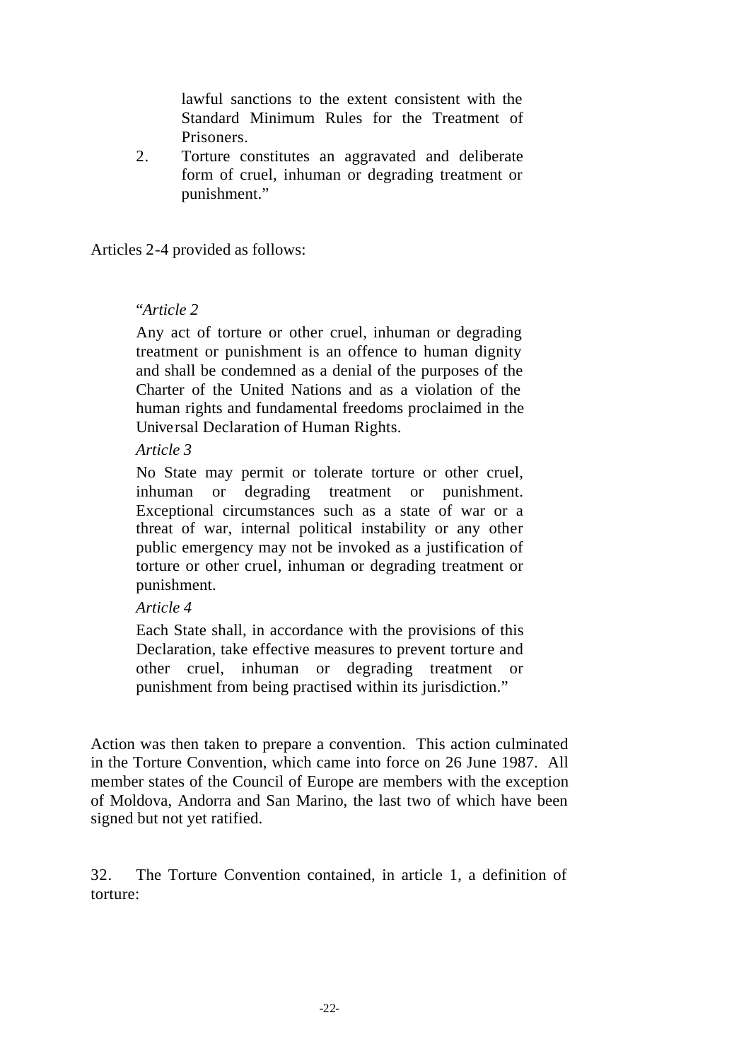> lawful sanctions to the extent consistent with the Standard Minimum Rules for the Treatment of Prisoners.
>
> 2. Torture constitutes an aggravated and deliberate form of cruel, inhuman or degrading treatment or punishment."

Articles 2-4 provided as follows:

> "*Article 2*
>
> Any act of torture or other cruel, inhuman or degrading treatment or punishment is an offence to human dignity and shall be condemned as a denial of the purposes of the Charter of the United Nations and as a violation of the human rights and fundamental freedoms proclaimed in the Universal Declaration of Human Rights.
>
> *Article 3*
>
> No State may permit or tolerate torture or other cruel, inhuman or degrading treatment or punishment. Exceptional circumstances such as a state of war or a threat of war, internal political instability or any other public emergency may not be invoked as a justification of torture or other cruel, inhuman or degrading treatment or punishment.
>
> *Article 4*
>
> Each State shall, in accordance with the provisions of this Declaration, take effective measures to prevent torture and other cruel, inhuman or degrading treatment or punishment from being practised within its jurisdiction."

Action was then taken to prepare a convention. This action culminated in the Torture Convention, which came into force on 26 June 1987. All member states of the Council of Europe are members with the exception of Moldova, Andorra and San Marino, the last two of which have been signed but not yet ratified.

32. The Torture Convention contained, in article 1, a definition of torture: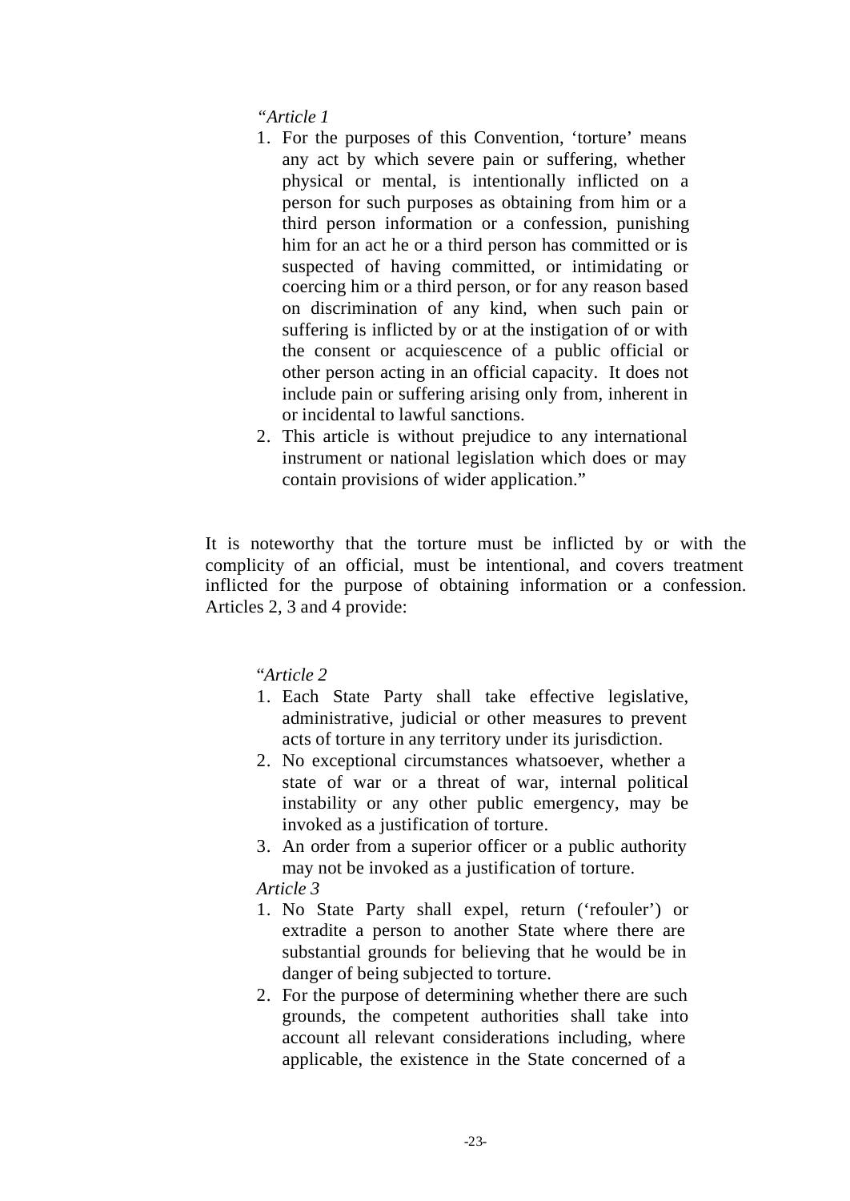> "*Article 1*
>
> 1. For the purposes of this Convention, 'torture' means any act by which severe pain or suffering, whether physical or mental, is intentionally inflicted on a person for such purposes as obtaining from him or a third person information or a confession, punishing him for an act he or a third person has committed or is suspected of having committed, or intimidating or coercing him or a third person, or for any reason based on discrimination of any kind, when such pain or suffering is inflicted by or at the instigation of or with the consent or acquiescence of a public official or other person acting in an official capacity. It does not include pain or suffering arising only from, inherent in or incidental to lawful sanctions.
> 2. This article is without prejudice to any international instrument or national legislation which does or may contain provisions of wider application."

It is noteworthy that the torture must be inflicted by or with the complicity of an official, must be intentional, and covers treatment inflicted for the purpose of obtaining information or a confession. Articles 2, 3 and 4 provide:

> "*Article 2*
>
> 1. Each State Party shall take effective legislative, administrative, judicial or other measures to prevent acts of torture in any territory under its jurisdiction.
> 2. No exceptional circumstances whatsoever, whether a state of war or a threat of war, internal political instability or any other public emergency, may be invoked as a justification of torture.
> 3. An order from a superior officer or a public authority may not be invoked as a justification of torture.
>
> *Article 3*
>
> 1. No State Party shall expel, return ('refouler') or extradite a person to another State where there are substantial grounds for believing that he would be in danger of being subjected to torture.
> 2. For the purpose of determining whether there are such grounds, the competent authorities shall take into account all relevant considerations including, where applicable, the existence in the State concerned of a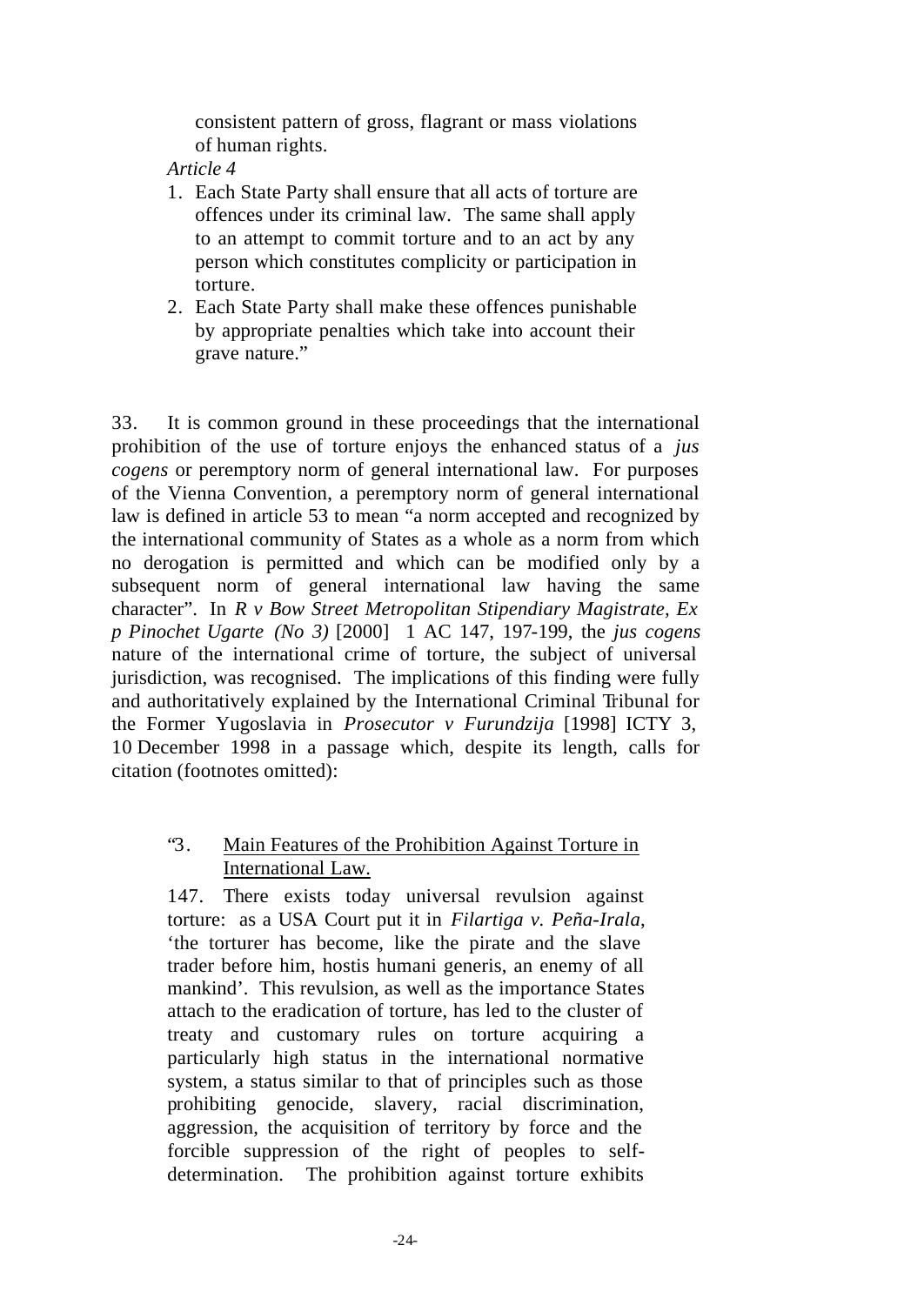consistent pattern of gross, flagrant or mass violations of human rights.

*Article 4*

1. Each State Party shall ensure that all acts of torture are offences under its criminal law. The same shall apply to an attempt to commit torture and to an act by any person which constitutes complicity or participation in torture.
2. Each State Party shall make these offences punishable by appropriate penalties which take into account their grave nature."

33. It is common ground in these proceedings that the international prohibition of the use of torture enjoys the enhanced status of a *jus cogens* or peremptory norm of general international law. For purposes of the Vienna Convention, a peremptory norm of general international law is defined in article 53 to mean "a norm accepted and recognized by the international community of States as a whole as a norm from which no derogation is permitted and which can be modified only by a subsequent norm of general international law having the same character". In *R v Bow Street Metropolitan Stipendiary Magistrate, Ex p Pinochet Ugarte (No 3)* [2000] 1 AC 147, 197-199, the *jus cogens* nature of the international crime of torture, the subject of universal jurisdiction, was recognised. The implications of this finding were fully and authoritatively explained by the International Criminal Tribunal for the Former Yugoslavia in *Prosecutor v Furundzija* [1998] ICTY 3, 10 December 1998 in a passage which, despite its length, calls for citation (footnotes omitted):

"3. <u>Main Features of the Prohibition Against Torture in International Law.</u>

147. There exists today universal revulsion against torture: as a USA Court put it in *Filartiga v. Peña-Irala*, 'the torturer has become, like the pirate and the slave trader before him, hostis humani generis, an enemy of all mankind'. This revulsion, as well as the importance States attach to the eradication of torture, has led to the cluster of treaty and customary rules on torture acquiring a particularly high status in the international normative system, a status similar to that of principles such as those prohibiting genocide, slavery, racial discrimination, aggression, the acquisition of territory by force and the forcible suppression of the right of peoples to self-determination. The prohibition against torture exhibits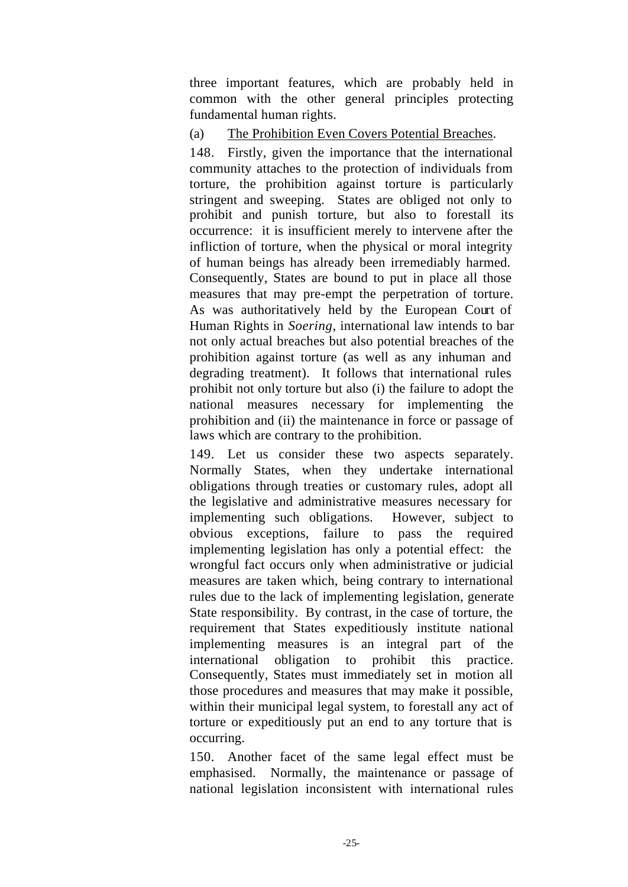three important features, which are probably held in common with the other general principles protecting fundamental human rights.

(a) The Prohibition Even Covers Potential Breaches.

148. Firstly, given the importance that the international community attaches to the protection of individuals from torture, the prohibition against torture is particularly stringent and sweeping. States are obliged not only to prohibit and punish torture, but also to forestall its occurrence: it is insufficient merely to intervene after the infliction of torture, when the physical or moral integrity of human beings has already been irremediably harmed. Consequently, States are bound to put in place all those measures that may pre-empt the perpetration of torture. As was authoritatively held by the European Court of Human Rights in *Soering*, international law intends to bar not only actual breaches but also potential breaches of the prohibition against torture (as well as any inhuman and degrading treatment). It follows that international rules prohibit not only torture but also (i) the failure to adopt the national measures necessary for implementing the prohibition and (ii) the maintenance in force or passage of laws which are contrary to the prohibition.

149. Let us consider these two aspects separately. Normally States, when they undertake international obligations through treaties or customary rules, adopt all the legislative and administrative measures necessary for implementing such obligations. However, subject to obvious exceptions, failure to pass the required implementing legislation has only a potential effect: the wrongful fact occurs only when administrative or judicial measures are taken which, being contrary to international rules due to the lack of implementing legislation, generate State responsibility. By contrast, in the case of torture, the requirement that States expeditiously institute national implementing measures is an integral part of the international obligation to prohibit this practice. Consequently, States must immediately set in motion all those procedures and measures that may make it possible, within their municipal legal system, to forestall any act of torture or expeditiously put an end to any torture that is occurring.

150. Another facet of the same legal effect must be emphasised. Normally, the maintenance or passage of national legislation inconsistent with international rules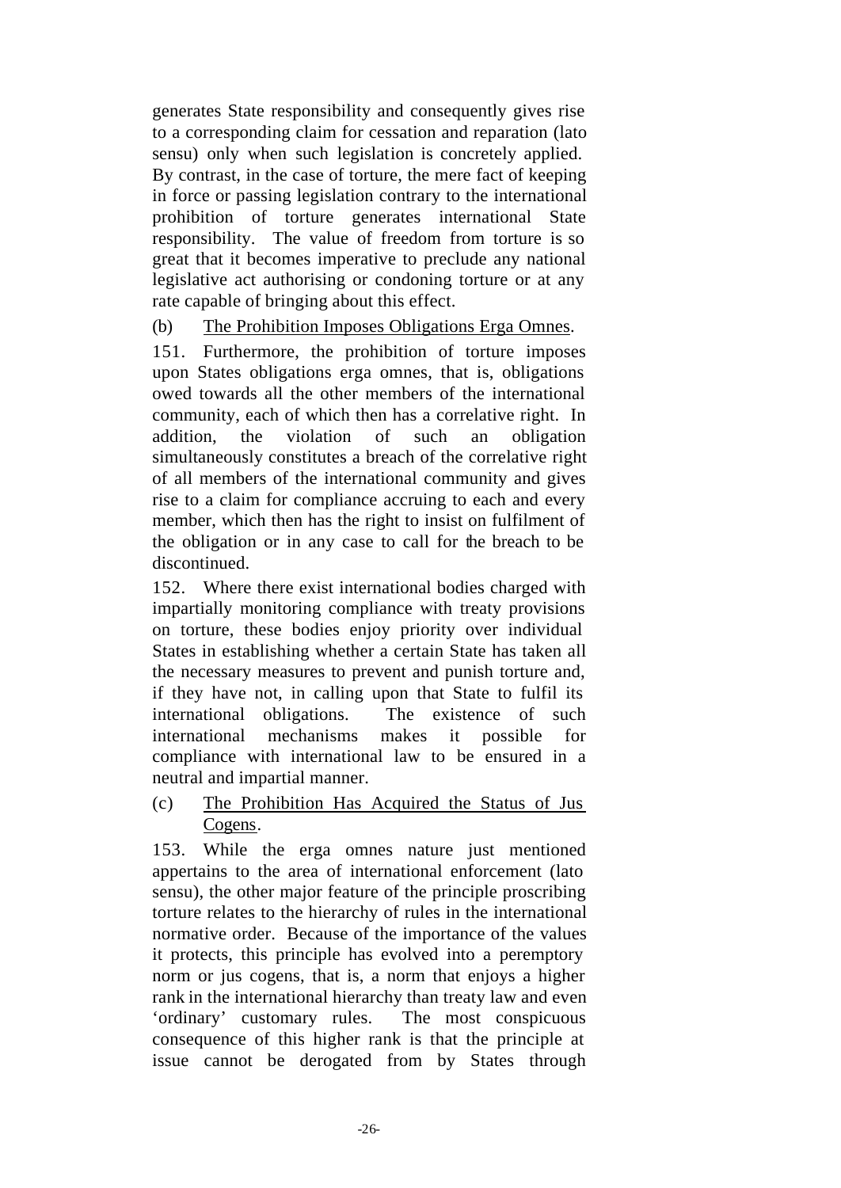generates State responsibility and consequently gives rise to a corresponding claim for cessation and reparation (lato sensu) only when such legislation is concretely applied. By contrast, in the case of torture, the mere fact of keeping in force or passing legislation contrary to the international prohibition of torture generates international State responsibility. The value of freedom from torture is so great that it becomes imperative to preclude any national legislative act authorising or condoning torture or at any rate capable of bringing about this effect.

(b) The Prohibition Imposes Obligations Erga Omnes.

151. Furthermore, the prohibition of torture imposes upon States obligations erga omnes, that is, obligations owed towards all the other members of the international community, each of which then has a correlative right. In addition, the violation of such an obligation simultaneously constitutes a breach of the correlative right of all members of the international community and gives rise to a claim for compliance accruing to each and every member, which then has the right to insist on fulfilment of the obligation or in any case to call for the breach to be discontinued.

152. Where there exist international bodies charged with impartially monitoring compliance with treaty provisions on torture, these bodies enjoy priority over individual States in establishing whether a certain State has taken all the necessary measures to prevent and punish torture and, if they have not, in calling upon that State to fulfil its international obligations. The existence of such international mechanisms makes it possible for compliance with international law to be ensured in a neutral and impartial manner.

(c) The Prohibition Has Acquired the Status of Jus Cogens.

153. While the erga omnes nature just mentioned appertains to the area of international enforcement (lato sensu), the other major feature of the principle proscribing torture relates to the hierarchy of rules in the international normative order. Because of the importance of the values it protects, this principle has evolved into a peremptory norm or jus cogens, that is, a norm that enjoys a higher rank in the international hierarchy than treaty law and even 'ordinary' customary rules. The most conspicuous consequence of this higher rank is that the principle at issue cannot be derogated from by States through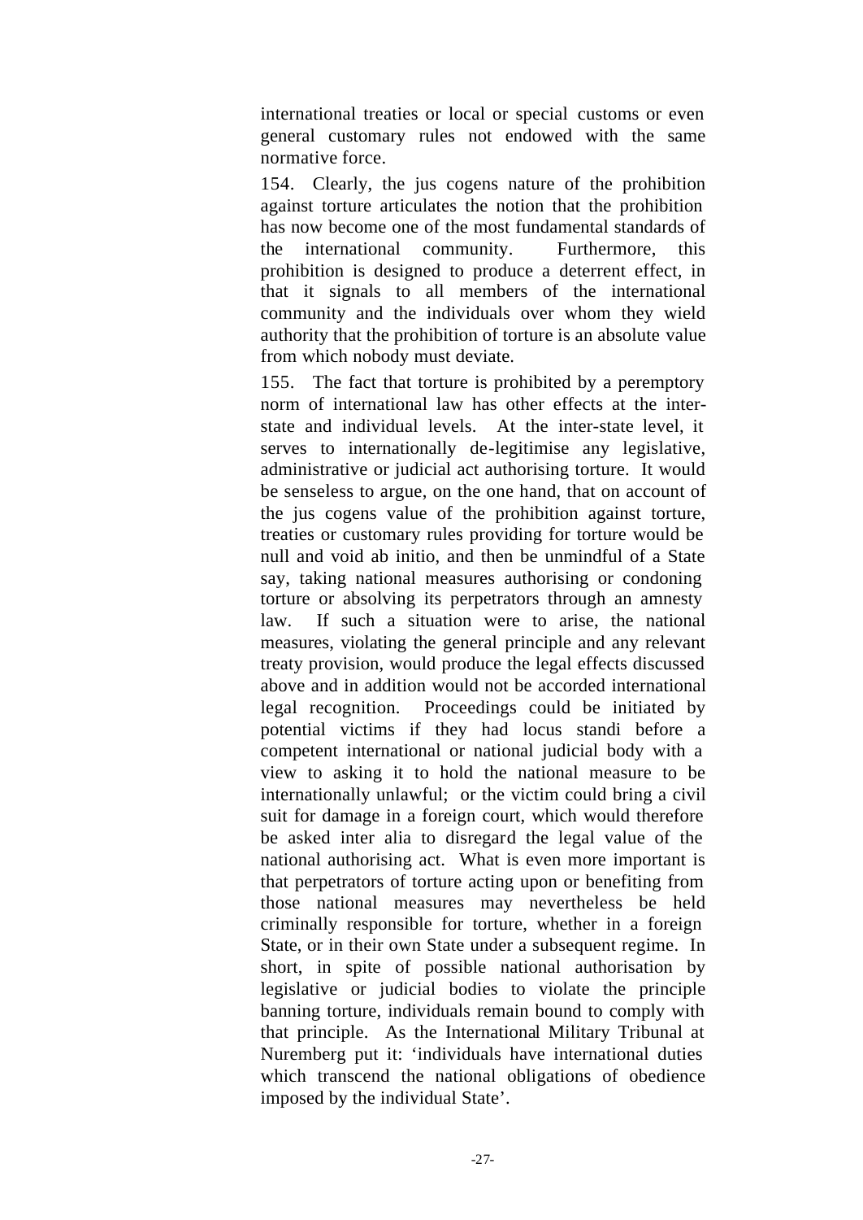international treaties or local or special customs or even general customary rules not endowed with the same normative force.

154. Clearly, the jus cogens nature of the prohibition against torture articulates the notion that the prohibition has now become one of the most fundamental standards of the international community. Furthermore, this prohibition is designed to produce a deterrent effect, in that it signals to all members of the international community and the individuals over whom they wield authority that the prohibition of torture is an absolute value from which nobody must deviate.

155. The fact that torture is prohibited by a peremptory norm of international law has other effects at the inter-state and individual levels. At the inter-state level, it serves to internationally de-legitimise any legislative, administrative or judicial act authorising torture. It would be senseless to argue, on the one hand, that on account of the jus cogens value of the prohibition against torture, treaties or customary rules providing for torture would be null and void ab initio, and then be unmindful of a State say, taking national measures authorising or condoning torture or absolving its perpetrators through an amnesty law. If such a situation were to arise, the national measures, violating the general principle and any relevant treaty provision, would produce the legal effects discussed above and in addition would not be accorded international legal recognition. Proceedings could be initiated by potential victims if they had locus standi before a competent international or national judicial body with a view to asking it to hold the national measure to be internationally unlawful; or the victim could bring a civil suit for damage in a foreign court, which would therefore be asked inter alia to disregard the legal value of the national authorising act. What is even more important is that perpetrators of torture acting upon or benefiting from those national measures may nevertheless be held criminally responsible for torture, whether in a foreign State, or in their own State under a subsequent regime. In short, in spite of possible national authorisation by legislative or judicial bodies to violate the principle banning torture, individuals remain bound to comply with that principle. As the International Military Tribunal at Nuremberg put it: 'individuals have international duties which transcend the national obligations of obedience imposed by the individual State'.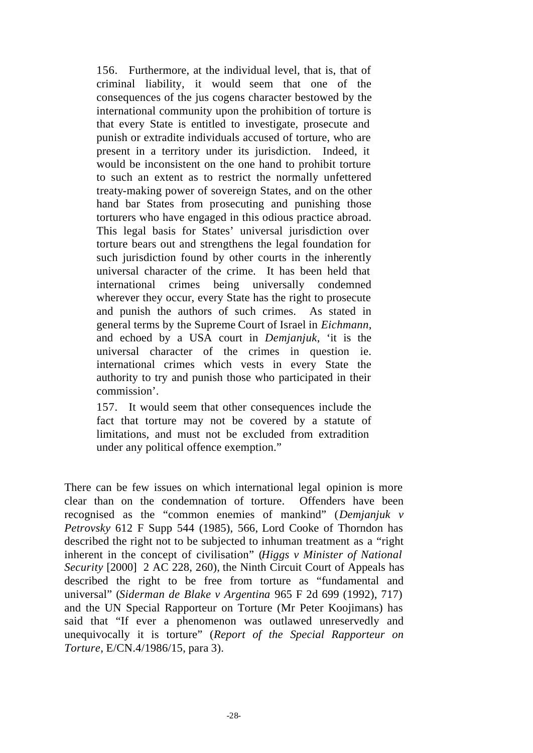> 156. Furthermore, at the individual level, that is, that of criminal liability, it would seem that one of the consequences of the jus cogens character bestowed by the international community upon the prohibition of torture is that every State is entitled to investigate, prosecute and punish or extradite individuals accused of torture, who are present in a territory under its jurisdiction. Indeed, it would be inconsistent on the one hand to prohibit torture to such an extent as to restrict the normally unfettered treaty-making power of sovereign States, and on the other hand bar States from prosecuting and punishing those torturers who have engaged in this odious practice abroad. This legal basis for States' universal jurisdiction over torture bears out and strengthens the legal foundation for such jurisdiction found by other courts in the inherently universal character of the crime. It has been held that international crimes being universally condemned wherever they occur, every State has the right to prosecute and punish the authors of such crimes. As stated in general terms by the Supreme Court of Israel in *Eichmann*, and echoed by a USA court in *Demjanjuk*, 'it is the universal character of the crimes in question ie. international crimes which vests in every State the authority to try and punish those who participated in their commission'.
>
> 157. It would seem that other consequences include the fact that torture may not be covered by a statute of limitations, and must not be excluded from extradition under any political offence exemption."

There can be few issues on which international legal opinion is more clear than on the condemnation of torture. Offenders have been recognised as the "common enemies of mankind" (*Demjanjuk v Petrovsky* 612 F Supp 544 (1985), 566, Lord Cooke of Thorndon has described the right not to be subjected to inhuman treatment as a "right inherent in the concept of civilisation" (*Higgs v Minister of National Security* [2000] 2 AC 228, 260), the Ninth Circuit Court of Appeals has described the right to be free from torture as "fundamental and universal" (*Siderman de Blake v Argentina* 965 F 2d 699 (1992), 717) and the UN Special Rapporteur on Torture (Mr Peter Koojimans) has said that "If ever a phenomenon was outlawed unreservedly and unequivocally it is torture" (*Report of the Special Rapporteur on Torture*, E/CN.4/1986/15, para 3).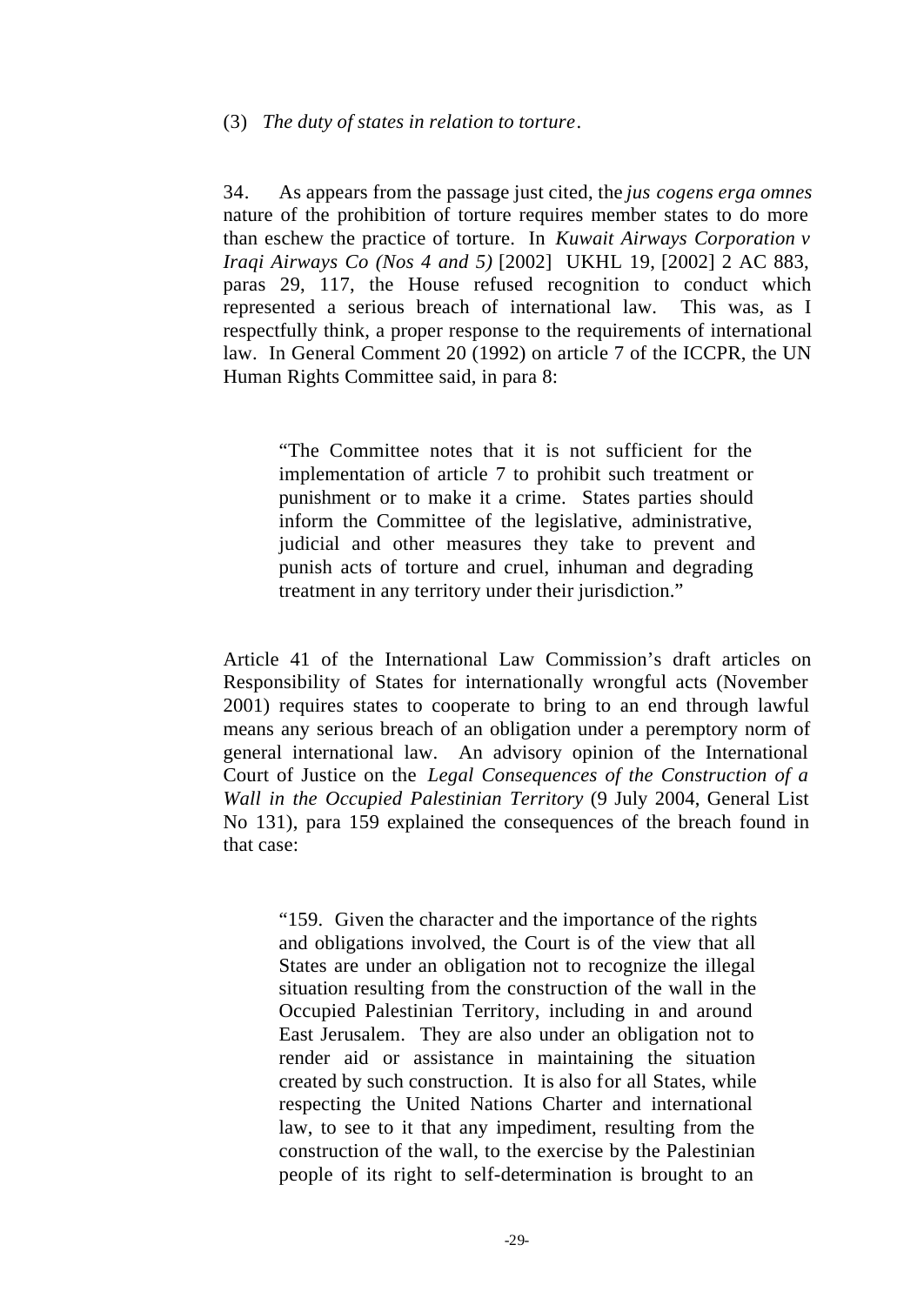(3) *The duty of states in relation to torture*.

34. As appears from the passage just cited, the *jus cogens erga omnes* nature of the prohibition of torture requires member states to do more than eschew the practice of torture. In *Kuwait Airways Corporation v Iraqi Airways Co (Nos 4 and 5)* [2002] UKHL 19, [2002] 2 AC 883, paras 29, 117, the House refused recognition to conduct which represented a serious breach of international law. This was, as I respectfully think, a proper response to the requirements of international law. In General Comment 20 (1992) on article 7 of the ICCPR, the UN Human Rights Committee said, in para 8:

> "The Committee notes that it is not sufficient for the implementation of article 7 to prohibit such treatment or punishment or to make it a crime. States parties should inform the Committee of the legislative, administrative, judicial and other measures they take to prevent and punish acts of torture and cruel, inhuman and degrading treatment in any territory under their jurisdiction."

Article 41 of the International Law Commission's draft articles on Responsibility of States for internationally wrongful acts (November 2001) requires states to cooperate to bring to an end through lawful means any serious breach of an obligation under a peremptory norm of general international law. An advisory opinion of the International Court of Justice on the *Legal Consequences of the Construction of a Wall in the Occupied Palestinian Territory* (9 July 2004, General List No 131), para 159 explained the consequences of the breach found in that case:

> "159. Given the character and the importance of the rights and obligations involved, the Court is of the view that all States are under an obligation not to recognize the illegal situation resulting from the construction of the wall in the Occupied Palestinian Territory, including in and around East Jerusalem. They are also under an obligation not to render aid or assistance in maintaining the situation created by such construction. It is also for all States, while respecting the United Nations Charter and international law, to see to it that any impediment, resulting from the construction of the wall, to the exercise by the Palestinian people of its right to self-determination is brought to an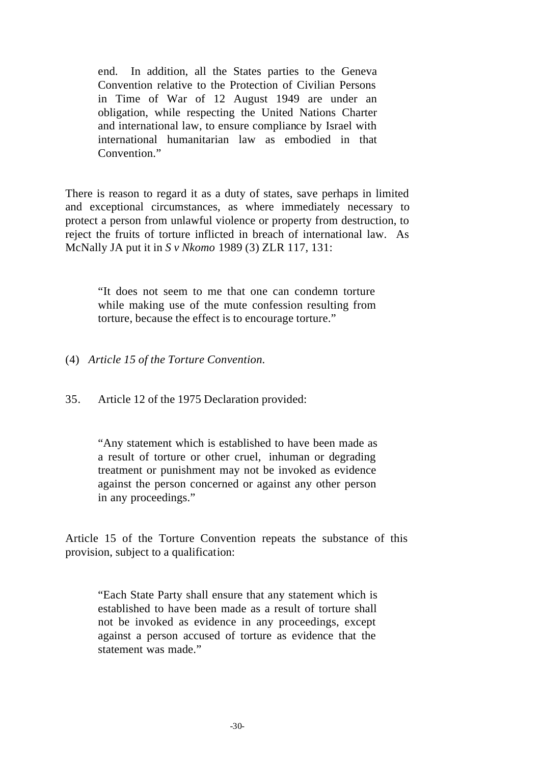> end. In addition, all the States parties to the Geneva Convention relative to the Protection of Civilian Persons in Time of War of 12 August 1949 are under an obligation, while respecting the United Nations Charter and international law, to ensure compliance by Israel with international humanitarian law as embodied in that Convention."

There is reason to regard it as a duty of states, save perhaps in limited and exceptional circumstances, as where immediately necessary to protect a person from unlawful violence or property from destruction, to reject the fruits of torture inflicted in breach of international law. As McNally JA put it in *S v Nkomo* 1989 (3) ZLR 117, 131:

> "It does not seem to me that one can condemn torture while making use of the mute confession resulting from torture, because the effect is to encourage torture."

(4) *Article 15 of the Torture Convention.*

35. Article 12 of the 1975 Declaration provided:

> "Any statement which is established to have been made as a result of torture or other cruel, inhuman or degrading treatment or punishment may not be invoked as evidence against the person concerned or against any other person in any proceedings."

Article 15 of the Torture Convention repeats the substance of this provision, subject to a qualification:

> "Each State Party shall ensure that any statement which is established to have been made as a result of torture shall not be invoked as evidence in any proceedings, except against a person accused of torture as evidence that the statement was made."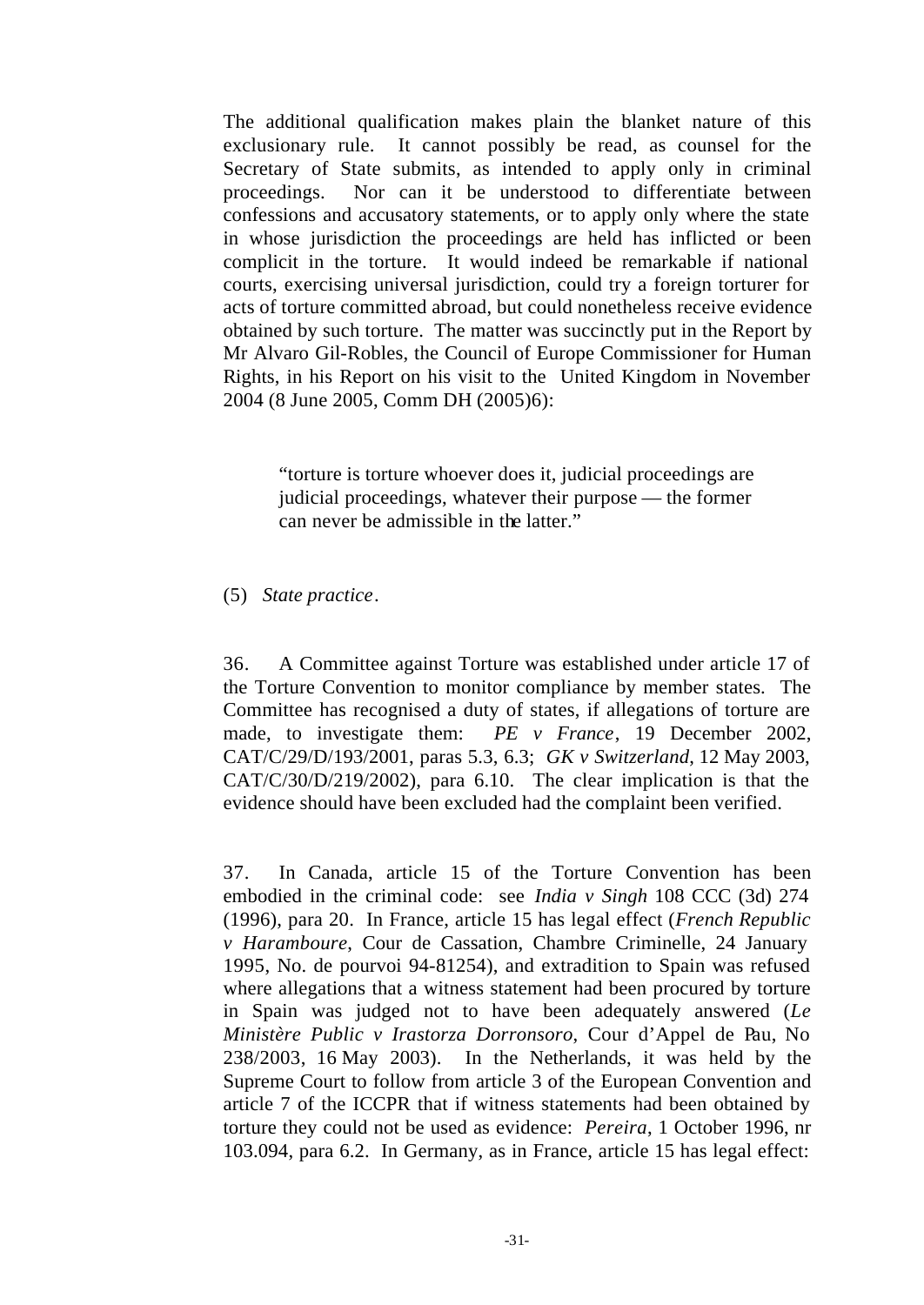The additional qualification makes plain the blanket nature of this exclusionary rule. It cannot possibly be read, as counsel for the Secretary of State submits, as intended to apply only in criminal proceedings. Nor can it be understood to differentiate between confessions and accusatory statements, or to apply only where the state in whose jurisdiction the proceedings are held has inflicted or been complicit in the torture. It would indeed be remarkable if national courts, exercising universal jurisdiction, could try a foreign torturer for acts of torture committed abroad, but could nonetheless receive evidence obtained by such torture. The matter was succinctly put in the Report by Mr Alvaro Gil-Robles, the Council of Europe Commissioner for Human Rights, in his Report on his visit to the United Kingdom in November 2004 (8 June 2005, Comm DH (2005)6):

> "torture is torture whoever does it, judicial proceedings are judicial proceedings, whatever their purpose — the former can never be admissible in the latter."

(5) *State practice*.

36. A Committee against Torture was established under article 17 of the Torture Convention to monitor compliance by member states. The Committee has recognised a duty of states, if allegations of torture are made, to investigate them: *PE v France*, 19 December 2002, CAT/C/29/D/193/2001, paras 5.3, 6.3; *GK v Switzerland*, 12 May 2003, CAT/C/30/D/219/2002), para 6.10. The clear implication is that the evidence should have been excluded had the complaint been verified.

37. In Canada, article 15 of the Torture Convention has been embodied in the criminal code: see *India v Singh* 108 CCC (3d) 274 (1996), para 20. In France, article 15 has legal effect (*French Republic v Haramboure*, Cour de Cassation, Chambre Criminelle, 24 January 1995, No. de pourvoi 94-81254), and extradition to Spain was refused where allegations that a witness statement had been procured by torture in Spain was judged not to have been adequately answered (*Le Ministère Public v Irastorza Dorronsoro*, Cour d'Appel de Pau, No 238/2003, 16 May 2003). In the Netherlands, it was held by the Supreme Court to follow from article 3 of the European Convention and article 7 of the ICCPR that if witness statements had been obtained by torture they could not be used as evidence: *Pereira*, 1 October 1996, nr 103.094, para 6.2. In Germany, as in France, article 15 has legal effect: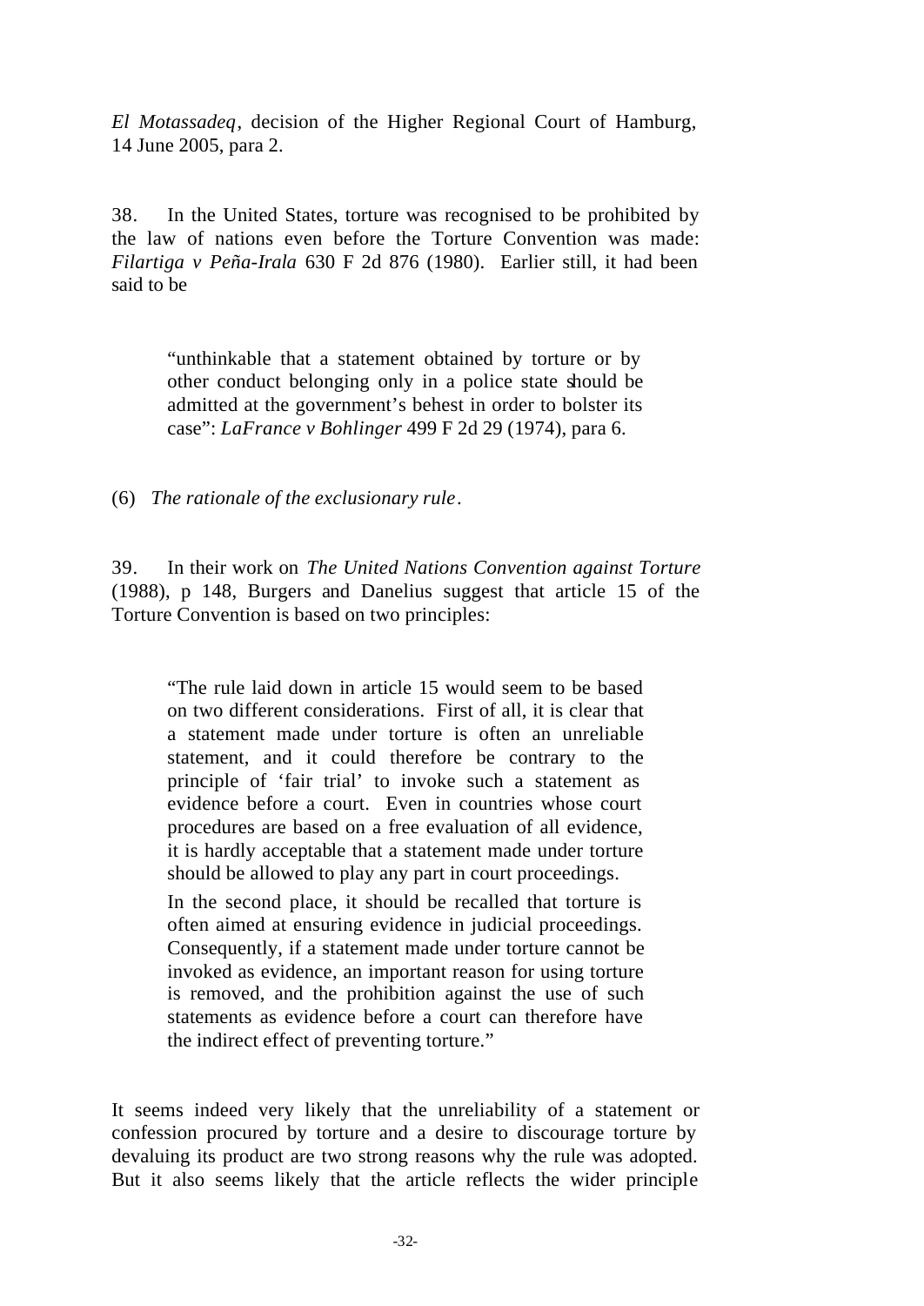*El Motassadeq*, decision of the Higher Regional Court of Hamburg, 14 June 2005, para 2.

38. In the United States, torture was recognised to be prohibited by the law of nations even before the Torture Convention was made: *Filartiga v Peña-Irala* 630 F 2d 876 (1980). Earlier still, it had been said to be

> "unthinkable that a statement obtained by torture or by other conduct belonging only in a police state should be admitted at the government's behest in order to bolster its case": *LaFrance v Bohlinger* 499 F 2d 29 (1974), para 6.

(6) *The rationale of the exclusionary rule*.

39. In their work on *The United Nations Convention against Torture* (1988), p 148, Burgers and Danelius suggest that article 15 of the Torture Convention is based on two principles:

> "The rule laid down in article 15 would seem to be based on two different considerations. First of all, it is clear that a statement made under torture is often an unreliable statement, and it could therefore be contrary to the principle of 'fair trial' to invoke such a statement as evidence before a court. Even in countries whose court procedures are based on a free evaluation of all evidence, it is hardly acceptable that a statement made under torture should be allowed to play any part in court proceedings.
>
> In the second place, it should be recalled that torture is often aimed at ensuring evidence in judicial proceedings. Consequently, if a statement made under torture cannot be invoked as evidence, an important reason for using torture is removed, and the prohibition against the use of such statements as evidence before a court can therefore have the indirect effect of preventing torture."

It seems indeed very likely that the unreliability of a statement or confession procured by torture and a desire to discourage torture by devaluing its product are two strong reasons why the rule was adopted. But it also seems likely that the article reflects the wider principle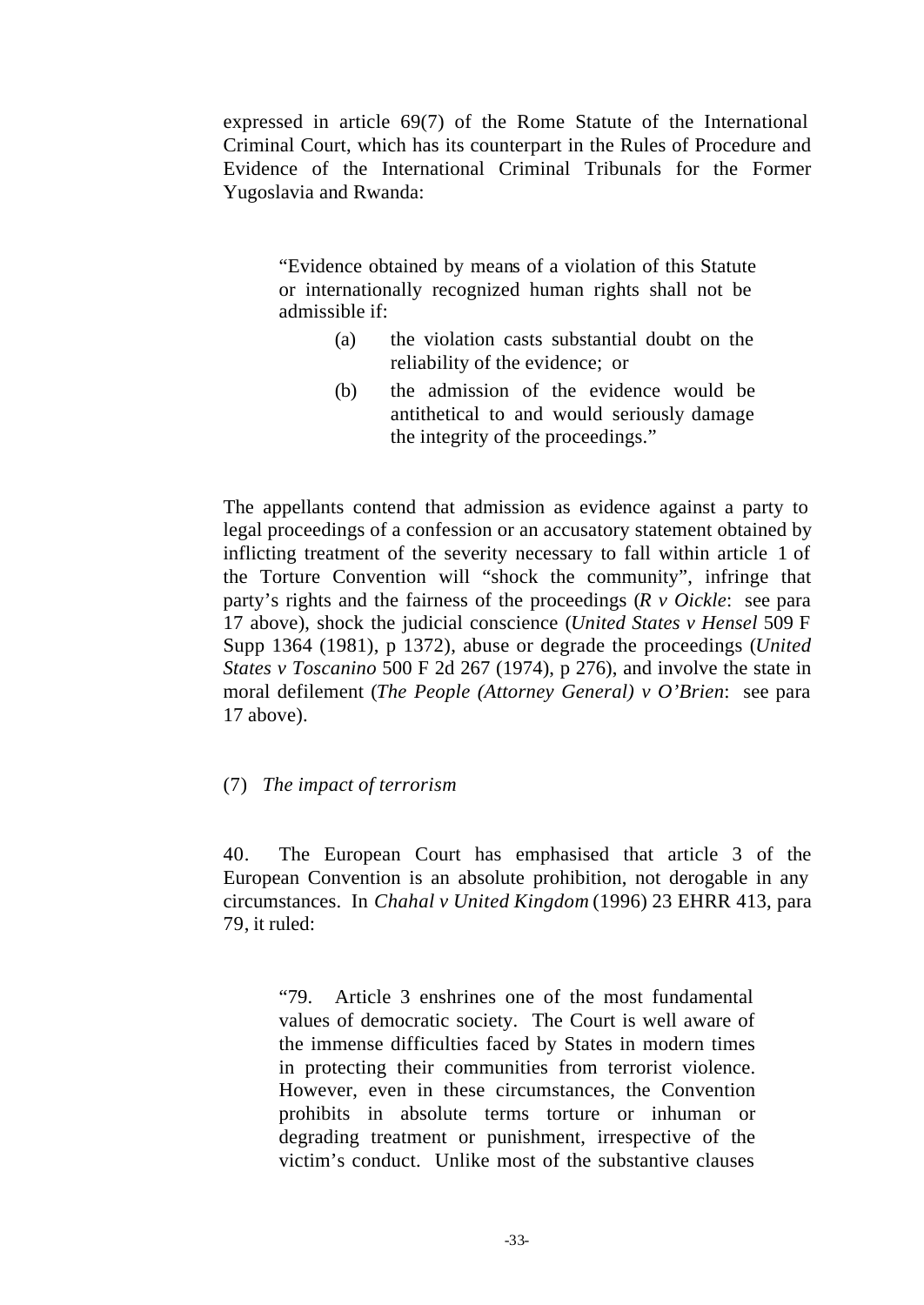expressed in article 69(7) of the Rome Statute of the International Criminal Court, which has its counterpart in the Rules of Procedure and Evidence of the International Criminal Tribunals for the Former Yugoslavia and Rwanda:

> "Evidence obtained by means of a violation of this Statute or internationally recognized human rights shall not be admissible if:
>
> (a) the violation casts substantial doubt on the reliability of the evidence; or
>
> (b) the admission of the evidence would be antithetical to and would seriously damage the integrity of the proceedings."

The appellants contend that admission as evidence against a party to legal proceedings of a confession or an accusatory statement obtained by inflicting treatment of the severity necessary to fall within article 1 of the Torture Convention will "shock the community", infringe that party's rights and the fairness of the proceedings (*R v Oickle*: see para 17 above), shock the judicial conscience (*United States v Hensel* 509 F Supp 1364 (1981), p 1372), abuse or degrade the proceedings (*United States v Toscanino* 500 F 2d 267 (1974), p 276), and involve the state in moral defilement (*The People (Attorney General) v O'Brien*: see para 17 above).

(7) *The impact of terrorism*

40. The European Court has emphasised that article 3 of the European Convention is an absolute prohibition, not derogable in any circumstances. In *Chahal v United Kingdom* (1996) 23 EHRR 413, para 79, it ruled:

> "79. Article 3 enshrines one of the most fundamental values of democratic society. The Court is well aware of the immense difficulties faced by States in modern times in protecting their communities from terrorist violence. However, even in these circumstances, the Convention prohibits in absolute terms torture or inhuman or degrading treatment or punishment, irrespective of the victim's conduct. Unlike most of the substantive clauses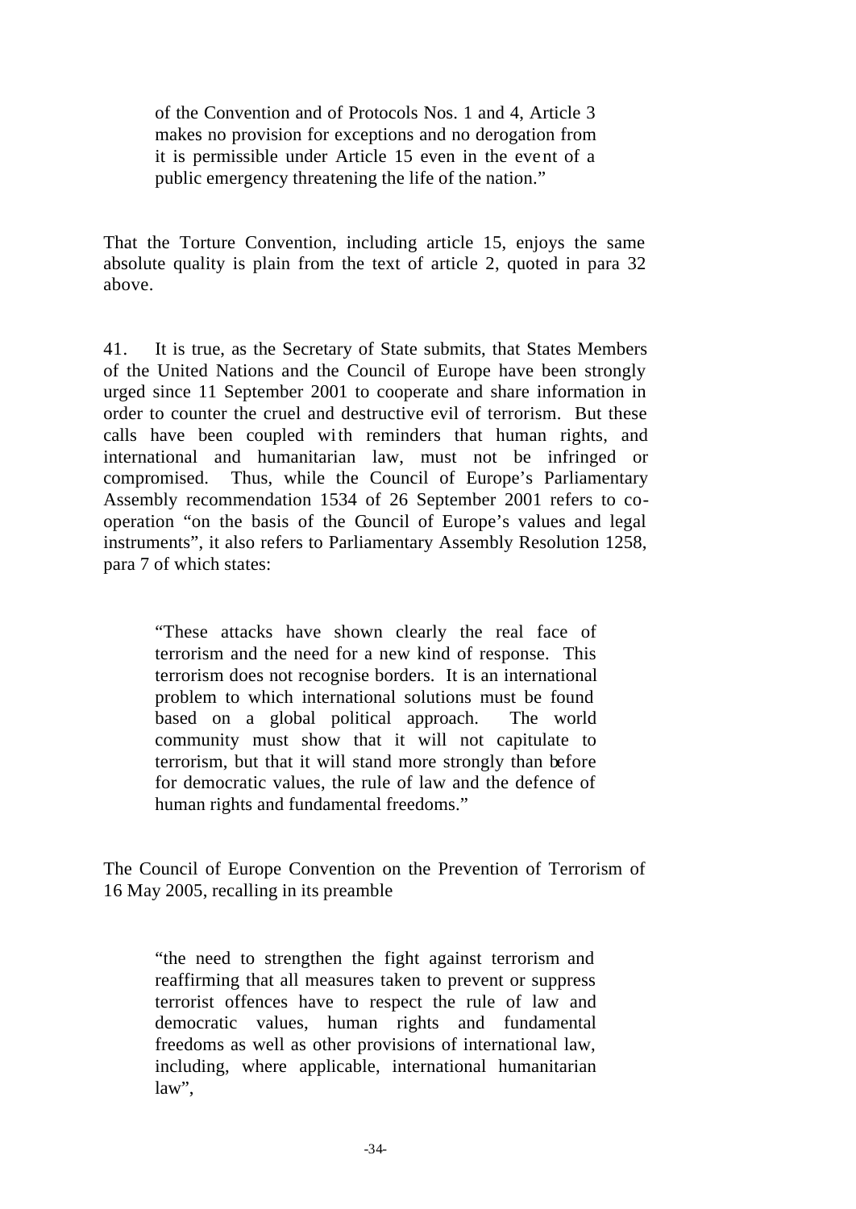> of the Convention and of Protocols Nos. 1 and 4, Article 3 makes no provision for exceptions and no derogation from it is permissible under Article 15 even in the event of a public emergency threatening the life of the nation."

That the Torture Convention, including article 15, enjoys the same absolute quality is plain from the text of article 2, quoted in para 32 above.

41. It is true, as the Secretary of State submits, that States Members of the United Nations and the Council of Europe have been strongly urged since 11 September 2001 to cooperate and share information in order to counter the cruel and destructive evil of terrorism. But these calls have been coupled with reminders that human rights, and international and humanitarian law, must not be infringed or compromised. Thus, while the Council of Europe's Parliamentary Assembly recommendation 1534 of 26 September 2001 refers to co-operation "on the basis of the Council of Europe's values and legal instruments", it also refers to Parliamentary Assembly Resolution 1258, para 7 of which states:

> "These attacks have shown clearly the real face of terrorism and the need for a new kind of response. This terrorism does not recognise borders. It is an international problem to which international solutions must be found based on a global political approach. The world community must show that it will not capitulate to terrorism, but that it will stand more strongly than before for democratic values, the rule of law and the defence of human rights and fundamental freedoms."

The Council of Europe Convention on the Prevention of Terrorism of 16 May 2005, recalling in its preamble

> "the need to strengthen the fight against terrorism and reaffirming that all measures taken to prevent or suppress terrorist offences have to respect the rule of law and democratic values, human rights and fundamental freedoms as well as other provisions of international law, including, where applicable, international humanitarian law",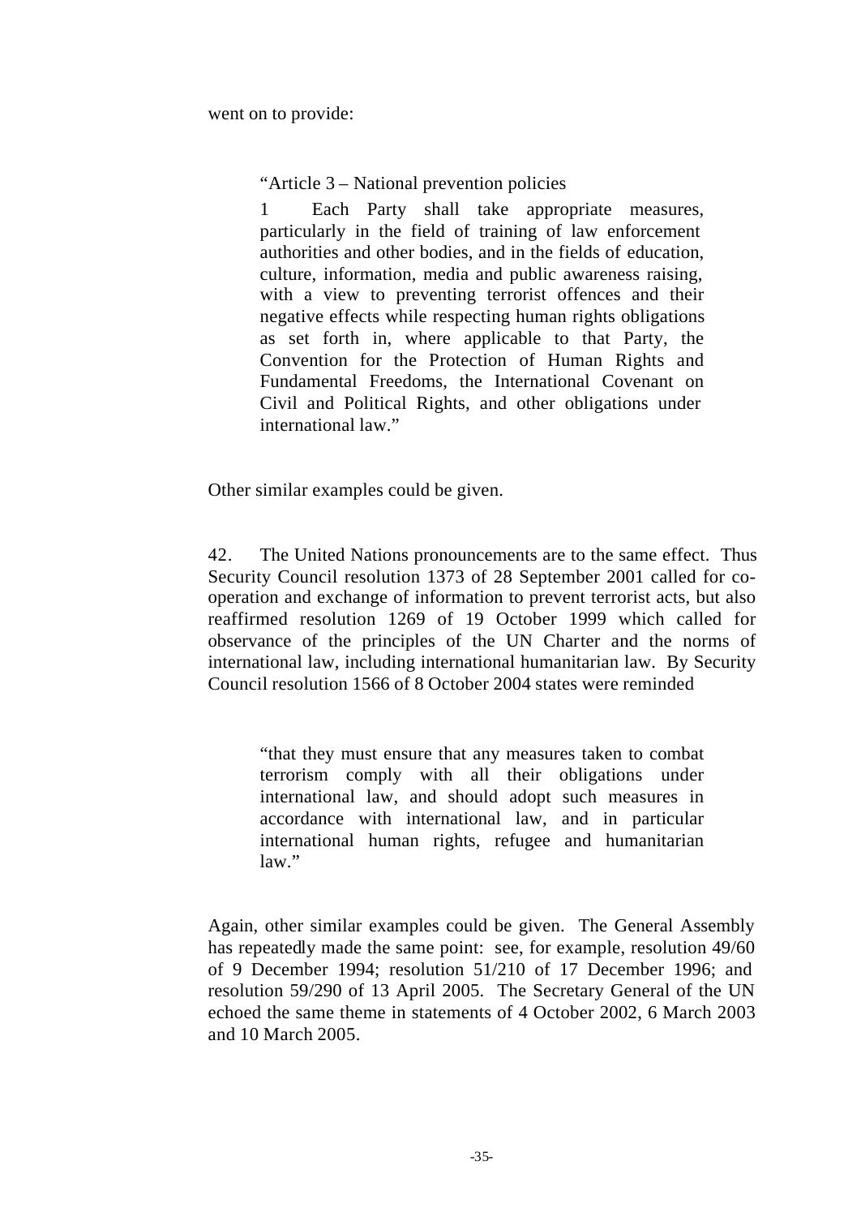went on to provide:

> "Article 3 – National prevention policies
>
> 1 Each Party shall take appropriate measures, particularly in the field of training of law enforcement authorities and other bodies, and in the fields of education, culture, information, media and public awareness raising, with a view to preventing terrorist offences and their negative effects while respecting human rights obligations as set forth in, where applicable to that Party, the Convention for the Protection of Human Rights and Fundamental Freedoms, the International Covenant on Civil and Political Rights, and other obligations under international law."

Other similar examples could be given.

42. The United Nations pronouncements are to the same effect. Thus Security Council resolution 1373 of 28 September 2001 called for co-operation and exchange of information to prevent terrorist acts, but also reaffirmed resolution 1269 of 19 October 1999 which called for observance of the principles of the UN Charter and the norms of international law, including international humanitarian law. By Security Council resolution 1566 of 8 October 2004 states were reminded

> "that they must ensure that any measures taken to combat terrorism comply with all their obligations under international law, and should adopt such measures in accordance with international law, and in particular international human rights, refugee and humanitarian law."

Again, other similar examples could be given. The General Assembly has repeatedly made the same point: see, for example, resolution 49/60 of 9 December 1994; resolution 51/210 of 17 December 1996; and resolution 59/290 of 13 April 2005. The Secretary General of the UN echoed the same theme in statements of 4 October 2002, 6 March 2003 and 10 March 2005.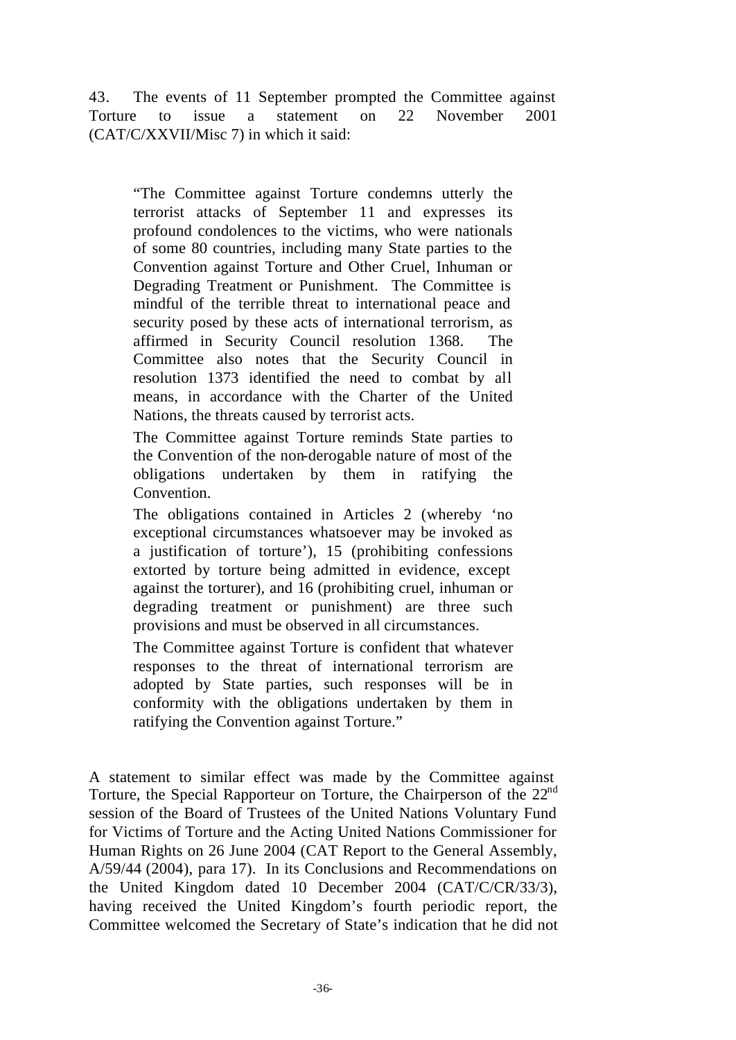43. The events of 11 September prompted the Committee against Torture to issue a statement on 22 November 2001 (CAT/C/XXVII/Misc 7) in which it said:

> "The Committee against Torture condemns utterly the terrorist attacks of September 11 and expresses its profound condolences to the victims, who were nationals of some 80 countries, including many State parties to the Convention against Torture and Other Cruel, Inhuman or Degrading Treatment or Punishment. The Committee is mindful of the terrible threat to international peace and security posed by these acts of international terrorism, as affirmed in Security Council resolution 1368. The Committee also notes that the Security Council in resolution 1373 identified the need to combat by all means, in accordance with the Charter of the United Nations, the threats caused by terrorist acts.
>
> The Committee against Torture reminds State parties to the Convention of the non-derogable nature of most of the obligations undertaken by them in ratifying the Convention.
>
> The obligations contained in Articles 2 (whereby 'no exceptional circumstances whatsoever may be invoked as a justification of torture'), 15 (prohibiting confessions extorted by torture being admitted in evidence, except against the torturer), and 16 (prohibiting cruel, inhuman or degrading treatment or punishment) are three such provisions and must be observed in all circumstances.
>
> The Committee against Torture is confident that whatever responses to the threat of international terrorism are adopted by State parties, such responses will be in conformity with the obligations undertaken by them in ratifying the Convention against Torture."

A statement to similar effect was made by the Committee against Torture, the Special Rapporteur on Torture, the Chairperson of the 22nd session of the Board of Trustees of the United Nations Voluntary Fund for Victims of Torture and the Acting United Nations Commissioner for Human Rights on 26 June 2004 (CAT Report to the General Assembly, A/59/44 (2004), para 17). In its Conclusions and Recommendations on the United Kingdom dated 10 December 2004 (CAT/C/CR/33/3), having received the United Kingdom's fourth periodic report, the Committee welcomed the Secretary of State's indication that he did not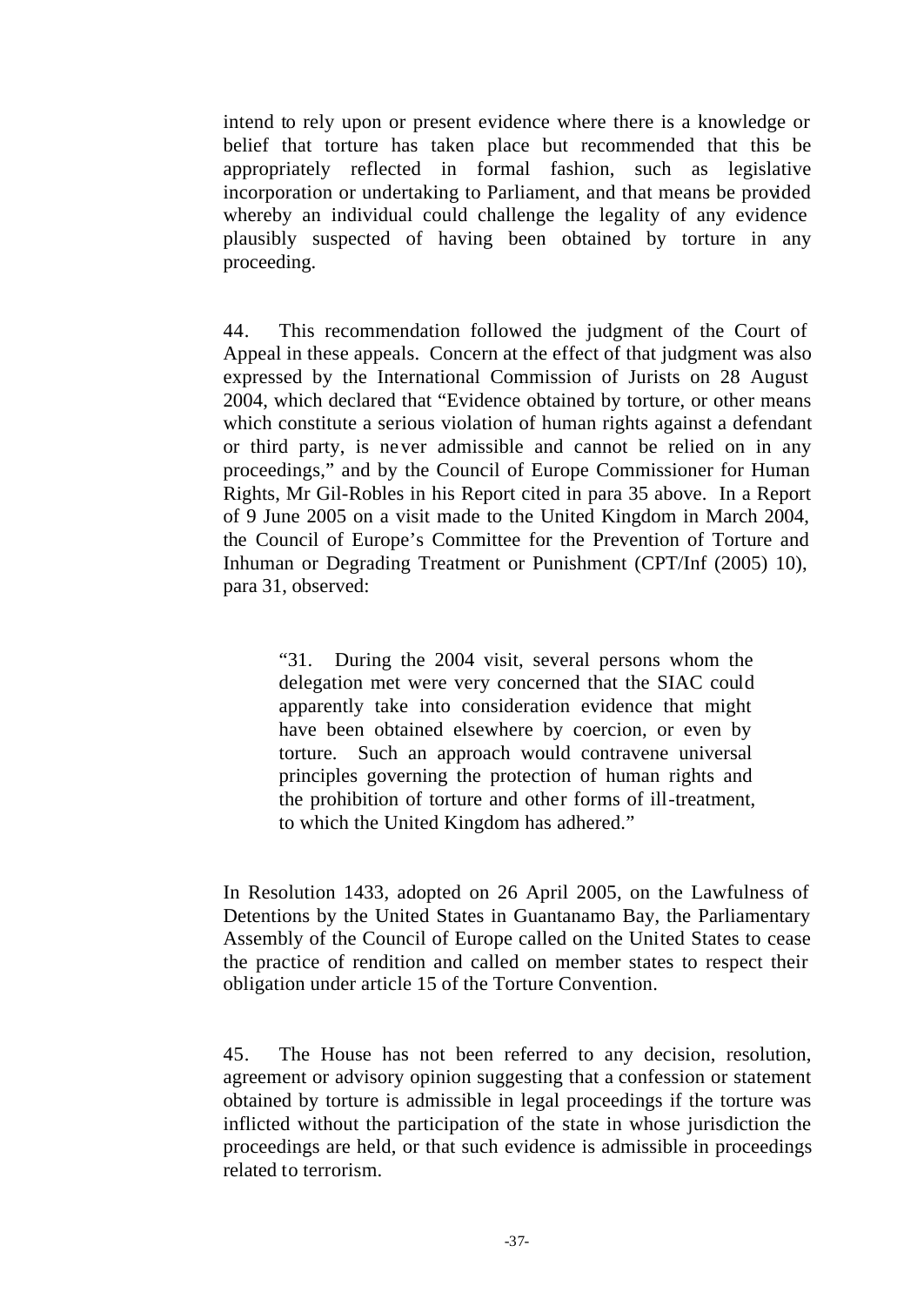intend to rely upon or present evidence where there is a knowledge or belief that torture has taken place but recommended that this be appropriately reflected in formal fashion, such as legislative incorporation or undertaking to Parliament, and that means be provided whereby an individual could challenge the legality of any evidence plausibly suspected of having been obtained by torture in any proceeding.

44. This recommendation followed the judgment of the Court of Appeal in these appeals. Concern at the effect of that judgment was also expressed by the International Commission of Jurists on 28 August 2004, which declared that "Evidence obtained by torture, or other means which constitute a serious violation of human rights against a defendant or third party, is never admissible and cannot be relied on in any proceedings," and by the Council of Europe Commissioner for Human Rights, Mr Gil-Robles in his Report cited in para 35 above. In a Report of 9 June 2005 on a visit made to the United Kingdom in March 2004, the Council of Europe's Committee for the Prevention of Torture and Inhuman or Degrading Treatment or Punishment (CPT/Inf (2005) 10), para 31, observed:

> "31. During the 2004 visit, several persons whom the delegation met were very concerned that the SIAC could apparently take into consideration evidence that might have been obtained elsewhere by coercion, or even by torture. Such an approach would contravene universal principles governing the protection of human rights and the prohibition of torture and other forms of ill-treatment, to which the United Kingdom has adhered."

In Resolution 1433, adopted on 26 April 2005, on the Lawfulness of Detentions by the United States in Guantanamo Bay, the Parliamentary Assembly of the Council of Europe called on the United States to cease the practice of rendition and called on member states to respect their obligation under article 15 of the Torture Convention.

45. The House has not been referred to any decision, resolution, agreement or advisory opinion suggesting that a confession or statement obtained by torture is admissible in legal proceedings if the torture was inflicted without the participation of the state in whose jurisdiction the proceedings are held, or that such evidence is admissible in proceedings related to terrorism.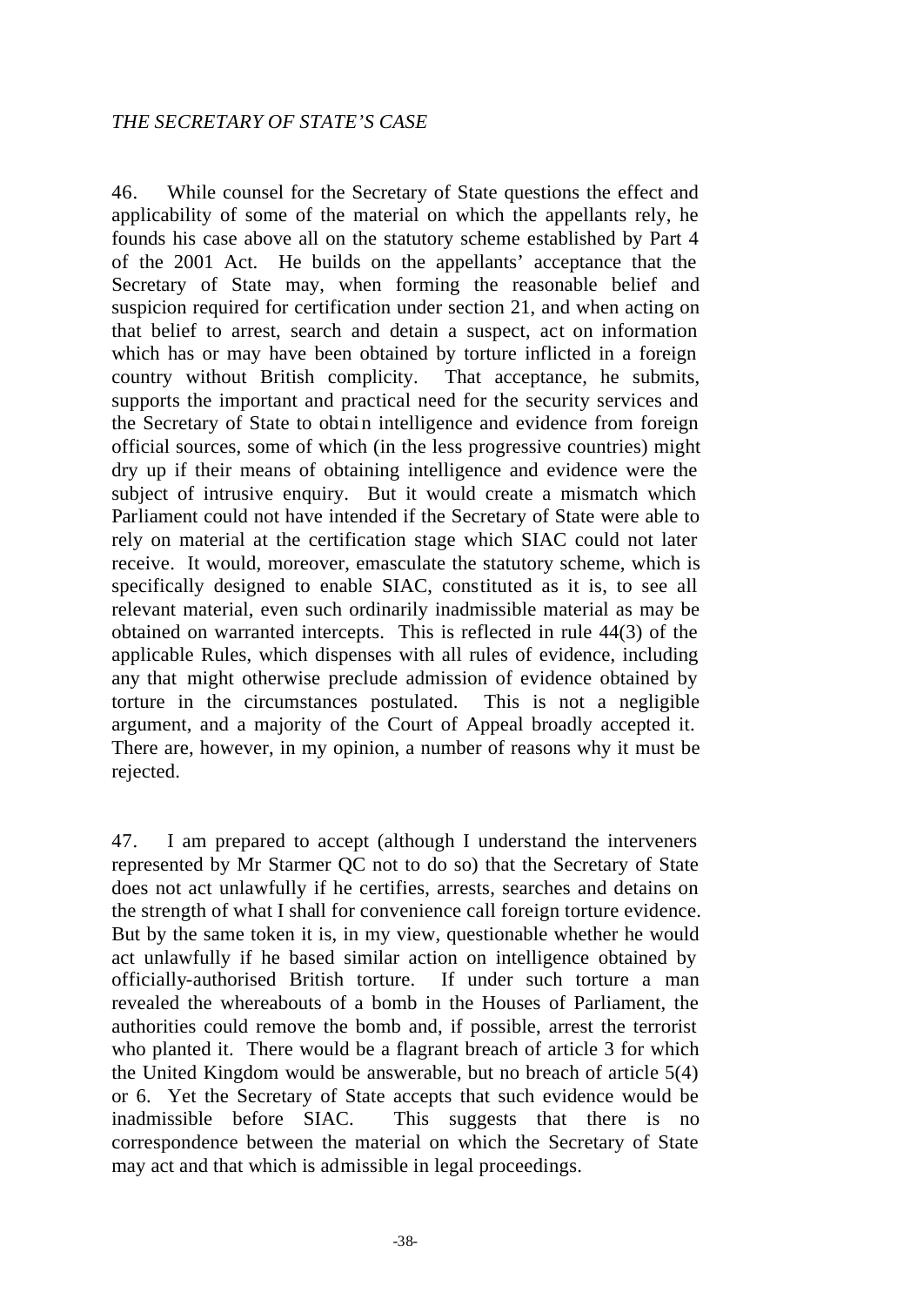*THE SECRETARY OF STATE'S CASE*

46. While counsel for the Secretary of State questions the effect and applicability of some of the material on which the appellants rely, he founds his case above all on the statutory scheme established by Part 4 of the 2001 Act. He builds on the appellants' acceptance that the Secretary of State may, when forming the reasonable belief and suspicion required for certification under section 21, and when acting on that belief to arrest, search and detain a suspect, act on information which has or may have been obtained by torture inflicted in a foreign country without British complicity. That acceptance, he submits, supports the important and practical need for the security services and the Secretary of State to obtain intelligence and evidence from foreign official sources, some of which (in the less progressive countries) might dry up if their means of obtaining intelligence and evidence were the subject of intrusive enquiry. But it would create a mismatch which Parliament could not have intended if the Secretary of State were able to rely on material at the certification stage which SIAC could not later receive. It would, moreover, emasculate the statutory scheme, which is specifically designed to enable SIAC, constituted as it is, to see all relevant material, even such ordinarily inadmissible material as may be obtained on warranted intercepts. This is reflected in rule 44(3) of the applicable Rules, which dispenses with all rules of evidence, including any that might otherwise preclude admission of evidence obtained by torture in the circumstances postulated. This is not a negligible argument, and a majority of the Court of Appeal broadly accepted it. There are, however, in my opinion, a number of reasons why it must be rejected.

47. I am prepared to accept (although I understand the interveners represented by Mr Starmer QC not to do so) that the Secretary of State does not act unlawfully if he certifies, arrests, searches and detains on the strength of what I shall for convenience call foreign torture evidence. But by the same token it is, in my view, questionable whether he would act unlawfully if he based similar action on intelligence obtained by officially-authorised British torture. If under such torture a man revealed the whereabouts of a bomb in the Houses of Parliament, the authorities could remove the bomb and, if possible, arrest the terrorist who planted it. There would be a flagrant breach of article 3 for which the United Kingdom would be answerable, but no breach of article 5(4) or 6. Yet the Secretary of State accepts that such evidence would be inadmissible before SIAC. This suggests that there is no correspondence between the material on which the Secretary of State may act and that which is admissible in legal proceedings.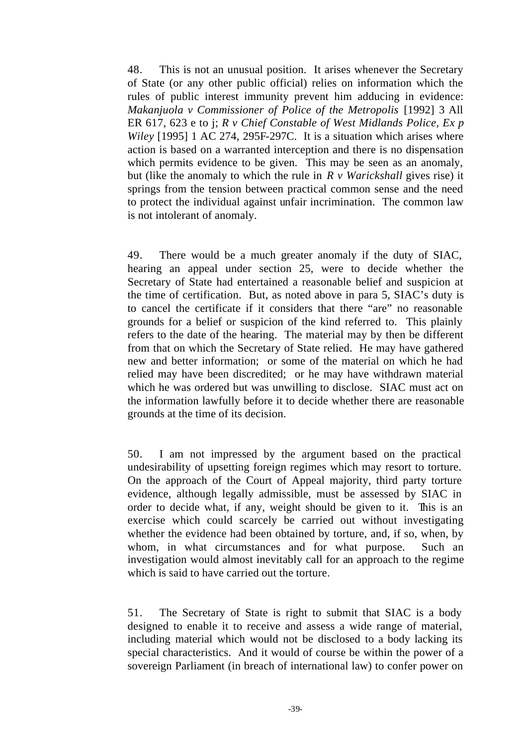48. This is not an unusual position. It arises whenever the Secretary of State (or any other public official) relies on information which the rules of public interest immunity prevent him adducing in evidence: *Makanjuola v Commissioner of Police of the Metropolis* [1992] 3 All ER 617, 623 e to j; *R v Chief Constable of West Midlands Police, Ex p Wiley* [1995] 1 AC 274, 295F-297C. It is a situation which arises where action is based on a warranted interception and there is no dispensation which permits evidence to be given. This may be seen as an anomaly, but (like the anomaly to which the rule in *R v Warickshall* gives rise) it springs from the tension between practical common sense and the need to protect the individual against unfair incrimination. The common law is not intolerant of anomaly.

49. There would be a much greater anomaly if the duty of SIAC, hearing an appeal under section 25, were to decide whether the Secretary of State had entertained a reasonable belief and suspicion at the time of certification. But, as noted above in para 5, SIAC's duty is to cancel the certificate if it considers that there "are" no reasonable grounds for a belief or suspicion of the kind referred to. This plainly refers to the date of the hearing. The material may by then be different from that on which the Secretary of State relied. He may have gathered new and better information; or some of the material on which he had relied may have been discredited; or he may have withdrawn material which he was ordered but was unwilling to disclose. SIAC must act on the information lawfully before it to decide whether there are reasonable grounds at the time of its decision.

50. I am not impressed by the argument based on the practical undesirability of upsetting foreign regimes which may resort to torture. On the approach of the Court of Appeal majority, third party torture evidence, although legally admissible, must be assessed by SIAC in order to decide what, if any, weight should be given to it. This is an exercise which could scarcely be carried out without investigating whether the evidence had been obtained by torture, and, if so, when, by whom, in what circumstances and for what purpose. Such an investigation would almost inevitably call for an approach to the regime which is said to have carried out the torture.

51. The Secretary of State is right to submit that SIAC is a body designed to enable it to receive and assess a wide range of material, including material which would not be disclosed to a body lacking its special characteristics. And it would of course be within the power of a sovereign Parliament (in breach of international law) to confer power on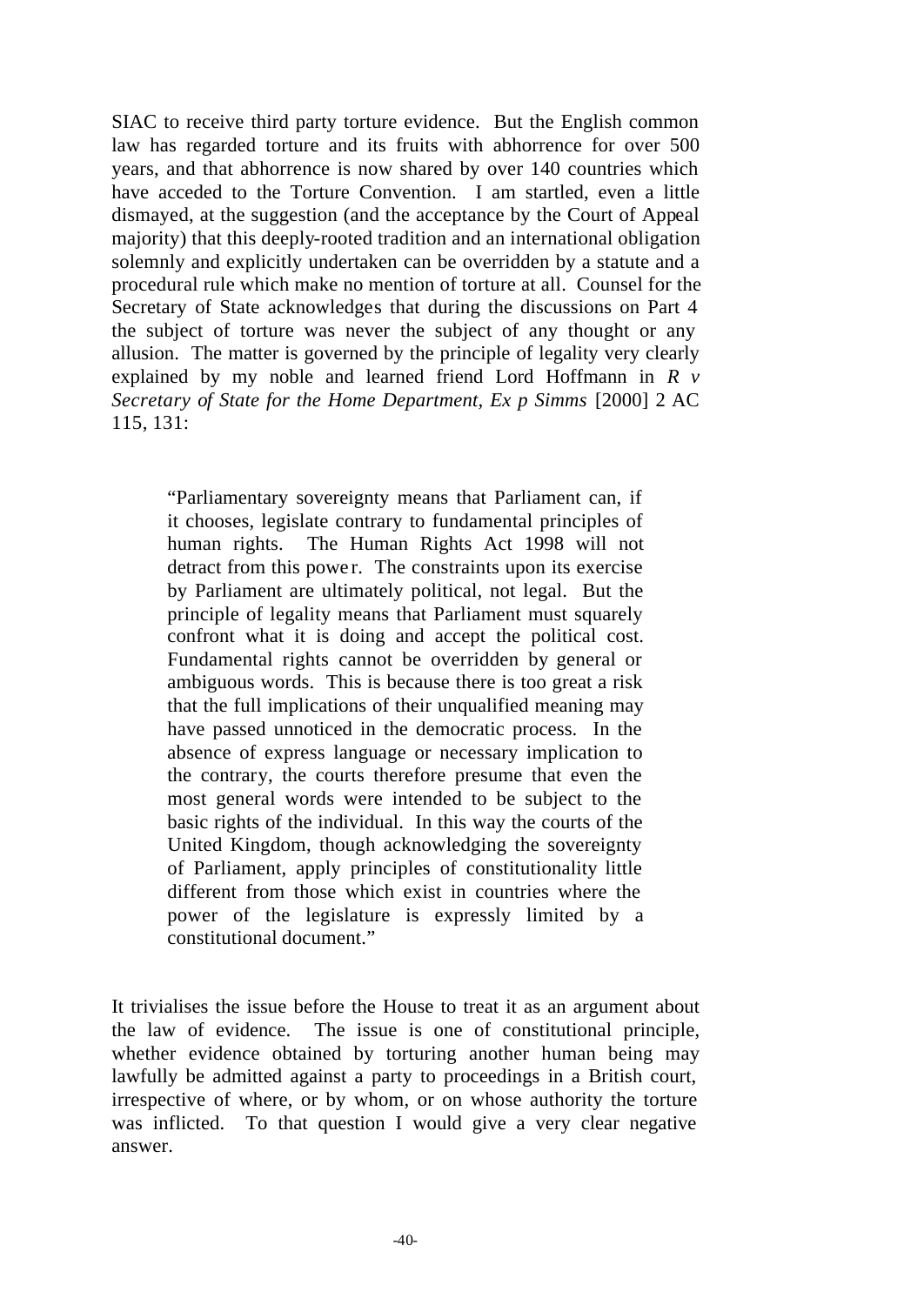SIAC to receive third party torture evidence. But the English common law has regarded torture and its fruits with abhorrence for over 500 years, and that abhorrence is now shared by over 140 countries which have acceded to the Torture Convention. I am startled, even a little dismayed, at the suggestion (and the acceptance by the Court of Appeal majority) that this deeply-rooted tradition and an international obligation solemnly and explicitly undertaken can be overridden by a statute and a procedural rule which make no mention of torture at all. Counsel for the Secretary of State acknowledges that during the discussions on Part 4 the subject of torture was never the subject of any thought or any allusion. The matter is governed by the principle of legality very clearly explained by my noble and learned friend Lord Hoffmann in *R v Secretary of State for the Home Department, Ex p Simms* [2000] 2 AC 115, 131:

> "Parliamentary sovereignty means that Parliament can, if it chooses, legislate contrary to fundamental principles of human rights. The Human Rights Act 1998 will not detract from this power. The constraints upon its exercise by Parliament are ultimately political, not legal. But the principle of legality means that Parliament must squarely confront what it is doing and accept the political cost. Fundamental rights cannot be overridden by general or ambiguous words. This is because there is too great a risk that the full implications of their unqualified meaning may have passed unnoticed in the democratic process. In the absence of express language or necessary implication to the contrary, the courts therefore presume that even the most general words were intended to be subject to the basic rights of the individual. In this way the courts of the United Kingdom, though acknowledging the sovereignty of Parliament, apply principles of constitutionality little different from those which exist in countries where the power of the legislature is expressly limited by a constitutional document."

It trivialises the issue before the House to treat it as an argument about the law of evidence. The issue is one of constitutional principle, whether evidence obtained by torturing another human being may lawfully be admitted against a party to proceedings in a British court, irrespective of where, or by whom, or on whose authority the torture was inflicted. To that question I would give a very clear negative answer.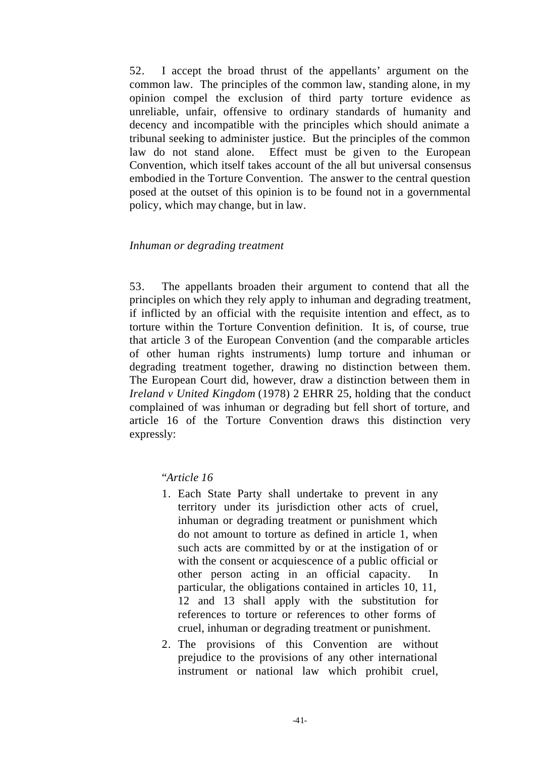52. I accept the broad thrust of the appellants' argument on the common law. The principles of the common law, standing alone, in my opinion compel the exclusion of third party torture evidence as unreliable, unfair, offensive to ordinary standards of humanity and decency and incompatible with the principles which should animate a tribunal seeking to administer justice. But the principles of the common law do not stand alone. Effect must be given to the European Convention, which itself takes account of the all but universal consensus embodied in the Torture Convention. The answer to the central question posed at the outset of this opinion is to be found not in a governmental policy, which may change, but in law.

*Inhuman or degrading treatment*

53. The appellants broaden their argument to contend that all the principles on which they rely apply to inhuman and degrading treatment, if inflicted by an official with the requisite intention and effect, as to torture within the Torture Convention definition. It is, of course, true that article 3 of the European Convention (and the comparable articles of other human rights instruments) lump torture and inhuman or degrading treatment together, drawing no distinction between them. The European Court did, however, draw a distinction between them in *Ireland v United Kingdom* (1978) 2 EHRR 25, holding that the conduct complained of was inhuman or degrading but fell short of torture, and article 16 of the Torture Convention draws this distinction very expressly:

> "*Article 16*
>
> 1. Each State Party shall undertake to prevent in any territory under its jurisdiction other acts of cruel, inhuman or degrading treatment or punishment which do not amount to torture as defined in article 1, when such acts are committed by or at the instigation of or with the consent or acquiescence of a public official or other person acting in an official capacity. In particular, the obligations contained in articles 10, 11, 12 and 13 shall apply with the substitution for references to torture or references to other forms of cruel, inhuman or degrading treatment or punishment.
> 2. The provisions of this Convention are without prejudice to the provisions of any other international instrument or national law which prohibit cruel,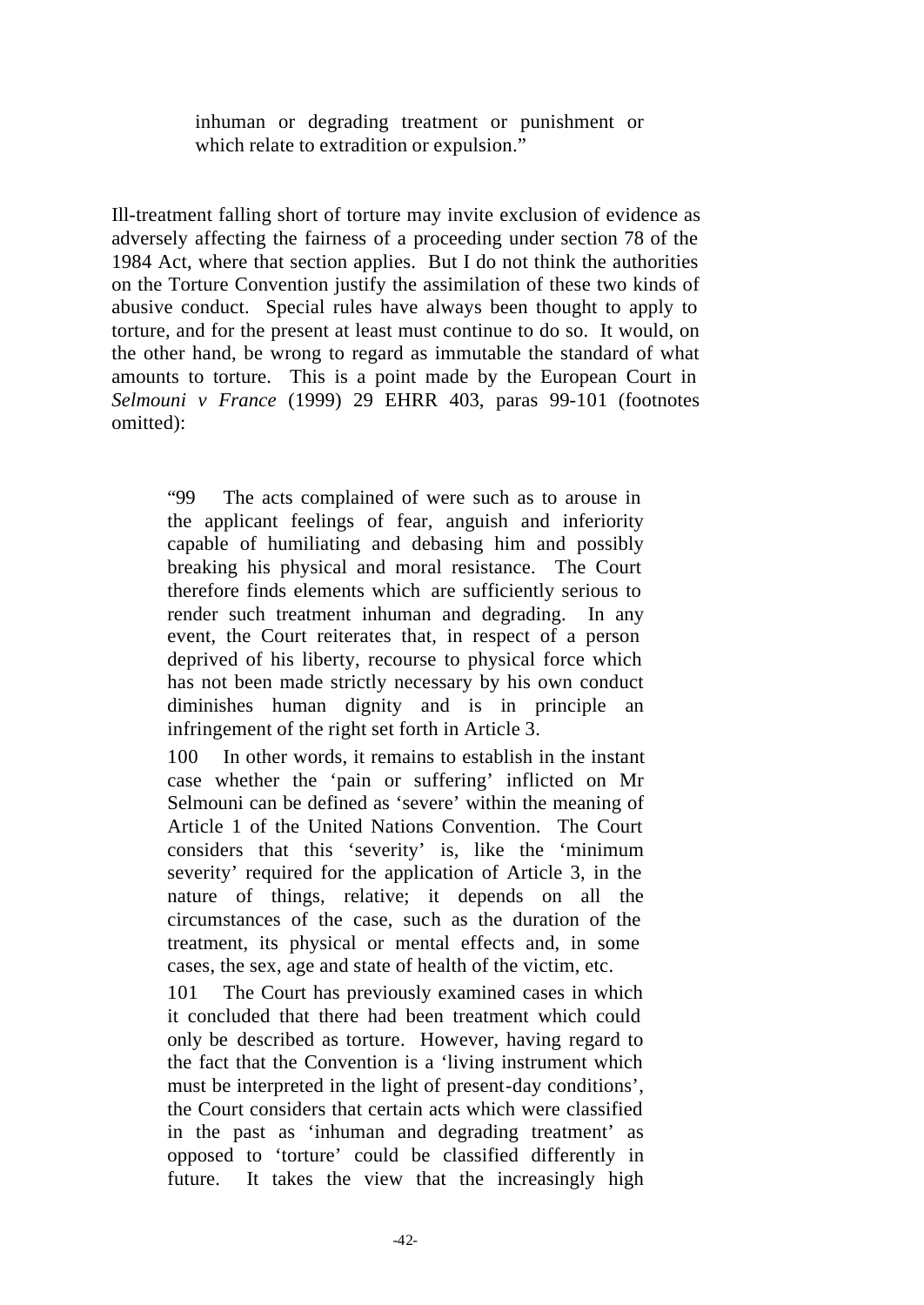> inhuman or degrading treatment or punishment or which relate to extradition or expulsion."

Ill-treatment falling short of torture may invite exclusion of evidence as adversely affecting the fairness of a proceeding under section 78 of the 1984 Act, where that section applies. But I do not think the authorities on the Torture Convention justify the assimilation of these two kinds of abusive conduct. Special rules have always been thought to apply to torture, and for the present at least must continue to do so. It would, on the other hand, be wrong to regard as immutable the standard of what amounts to torture. This is a point made by the European Court in *Selmouni v France* (1999) 29 EHRR 403, paras 99-101 (footnotes omitted):

> "99 The acts complained of were such as to arouse in the applicant feelings of fear, anguish and inferiority capable of humiliating and debasing him and possibly breaking his physical and moral resistance. The Court therefore finds elements which are sufficiently serious to render such treatment inhuman and degrading. In any event, the Court reiterates that, in respect of a person deprived of his liberty, recourse to physical force which has not been made strictly necessary by his own conduct diminishes human dignity and is in principle an infringement of the right set forth in Article 3.
>
> 100 In other words, it remains to establish in the instant case whether the 'pain or suffering' inflicted on Mr Selmouni can be defined as 'severe' within the meaning of Article 1 of the United Nations Convention. The Court considers that this 'severity' is, like the 'minimum severity' required for the application of Article 3, in the nature of things, relative; it depends on all the circumstances of the case, such as the duration of the treatment, its physical or mental effects and, in some cases, the sex, age and state of health of the victim, etc.
>
> 101 The Court has previously examined cases in which it concluded that there had been treatment which could only be described as torture. However, having regard to the fact that the Convention is a 'living instrument which must be interpreted in the light of present-day conditions', the Court considers that certain acts which were classified in the past as 'inhuman and degrading treatment' as opposed to 'torture' could be classified differently in future. It takes the view that the increasingly high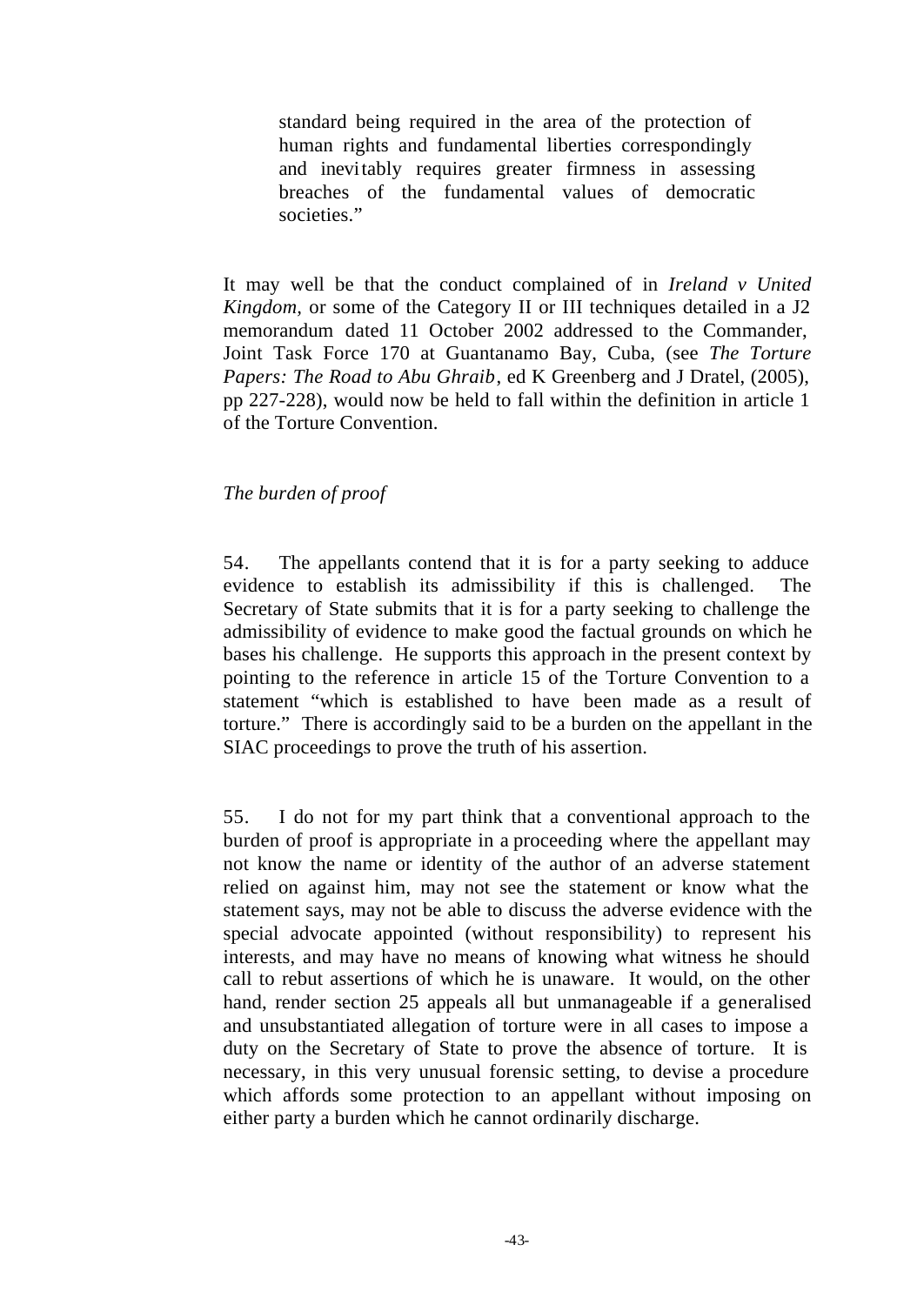> standard being required in the area of the protection of human rights and fundamental liberties correspondingly and inevitably requires greater firmness in assessing breaches of the fundamental values of democratic societies."

It may well be that the conduct complained of in *Ireland v United Kingdom,* or some of the Category II or III techniques detailed in a J2 memorandum dated 11 October 2002 addressed to the Commander, Joint Task Force 170 at Guantanamo Bay, Cuba, (see *The Torture Papers: The Road to Abu Ghraib*, ed K Greenberg and J Dratel, (2005), pp 227-228), would now be held to fall within the definition in article 1 of the Torture Convention.

*The burden of proof*

54. The appellants contend that it is for a party seeking to adduce evidence to establish its admissibility if this is challenged. The Secretary of State submits that it is for a party seeking to challenge the admissibility of evidence to make good the factual grounds on which he bases his challenge. He supports this approach in the present context by pointing to the reference in article 15 of the Torture Convention to a statement "which is established to have been made as a result of torture." There is accordingly said to be a burden on the appellant in the SIAC proceedings to prove the truth of his assertion.

55. I do not for my part think that a conventional approach to the burden of proof is appropriate in a proceeding where the appellant may not know the name or identity of the author of an adverse statement relied on against him, may not see the statement or know what the statement says, may not be able to discuss the adverse evidence with the special advocate appointed (without responsibility) to represent his interests, and may have no means of knowing what witness he should call to rebut assertions of which he is unaware. It would, on the other hand, render section 25 appeals all but unmanageable if a generalised and unsubstantiated allegation of torture were in all cases to impose a duty on the Secretary of State to prove the absence of torture. It is necessary, in this very unusual forensic setting, to devise a procedure which affords some protection to an appellant without imposing on either party a burden which he cannot ordinarily discharge.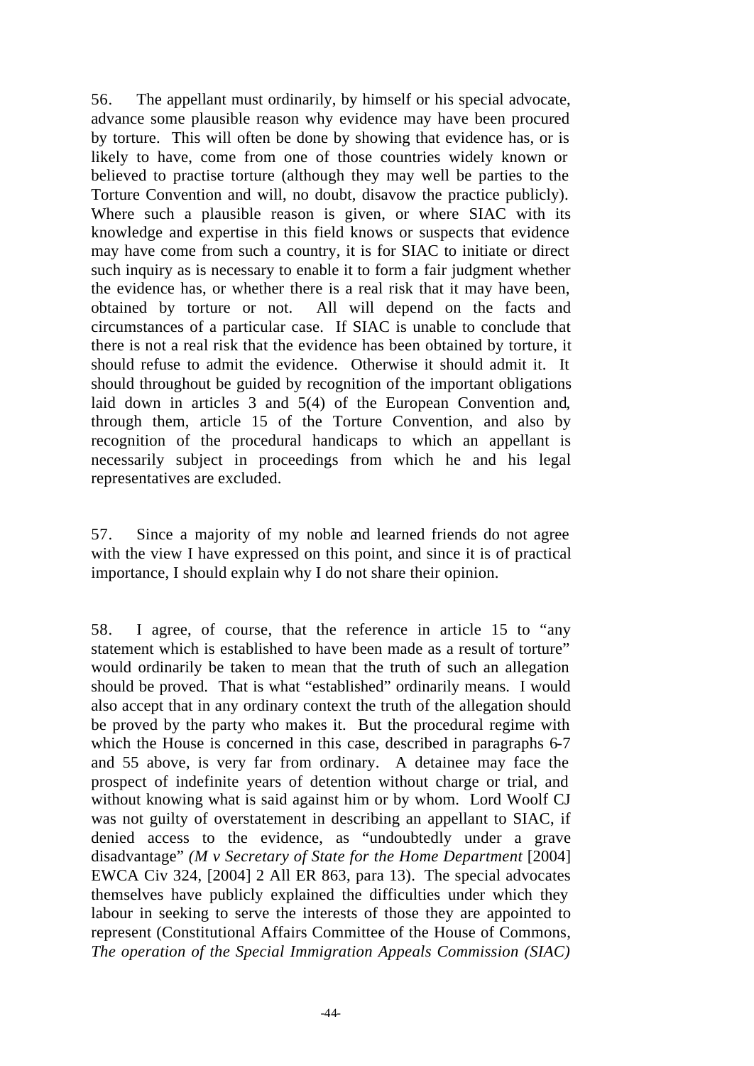56. The appellant must ordinarily, by himself or his special advocate, advance some plausible reason why evidence may have been procured by torture. This will often be done by showing that evidence has, or is likely to have, come from one of those countries widely known or believed to practise torture (although they may well be parties to the Torture Convention and will, no doubt, disavow the practice publicly). Where such a plausible reason is given, or where SIAC with its knowledge and expertise in this field knows or suspects that evidence may have come from such a country, it is for SIAC to initiate or direct such inquiry as is necessary to enable it to form a fair judgment whether the evidence has, or whether there is a real risk that it may have been, obtained by torture or not. All will depend on the facts and circumstances of a particular case. If SIAC is unable to conclude that there is not a real risk that the evidence has been obtained by torture, it should refuse to admit the evidence. Otherwise it should admit it. It should throughout be guided by recognition of the important obligations laid down in articles 3 and 5(4) of the European Convention and, through them, article 15 of the Torture Convention, and also by recognition of the procedural handicaps to which an appellant is necessarily subject in proceedings from which he and his legal representatives are excluded.

57. Since a majority of my noble and learned friends do not agree with the view I have expressed on this point, and since it is of practical importance, I should explain why I do not share their opinion.

58. I agree, of course, that the reference in article 15 to "any statement which is established to have been made as a result of torture" would ordinarily be taken to mean that the truth of such an allegation should be proved. That is what "established" ordinarily means. I would also accept that in any ordinary context the truth of the allegation should be proved by the party who makes it. But the procedural regime with which the House is concerned in this case, described in paragraphs 6-7 and 55 above, is very far from ordinary. A detainee may face the prospect of indefinite years of detention without charge or trial, and without knowing what is said against him or by whom. Lord Woolf CJ was not guilty of overstatement in describing an appellant to SIAC, if denied access to the evidence, as "undoubtedly under a grave disadvantage" *(M v Secretary of State for the Home Department* [2004] EWCA Civ 324, [2004] 2 All ER 863, para 13). The special advocates themselves have publicly explained the difficulties under which they labour in seeking to serve the interests of those they are appointed to represent (Constitutional Affairs Committee of the House of Commons, *The operation of the Special Immigration Appeals Commission (SIAC)*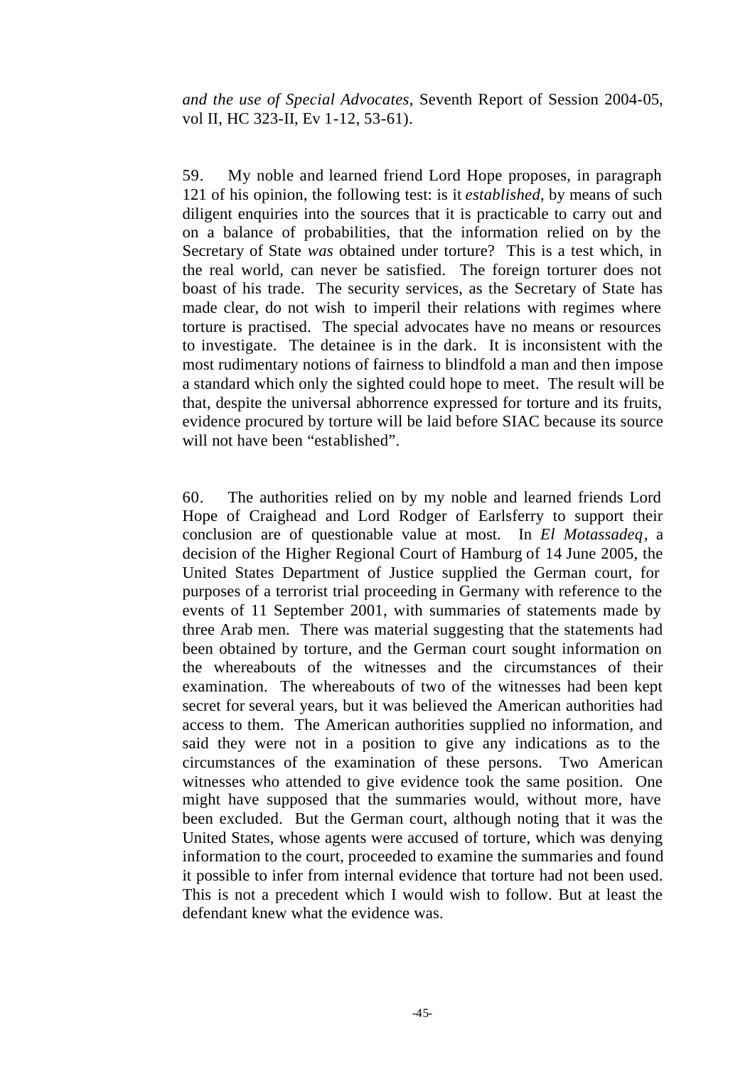*and the use of Special Advocates*, Seventh Report of Session 2004-05, vol II, HC 323-II, Ev 1-12, 53-61).

59. My noble and learned friend Lord Hope proposes, in paragraph 121 of his opinion, the following test: is it *established*, by means of such diligent enquiries into the sources that it is practicable to carry out and on a balance of probabilities, that the information relied on by the Secretary of State *was* obtained under torture? This is a test which, in the real world, can never be satisfied. The foreign torturer does not boast of his trade. The security services, as the Secretary of State has made clear, do not wish to imperil their relations with regimes where torture is practised. The special advocates have no means or resources to investigate. The detainee is in the dark. It is inconsistent with the most rudimentary notions of fairness to blindfold a man and then impose a standard which only the sighted could hope to meet. The result will be that, despite the universal abhorrence expressed for torture and its fruits, evidence procured by torture will be laid before SIAC because its source will not have been "established".

60. The authorities relied on by my noble and learned friends Lord Hope of Craighead and Lord Rodger of Earlsferry to support their conclusion are of questionable value at most. In *El Motassadeq*, a decision of the Higher Regional Court of Hamburg of 14 June 2005, the United States Department of Justice supplied the German court, for purposes of a terrorist trial proceeding in Germany with reference to the events of 11 September 2001, with summaries of statements made by three Arab men. There was material suggesting that the statements had been obtained by torture, and the German court sought information on the whereabouts of the witnesses and the circumstances of their examination. The whereabouts of two of the witnesses had been kept secret for several years, but it was believed the American authorities had access to them. The American authorities supplied no information, and said they were not in a position to give any indications as to the circumstances of the examination of these persons. Two American witnesses who attended to give evidence took the same position. One might have supposed that the summaries would, without more, have been excluded. But the German court, although noting that it was the United States, whose agents were accused of torture, which was denying information to the court, proceeded to examine the summaries and found it possible to infer from internal evidence that torture had not been used. This is not a precedent which I would wish to follow. But at least the defendant knew what the evidence was.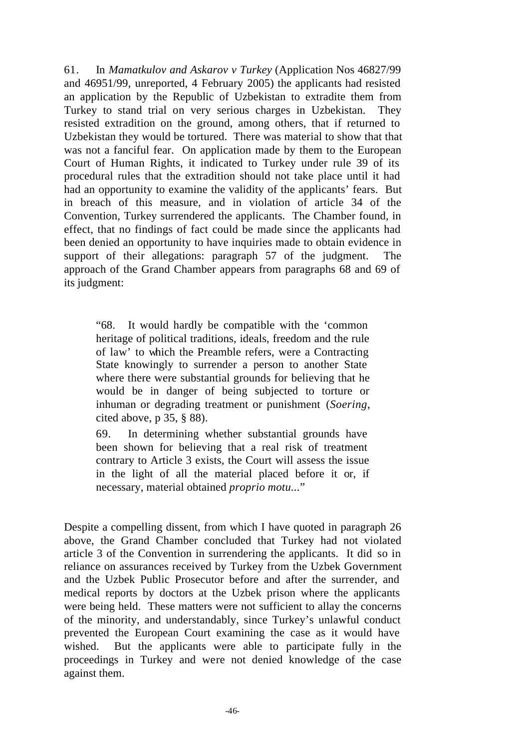61. In *Mamatkulov and Askarov v Turkey* (Application Nos 46827/99 and 46951/99, unreported, 4 February 2005) the applicants had resisted an application by the Republic of Uzbekistan to extradite them from Turkey to stand trial on very serious charges in Uzbekistan. They resisted extradition on the ground, among others, that if returned to Uzbekistan they would be tortured. There was material to show that that was not a fanciful fear. On application made by them to the European Court of Human Rights, it indicated to Turkey under rule 39 of its procedural rules that the extradition should not take place until it had had an opportunity to examine the validity of the applicants' fears. But in breach of this measure, and in violation of article 34 of the Convention, Turkey surrendered the applicants. The Chamber found, in effect, that no findings of fact could be made since the applicants had been denied an opportunity to have inquiries made to obtain evidence in support of their allegations: paragraph 57 of the judgment. The approach of the Grand Chamber appears from paragraphs 68 and 69 of its judgment:

> "68. It would hardly be compatible with the 'common heritage of political traditions, ideals, freedom and the rule of law' to which the Preamble refers, were a Contracting State knowingly to surrender a person to another State where there were substantial grounds for believing that he would be in danger of being subjected to torture or inhuman or degrading treatment or punishment (*Soering*, cited above, p 35, § 88).
>
> 69. In determining whether substantial grounds have been shown for believing that a real risk of treatment contrary to Article 3 exists, the Court will assess the issue in the light of all the material placed before it or, if necessary, material obtained *proprio motu*..."

Despite a compelling dissent, from which I have quoted in paragraph 26 above, the Grand Chamber concluded that Turkey had not violated article 3 of the Convention in surrendering the applicants. It did so in reliance on assurances received by Turkey from the Uzbek Government and the Uzbek Public Prosecutor before and after the surrender, and medical reports by doctors at the Uzbek prison where the applicants were being held. These matters were not sufficient to allay the concerns of the minority, and understandably, since Turkey's unlawful conduct prevented the European Court examining the case as it would have wished. But the applicants were able to participate fully in the proceedings in Turkey and were not denied knowledge of the case against them.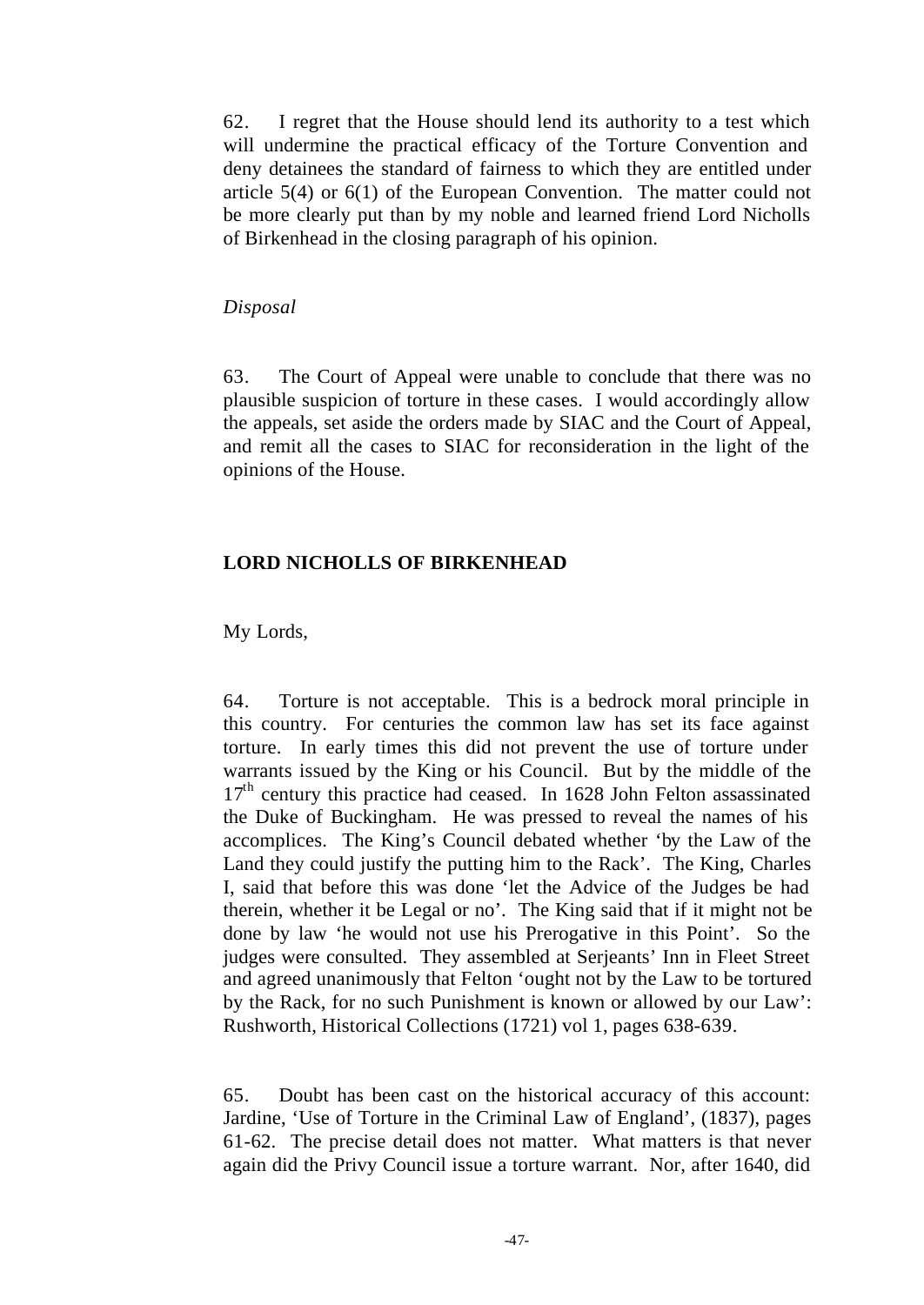62. I regret that the House should lend its authority to a test which will undermine the practical efficacy of the Torture Convention and deny detainees the standard of fairness to which they are entitled under article 5(4) or 6(1) of the European Convention. The matter could not be more clearly put than by my noble and learned friend Lord Nicholls of Birkenhead in the closing paragraph of his opinion.

*Disposal*

63. The Court of Appeal were unable to conclude that there was no plausible suspicion of torture in these cases. I would accordingly allow the appeals, set aside the orders made by SIAC and the Court of Appeal, and remit all the cases to SIAC for reconsideration in the light of the opinions of the House.

**LORD NICHOLLS OF BIRKENHEAD**

My Lords,

64. Torture is not acceptable. This is a bedrock moral principle in this country. For centuries the common law has set its face against torture. In early times this did not prevent the use of torture under warrants issued by the King or his Council. But by the middle of the 17th century this practice had ceased. In 1628 John Felton assassinated the Duke of Buckingham. He was pressed to reveal the names of his accomplices. The King's Council debated whether 'by the Law of the Land they could justify the putting him to the Rack'. The King, Charles I, said that before this was done 'let the Advice of the Judges be had therein, whether it be Legal or no'. The King said that if it might not be done by law 'he would not use his Prerogative in this Point'. So the judges were consulted. They assembled at Serjeants' Inn in Fleet Street and agreed unanimously that Felton 'ought not by the Law to be tortured by the Rack, for no such Punishment is known or allowed by our Law': Rushworth, Historical Collections (1721) vol 1, pages 638-639.

65. Doubt has been cast on the historical accuracy of this account: Jardine, 'Use of Torture in the Criminal Law of England', (1837), pages 61-62. The precise detail does not matter. What matters is that never again did the Privy Council issue a torture warrant. Nor, after 1640, did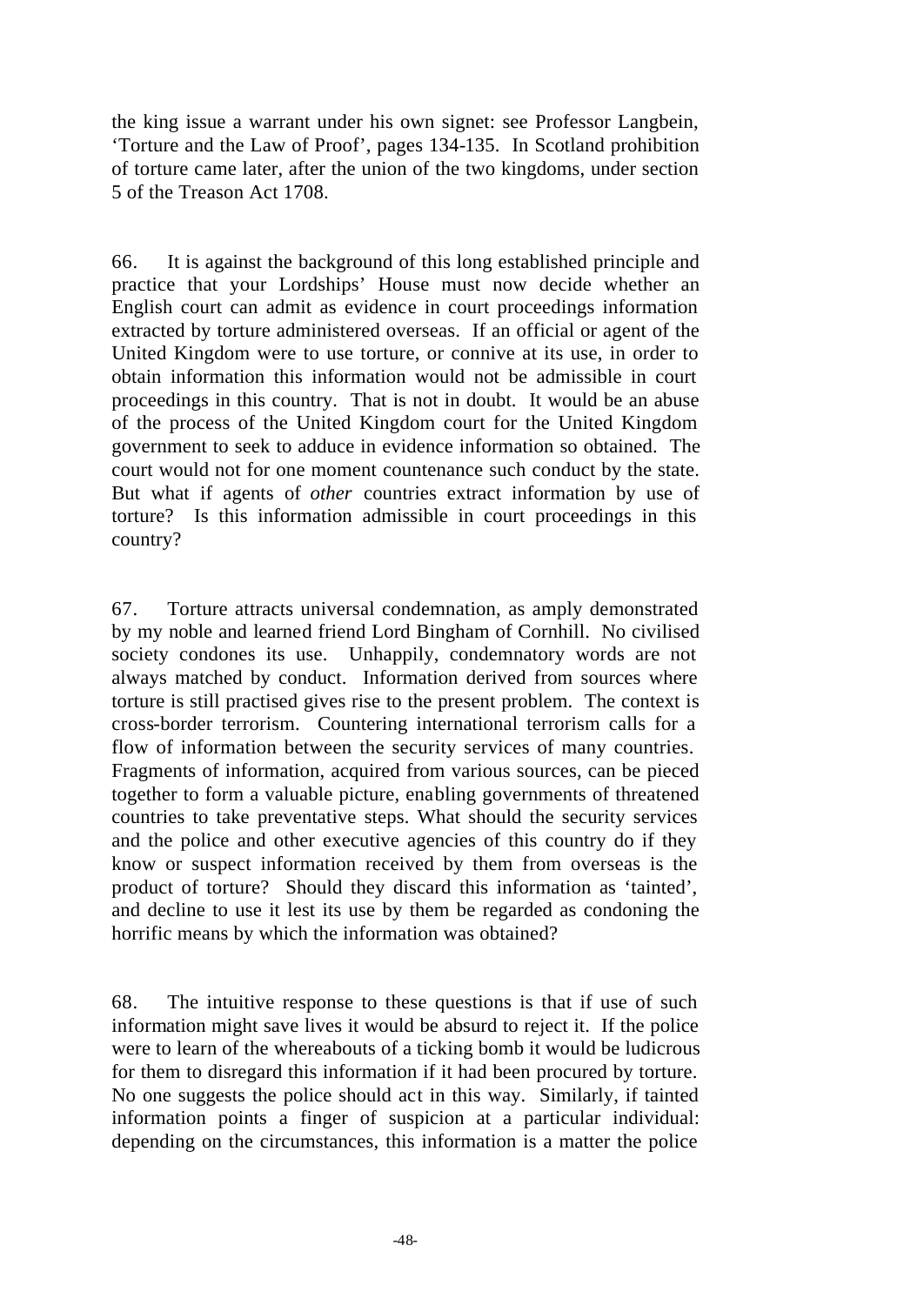the king issue a warrant under his own signet: see Professor Langbein, 'Torture and the Law of Proof', pages 134-135. In Scotland prohibition of torture came later, after the union of the two kingdoms, under section 5 of the Treason Act 1708.

66. It is against the background of this long established principle and practice that your Lordships' House must now decide whether an English court can admit as evidence in court proceedings information extracted by torture administered overseas. If an official or agent of the United Kingdom were to use torture, or connive at its use, in order to obtain information this information would not be admissible in court proceedings in this country. That is not in doubt. It would be an abuse of the process of the United Kingdom court for the United Kingdom government to seek to adduce in evidence information so obtained. The court would not for one moment countenance such conduct by the state. But what if agents of *other* countries extract information by use of torture? Is this information admissible in court proceedings in this country?

67. Torture attracts universal condemnation, as amply demonstrated by my noble and learned friend Lord Bingham of Cornhill. No civilised society condones its use. Unhappily, condemnatory words are not always matched by conduct. Information derived from sources where torture is still practised gives rise to the present problem. The context is cross-border terrorism. Countering international terrorism calls for a flow of information between the security services of many countries. Fragments of information, acquired from various sources, can be pieced together to form a valuable picture, enabling governments of threatened countries to take preventative steps. What should the security services and the police and other executive agencies of this country do if they know or suspect information received by them from overseas is the product of torture? Should they discard this information as 'tainted', and decline to use it lest its use by them be regarded as condoning the horrific means by which the information was obtained?

68. The intuitive response to these questions is that if use of such information might save lives it would be absurd to reject it. If the police were to learn of the whereabouts of a ticking bomb it would be ludicrous for them to disregard this information if it had been procured by torture. No one suggests the police should act in this way. Similarly, if tainted information points a finger of suspicion at a particular individual: depending on the circumstances, this information is a matter the police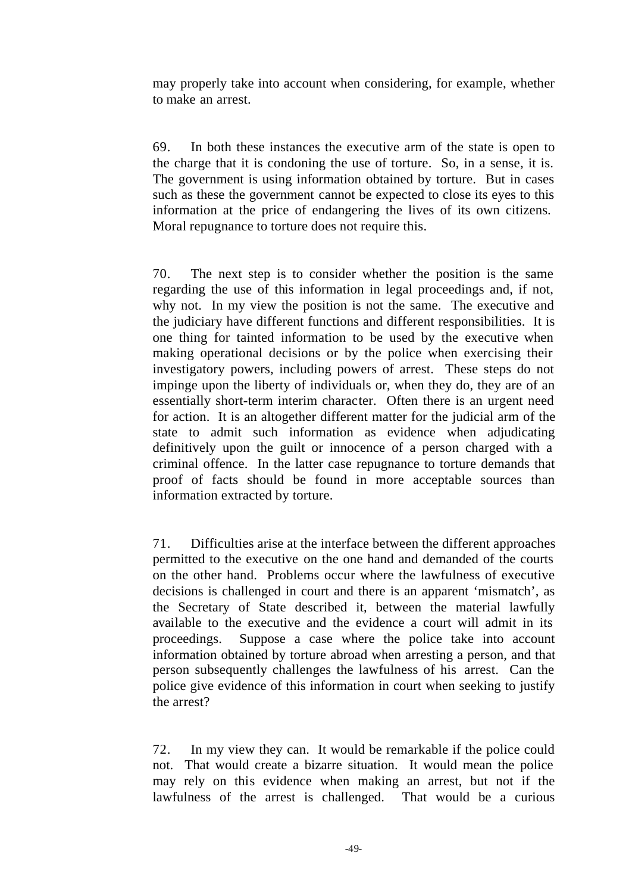may properly take into account when considering, for example, whether to make an arrest.

69. In both these instances the executive arm of the state is open to the charge that it is condoning the use of torture. So, in a sense, it is. The government is using information obtained by torture. But in cases such as these the government cannot be expected to close its eyes to this information at the price of endangering the lives of its own citizens. Moral repugnance to torture does not require this.

70. The next step is to consider whether the position is the same regarding the use of this information in legal proceedings and, if not, why not. In my view the position is not the same. The executive and the judiciary have different functions and different responsibilities. It is one thing for tainted information to be used by the executive when making operational decisions or by the police when exercising their investigatory powers, including powers of arrest. These steps do not impinge upon the liberty of individuals or, when they do, they are of an essentially short-term interim character. Often there is an urgent need for action. It is an altogether different matter for the judicial arm of the state to admit such information as evidence when adjudicating definitively upon the guilt or innocence of a person charged with a criminal offence. In the latter case repugnance to torture demands that proof of facts should be found in more acceptable sources than information extracted by torture.

71. Difficulties arise at the interface between the different approaches permitted to the executive on the one hand and demanded of the courts on the other hand. Problems occur where the lawfulness of executive decisions is challenged in court and there is an apparent 'mismatch', as the Secretary of State described it, between the material lawfully available to the executive and the evidence a court will admit in its proceedings. Suppose a case where the police take into account information obtained by torture abroad when arresting a person, and that person subsequently challenges the lawfulness of his arrest. Can the police give evidence of this information in court when seeking to justify the arrest?

72. In my view they can. It would be remarkable if the police could not. That would create a bizarre situation. It would mean the police may rely on this evidence when making an arrest, but not if the lawfulness of the arrest is challenged. That would be a curious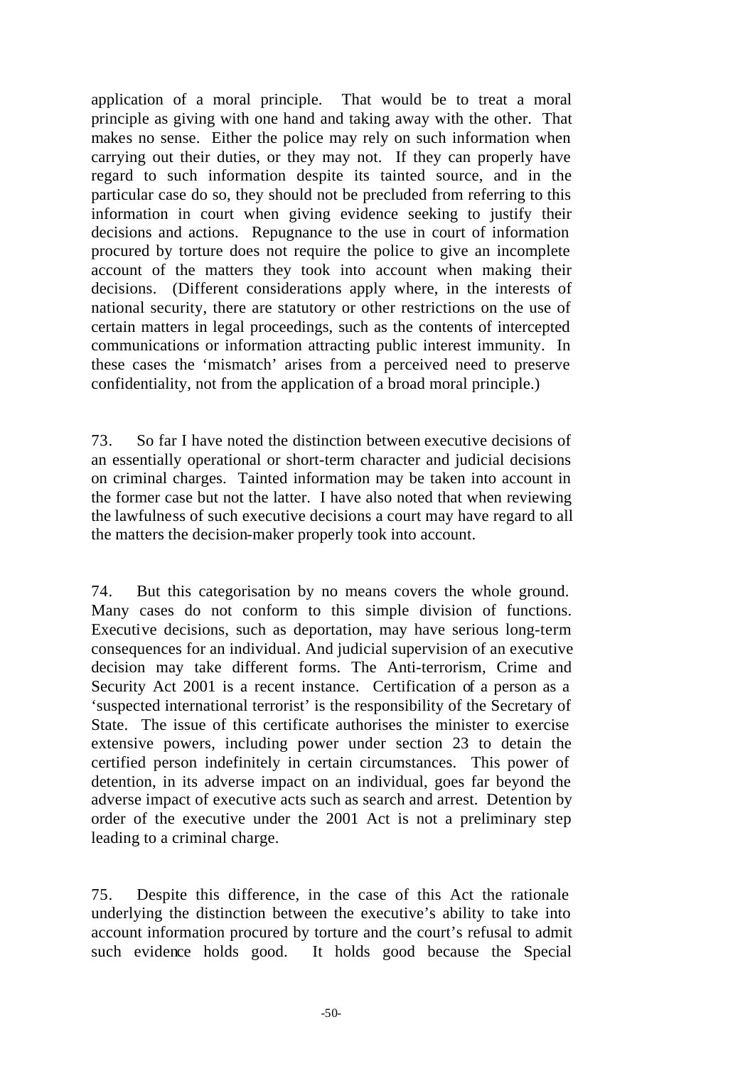application of a moral principle. That would be to treat a moral principle as giving with one hand and taking away with the other. That makes no sense. Either the police may rely on such information when carrying out their duties, or they may not. If they can properly have regard to such information despite its tainted source, and in the particular case do so, they should not be precluded from referring to this information in court when giving evidence seeking to justify their decisions and actions. Repugnance to the use in court of information procured by torture does not require the police to give an incomplete account of the matters they took into account when making their decisions. (Different considerations apply where, in the interests of national security, there are statutory or other restrictions on the use of certain matters in legal proceedings, such as the contents of intercepted communications or information attracting public interest immunity. In these cases the 'mismatch' arises from a perceived need to preserve confidentiality, not from the application of a broad moral principle.)

73. So far I have noted the distinction between executive decisions of an essentially operational or short-term character and judicial decisions on criminal charges. Tainted information may be taken into account in the former case but not the latter. I have also noted that when reviewing the lawfulness of such executive decisions a court may have regard to all the matters the decision-maker properly took into account.

74. But this categorisation by no means covers the whole ground. Many cases do not conform to this simple division of functions. Executive decisions, such as deportation, may have serious long-term consequences for an individual. And judicial supervision of an executive decision may take different forms. The Anti-terrorism, Crime and Security Act 2001 is a recent instance. Certification of a person as a 'suspected international terrorist' is the responsibility of the Secretary of State. The issue of this certificate authorises the minister to exercise extensive powers, including power under section 23 to detain the certified person indefinitely in certain circumstances. This power of detention, in its adverse impact on an individual, goes far beyond the adverse impact of executive acts such as search and arrest. Detention by order of the executive under the 2001 Act is not a preliminary step leading to a criminal charge.

75. Despite this difference, in the case of this Act the rationale underlying the distinction between the executive's ability to take into account information procured by torture and the court's refusal to admit such evidence holds good. It holds good because the Special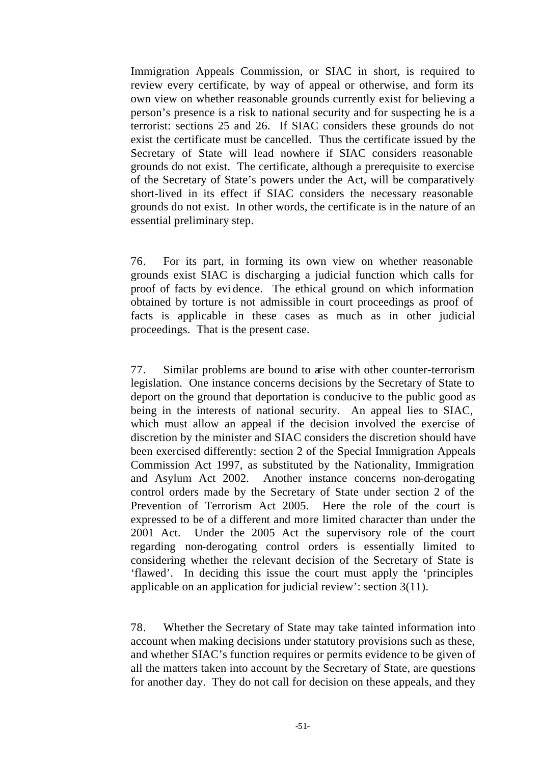Immigration Appeals Commission, or SIAC in short, is required to review every certificate, by way of appeal or otherwise, and form its own view on whether reasonable grounds currently exist for believing a person's presence is a risk to national security and for suspecting he is a terrorist: sections 25 and 26. If SIAC considers these grounds do not exist the certificate must be cancelled. Thus the certificate issued by the Secretary of State will lead nowhere if SIAC considers reasonable grounds do not exist. The certificate, although a prerequisite to exercise of the Secretary of State's powers under the Act, will be comparatively short-lived in its effect if SIAC considers the necessary reasonable grounds do not exist. In other words, the certificate is in the nature of an essential preliminary step.

76. For its part, in forming its own view on whether reasonable grounds exist SIAC is discharging a judicial function which calls for proof of facts by evidence. The ethical ground on which information obtained by torture is not admissible in court proceedings as proof of facts is applicable in these cases as much as in other judicial proceedings. That is the present case.

77. Similar problems are bound to arise with other counter-terrorism legislation. One instance concerns decisions by the Secretary of State to deport on the ground that deportation is conducive to the public good as being in the interests of national security. An appeal lies to SIAC, which must allow an appeal if the decision involved the exercise of discretion by the minister and SIAC considers the discretion should have been exercised differently: section 2 of the Special Immigration Appeals Commission Act 1997, as substituted by the Nationality, Immigration and Asylum Act 2002. Another instance concerns non-derogating control orders made by the Secretary of State under section 2 of the Prevention of Terrorism Act 2005. Here the role of the court is expressed to be of a different and more limited character than under the 2001 Act. Under the 2005 Act the supervisory role of the court regarding non-derogating control orders is essentially limited to considering whether the relevant decision of the Secretary of State is 'flawed'. In deciding this issue the court must apply the 'principles applicable on an application for judicial review': section 3(11).

78. Whether the Secretary of State may take tainted information into account when making decisions under statutory provisions such as these, and whether SIAC's function requires or permits evidence to be given of all the matters taken into account by the Secretary of State, are questions for another day. They do not call for decision on these appeals, and they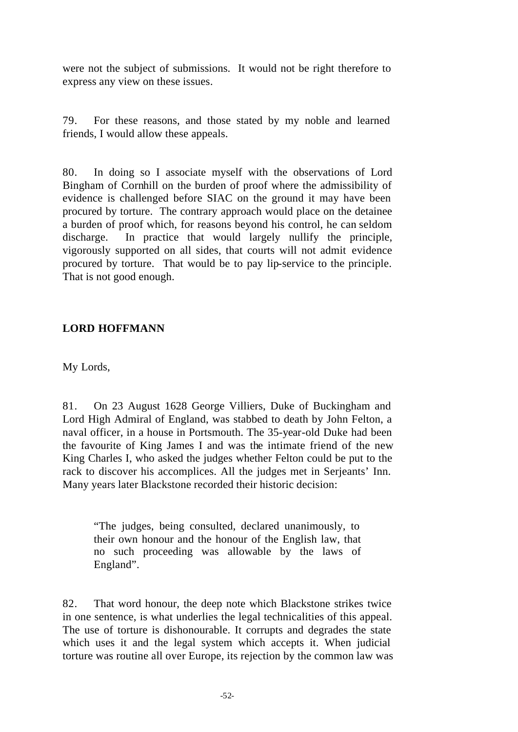were not the subject of submissions. It would not be right therefore to express any view on these issues.

79. For these reasons, and those stated by my noble and learned friends, I would allow these appeals.

80. In doing so I associate myself with the observations of Lord Bingham of Cornhill on the burden of proof where the admissibility of evidence is challenged before SIAC on the ground it may have been procured by torture. The contrary approach would place on the detainee a burden of proof which, for reasons beyond his control, he can seldom discharge. In practice that would largely nullify the principle, vigorously supported on all sides, that courts will not admit evidence procured by torture. That would be to pay lip-service to the principle. That is not good enough.

## LORD HOFFMANN

My Lords,

81. On 23 August 1628 George Villiers, Duke of Buckingham and Lord High Admiral of England, was stabbed to death by John Felton, a naval officer, in a house in Portsmouth. The 35-year-old Duke had been the favourite of King James I and was the intimate friend of the new King Charles I, who asked the judges whether Felton could be put to the rack to discover his accomplices. All the judges met in Serjeants' Inn. Many years later Blackstone recorded their historic decision:

> "The judges, being consulted, declared unanimously, to their own honour and the honour of the English law, that no such proceeding was allowable by the laws of England".

82. That word honour, the deep note which Blackstone strikes twice in one sentence, is what underlies the legal technicalities of this appeal. The use of torture is dishonourable. It corrupts and degrades the state which uses it and the legal system which accepts it. When judicial torture was routine all over Europe, its rejection by the common law was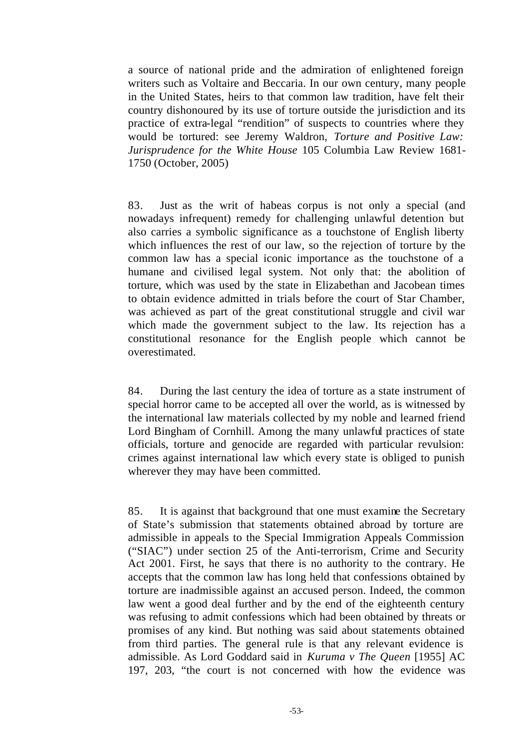a source of national pride and the admiration of enlightened foreign writers such as Voltaire and Beccaria. In our own century, many people in the United States, heirs to that common law tradition, have felt their country dishonoured by its use of torture outside the jurisdiction and its practice of extra-legal "rendition" of suspects to countries where they would be tortured: see Jeremy Waldron, *Torture and Positive Law: Jurisprudence for the White House* 105 Columbia Law Review 1681-1750 (October, 2005)

83. Just as the writ of habeas corpus is not only a special (and nowadays infrequent) remedy for challenging unlawful detention but also carries a symbolic significance as a touchstone of English liberty which influences the rest of our law, so the rejection of torture by the common law has a special iconic importance as the touchstone of a humane and civilised legal system. Not only that: the abolition of torture, which was used by the state in Elizabethan and Jacobean times to obtain evidence admitted in trials before the court of Star Chamber, was achieved as part of the great constitutional struggle and civil war which made the government subject to the law. Its rejection has a constitutional resonance for the English people which cannot be overestimated.

84. During the last century the idea of torture as a state instrument of special horror came to be accepted all over the world, as is witnessed by the international law materials collected by my noble and learned friend Lord Bingham of Cornhill. Among the many unlawful practices of state officials, torture and genocide are regarded with particular revulsion: crimes against international law which every state is obliged to punish wherever they may have been committed.

85. It is against that background that one must examine the Secretary of State's submission that statements obtained abroad by torture are admissible in appeals to the Special Immigration Appeals Commission ("SIAC") under section 25 of the Anti-terrorism, Crime and Security Act 2001. First, he says that there is no authority to the contrary. He accepts that the common law has long held that confessions obtained by torture are inadmissible against an accused person. Indeed, the common law went a good deal further and by the end of the eighteenth century was refusing to admit confessions which had been obtained by threats or promises of any kind. But nothing was said about statements obtained from third parties. The general rule is that any relevant evidence is admissible. As Lord Goddard said in *Kuruma v The Queen* [1955] AC 197, 203, "the court is not concerned with how the evidence was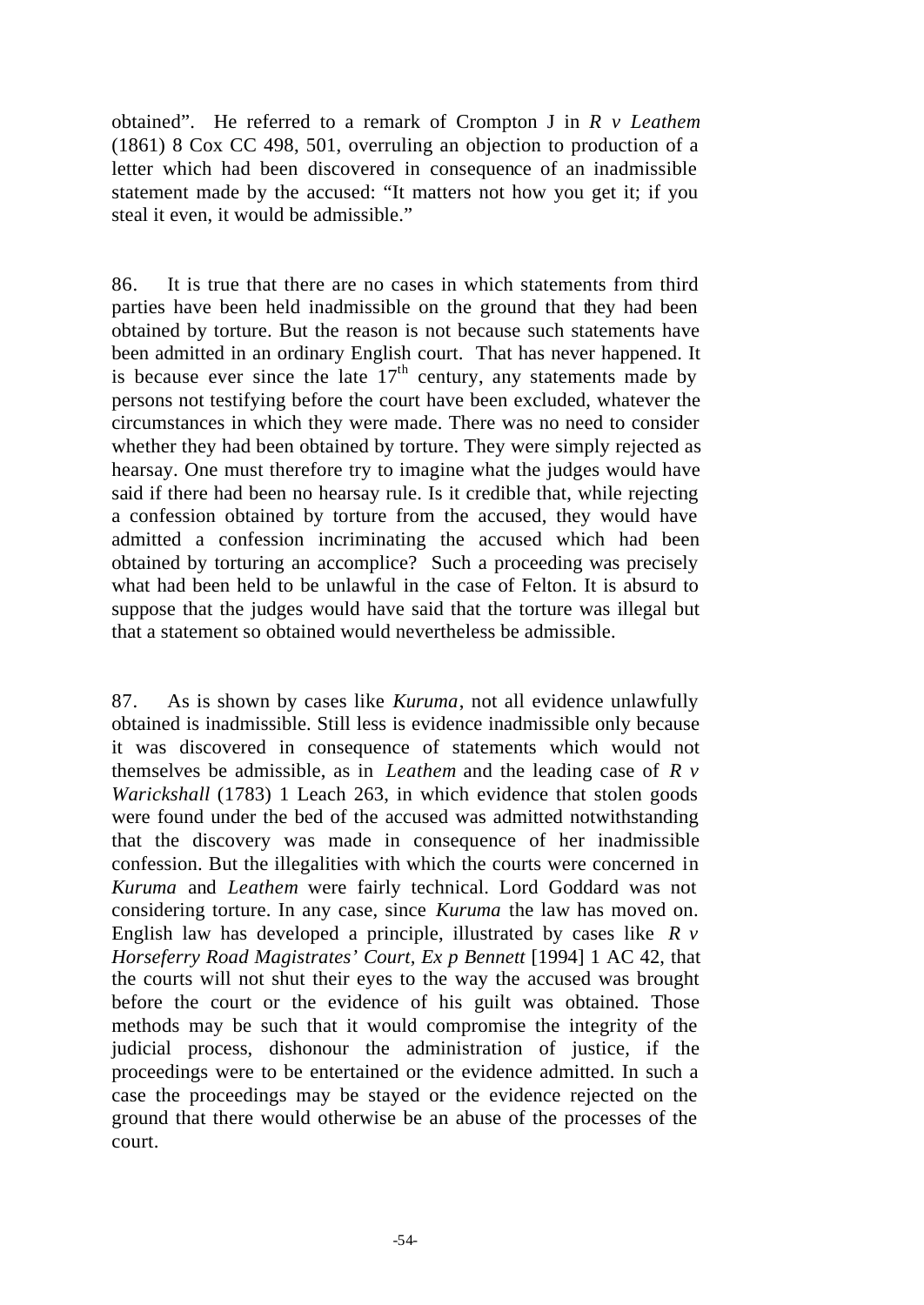obtained". He referred to a remark of Crompton J in *R v Leathem* (1861) 8 Cox CC 498, 501, overruling an objection to production of a letter which had been discovered in consequence of an inadmissible statement made by the accused: "It matters not how you get it; if you steal it even, it would be admissible."

86. It is true that there are no cases in which statements from third parties have been held inadmissible on the ground that they had been obtained by torture. But the reason is not because such statements have been admitted in an ordinary English court. That has never happened. It is because ever since the late 17th century, any statements made by persons not testifying before the court have been excluded, whatever the circumstances in which they were made. There was no need to consider whether they had been obtained by torture. They were simply rejected as hearsay. One must therefore try to imagine what the judges would have said if there had been no hearsay rule. Is it credible that, while rejecting a confession obtained by torture from the accused, they would have admitted a confession incriminating the accused which had been obtained by torturing an accomplice? Such a proceeding was precisely what had been held to be unlawful in the case of Felton. It is absurd to suppose that the judges would have said that the torture was illegal but that a statement so obtained would nevertheless be admissible.

87. As is shown by cases like *Kuruma*, not all evidence unlawfully obtained is inadmissible. Still less is evidence inadmissible only because it was discovered in consequence of statements which would not themselves be admissible, as in *Leathem* and the leading case of *R v Warickshall* (1783) 1 Leach 263, in which evidence that stolen goods were found under the bed of the accused was admitted notwithstanding that the discovery was made in consequence of her inadmissible confession. But the illegalities with which the courts were concerned in *Kuruma* and *Leathem* were fairly technical. Lord Goddard was not considering torture. In any case, since *Kuruma* the law has moved on. English law has developed a principle, illustrated by cases like *R v Horseferry Road Magistrates' Court, Ex p Bennett* [1994] 1 AC 42, that the courts will not shut their eyes to the way the accused was brought before the court or the evidence of his guilt was obtained. Those methods may be such that it would compromise the integrity of the judicial process, dishonour the administration of justice, if the proceedings were to be entertained or the evidence admitted. In such a case the proceedings may be stayed or the evidence rejected on the ground that there would otherwise be an abuse of the processes of the court.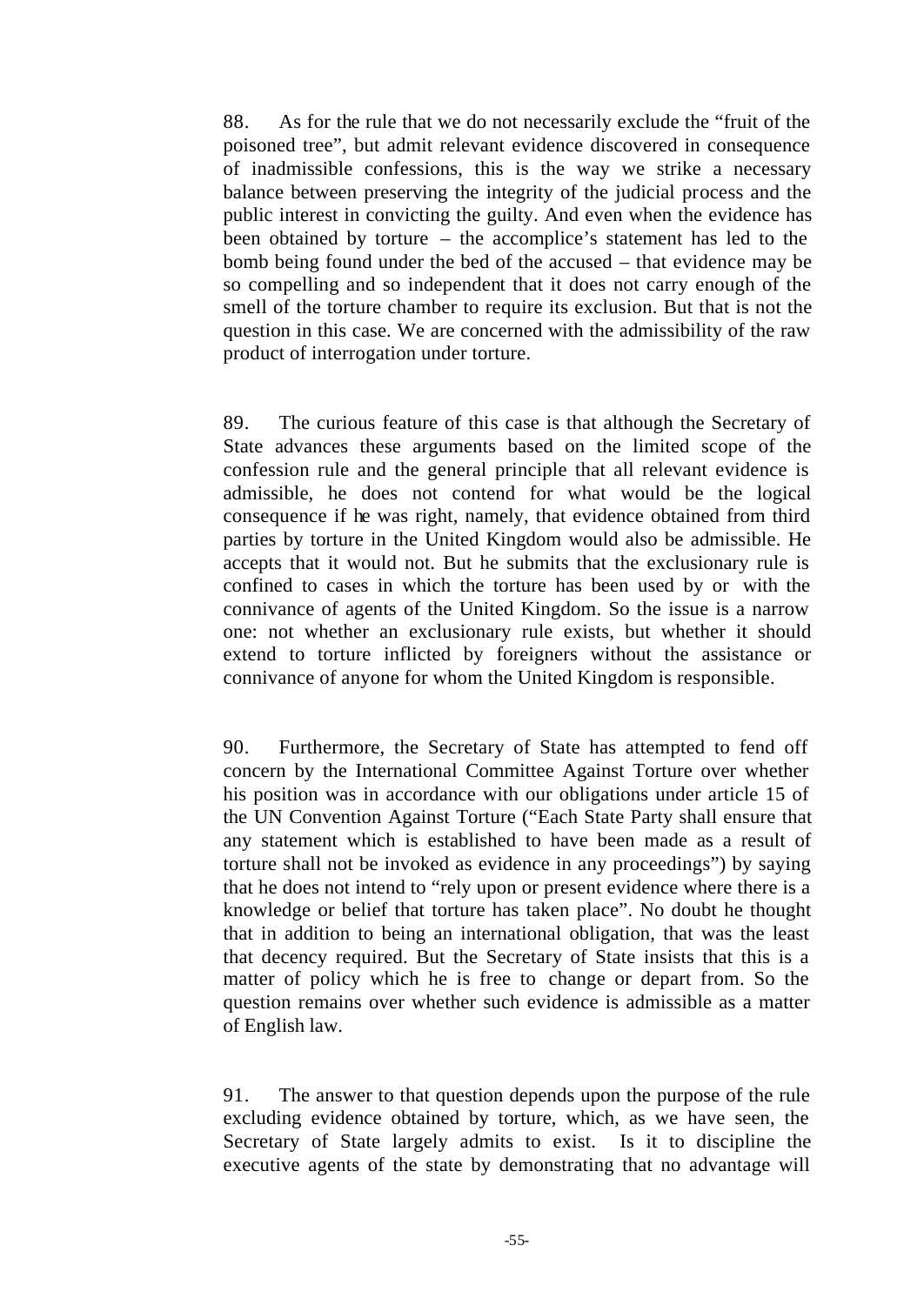88. As for the rule that we do not necessarily exclude the "fruit of the poisoned tree", but admit relevant evidence discovered in consequence of inadmissible confessions, this is the way we strike a necessary balance between preserving the integrity of the judicial process and the public interest in convicting the guilty. And even when the evidence has been obtained by torture – the accomplice's statement has led to the bomb being found under the bed of the accused – that evidence may be so compelling and so independent that it does not carry enough of the smell of the torture chamber to require its exclusion. But that is not the question in this case. We are concerned with the admissibility of the raw product of interrogation under torture.

89. The curious feature of this case is that although the Secretary of State advances these arguments based on the limited scope of the confession rule and the general principle that all relevant evidence is admissible, he does not contend for what would be the logical consequence if he was right, namely, that evidence obtained from third parties by torture in the United Kingdom would also be admissible. He accepts that it would not. But he submits that the exclusionary rule is confined to cases in which the torture has been used by or with the connivance of agents of the United Kingdom. So the issue is a narrow one: not whether an exclusionary rule exists, but whether it should extend to torture inflicted by foreigners without the assistance or connivance of anyone for whom the United Kingdom is responsible.

90. Furthermore, the Secretary of State has attempted to fend off concern by the International Committee Against Torture over whether his position was in accordance with our obligations under article 15 of the UN Convention Against Torture ("Each State Party shall ensure that any statement which is established to have been made as a result of torture shall not be invoked as evidence in any proceedings") by saying that he does not intend to "rely upon or present evidence where there is a knowledge or belief that torture has taken place". No doubt he thought that in addition to being an international obligation, that was the least that decency required. But the Secretary of State insists that this is a matter of policy which he is free to change or depart from. So the question remains over whether such evidence is admissible as a matter of English law.

91. The answer to that question depends upon the purpose of the rule excluding evidence obtained by torture, which, as we have seen, the Secretary of State largely admits to exist. Is it to discipline the executive agents of the state by demonstrating that no advantage will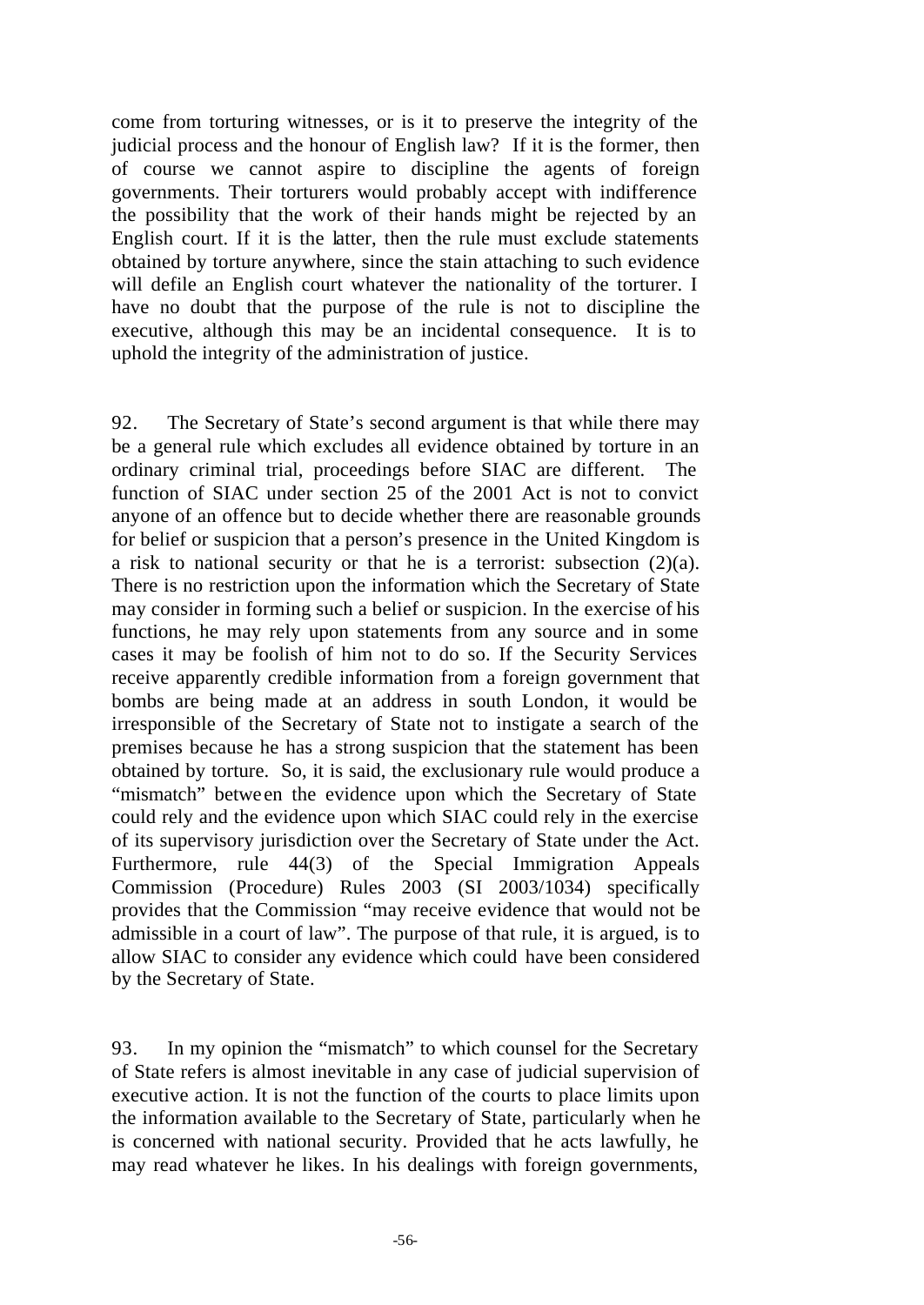come from torturing witnesses, or is it to preserve the integrity of the judicial process and the honour of English law? If it is the former, then of course we cannot aspire to discipline the agents of foreign governments. Their torturers would probably accept with indifference the possibility that the work of their hands might be rejected by an English court. If it is the latter, then the rule must exclude statements obtained by torture anywhere, since the stain attaching to such evidence will defile an English court whatever the nationality of the torturer. I have no doubt that the purpose of the rule is not to discipline the executive, although this may be an incidental consequence. It is to uphold the integrity of the administration of justice.

92. The Secretary of State's second argument is that while there may be a general rule which excludes all evidence obtained by torture in an ordinary criminal trial, proceedings before SIAC are different. The function of SIAC under section 25 of the 2001 Act is not to convict anyone of an offence but to decide whether there are reasonable grounds for belief or suspicion that a person's presence in the United Kingdom is a risk to national security or that he is a terrorist: subsection (2)(a). There is no restriction upon the information which the Secretary of State may consider in forming such a belief or suspicion. In the exercise of his functions, he may rely upon statements from any source and in some cases it may be foolish of him not to do so. If the Security Services receive apparently credible information from a foreign government that bombs are being made at an address in south London, it would be irresponsible of the Secretary of State not to instigate a search of the premises because he has a strong suspicion that the statement has been obtained by torture. So, it is said, the exclusionary rule would produce a "mismatch" between the evidence upon which the Secretary of State could rely and the evidence upon which SIAC could rely in the exercise of its supervisory jurisdiction over the Secretary of State under the Act. Furthermore, rule 44(3) of the Special Immigration Appeals Commission (Procedure) Rules 2003 (SI 2003/1034) specifically provides that the Commission "may receive evidence that would not be admissible in a court of law". The purpose of that rule, it is argued, is to allow SIAC to consider any evidence which could have been considered by the Secretary of State.

93. In my opinion the "mismatch" to which counsel for the Secretary of State refers is almost inevitable in any case of judicial supervision of executive action. It is not the function of the courts to place limits upon the information available to the Secretary of State, particularly when he is concerned with national security. Provided that he acts lawfully, he may read whatever he likes. In his dealings with foreign governments,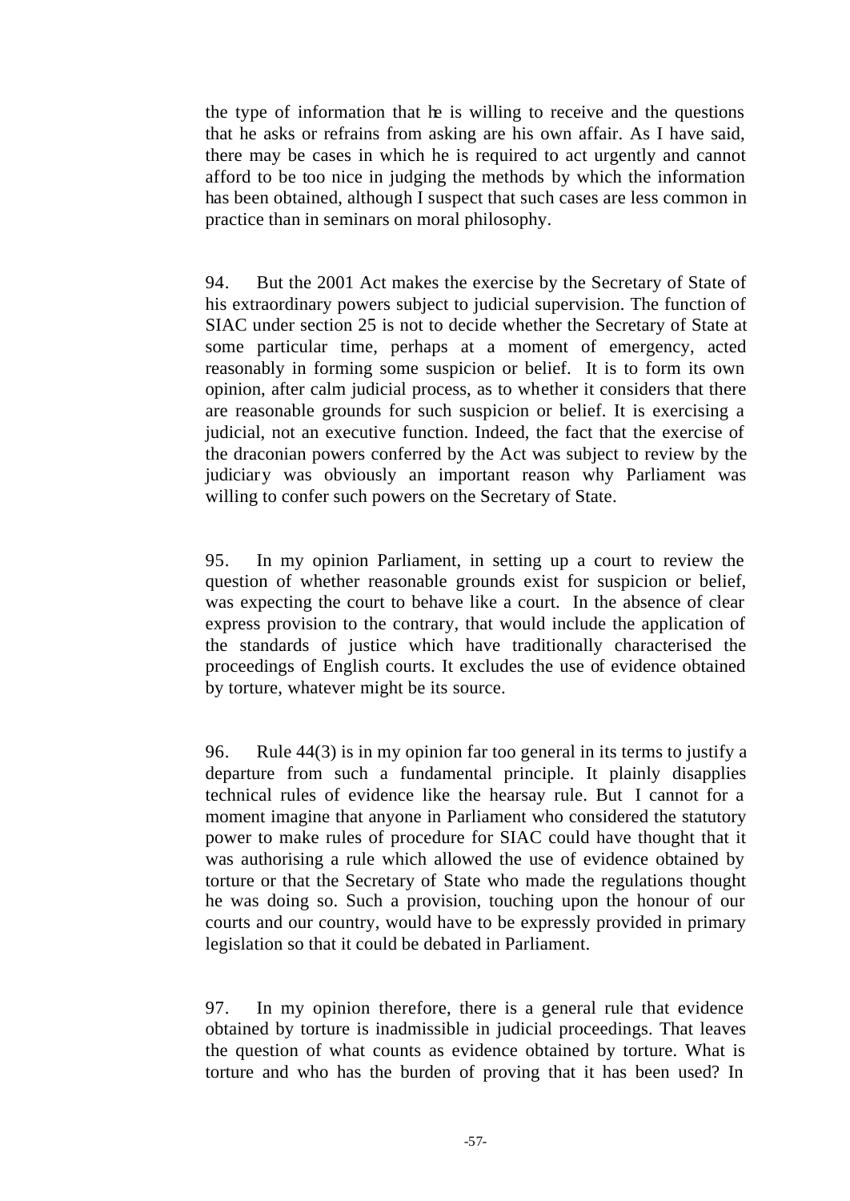the type of information that he is willing to receive and the questions that he asks or refrains from asking are his own affair. As I have said, there may be cases in which he is required to act urgently and cannot afford to be too nice in judging the methods by which the information has been obtained, although I suspect that such cases are less common in practice than in seminars on moral philosophy.

94. But the 2001 Act makes the exercise by the Secretary of State of his extraordinary powers subject to judicial supervision. The function of SIAC under section 25 is not to decide whether the Secretary of State at some particular time, perhaps at a moment of emergency, acted reasonably in forming some suspicion or belief. It is to form its own opinion, after calm judicial process, as to whether it considers that there are reasonable grounds for such suspicion or belief. It is exercising a judicial, not an executive function. Indeed, the fact that the exercise of the draconian powers conferred by the Act was subject to review by the judiciary was obviously an important reason why Parliament was willing to confer such powers on the Secretary of State.

95. In my opinion Parliament, in setting up a court to review the question of whether reasonable grounds exist for suspicion or belief, was expecting the court to behave like a court. In the absence of clear express provision to the contrary, that would include the application of the standards of justice which have traditionally characterised the proceedings of English courts. It excludes the use of evidence obtained by torture, whatever might be its source.

96. Rule 44(3) is in my opinion far too general in its terms to justify a departure from such a fundamental principle. It plainly disapplies technical rules of evidence like the hearsay rule. But I cannot for a moment imagine that anyone in Parliament who considered the statutory power to make rules of procedure for SIAC could have thought that it was authorising a rule which allowed the use of evidence obtained by torture or that the Secretary of State who made the regulations thought he was doing so. Such a provision, touching upon the honour of our courts and our country, would have to be expressly provided in primary legislation so that it could be debated in Parliament.

97. In my opinion therefore, there is a general rule that evidence obtained by torture is inadmissible in judicial proceedings. That leaves the question of what counts as evidence obtained by torture. What is torture and who has the burden of proving that it has been used? In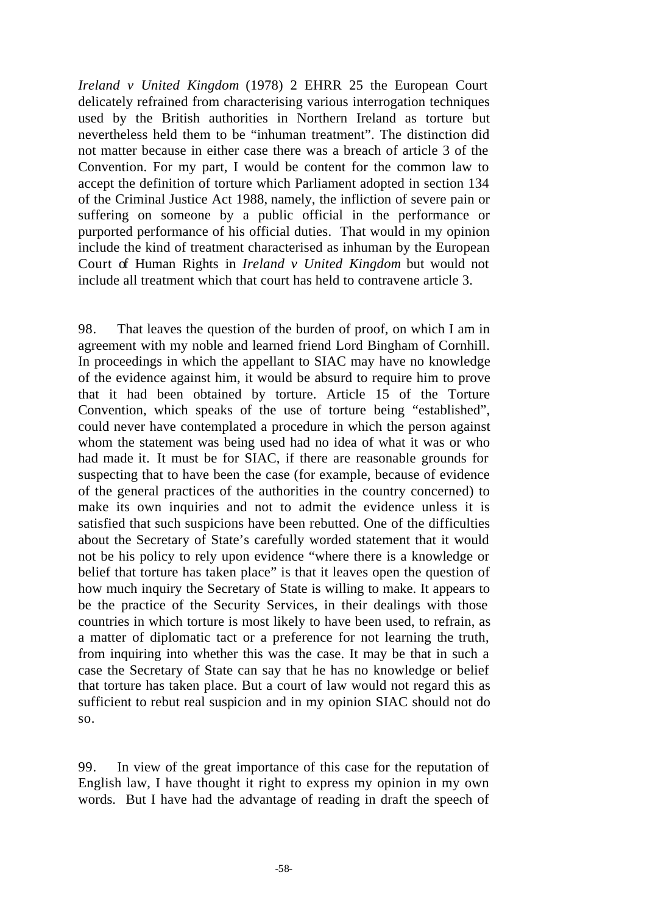*Ireland v United Kingdom* (1978) 2 EHRR 25 the European Court delicately refrained from characterising various interrogation techniques used by the British authorities in Northern Ireland as torture but nevertheless held them to be "inhuman treatment". The distinction did not matter because in either case there was a breach of article 3 of the Convention. For my part, I would be content for the common law to accept the definition of torture which Parliament adopted in section 134 of the Criminal Justice Act 1988, namely, the infliction of severe pain or suffering on someone by a public official in the performance or purported performance of his official duties. That would in my opinion include the kind of treatment characterised as inhuman by the European Court of Human Rights in *Ireland v United Kingdom* but would not include all treatment which that court has held to contravene article 3.

98. That leaves the question of the burden of proof, on which I am in agreement with my noble and learned friend Lord Bingham of Cornhill. In proceedings in which the appellant to SIAC may have no knowledge of the evidence against him, it would be absurd to require him to prove that it had been obtained by torture. Article 15 of the Torture Convention, which speaks of the use of torture being "established", could never have contemplated a procedure in which the person against whom the statement was being used had no idea of what it was or who had made it. It must be for SIAC, if there are reasonable grounds for suspecting that to have been the case (for example, because of evidence of the general practices of the authorities in the country concerned) to make its own inquiries and not to admit the evidence unless it is satisfied that such suspicions have been rebutted. One of the difficulties about the Secretary of State's carefully worded statement that it would not be his policy to rely upon evidence "where there is a knowledge or belief that torture has taken place" is that it leaves open the question of how much inquiry the Secretary of State is willing to make. It appears to be the practice of the Security Services, in their dealings with those countries in which torture is most likely to have been used, to refrain, as a matter of diplomatic tact or a preference for not learning the truth, from inquiring into whether this was the case. It may be that in such a case the Secretary of State can say that he has no knowledge or belief that torture has taken place. But a court of law would not regard this as sufficient to rebut real suspicion and in my opinion SIAC should not do so.

99. In view of the great importance of this case for the reputation of English law, I have thought it right to express my opinion in my own words. But I have had the advantage of reading in draft the speech of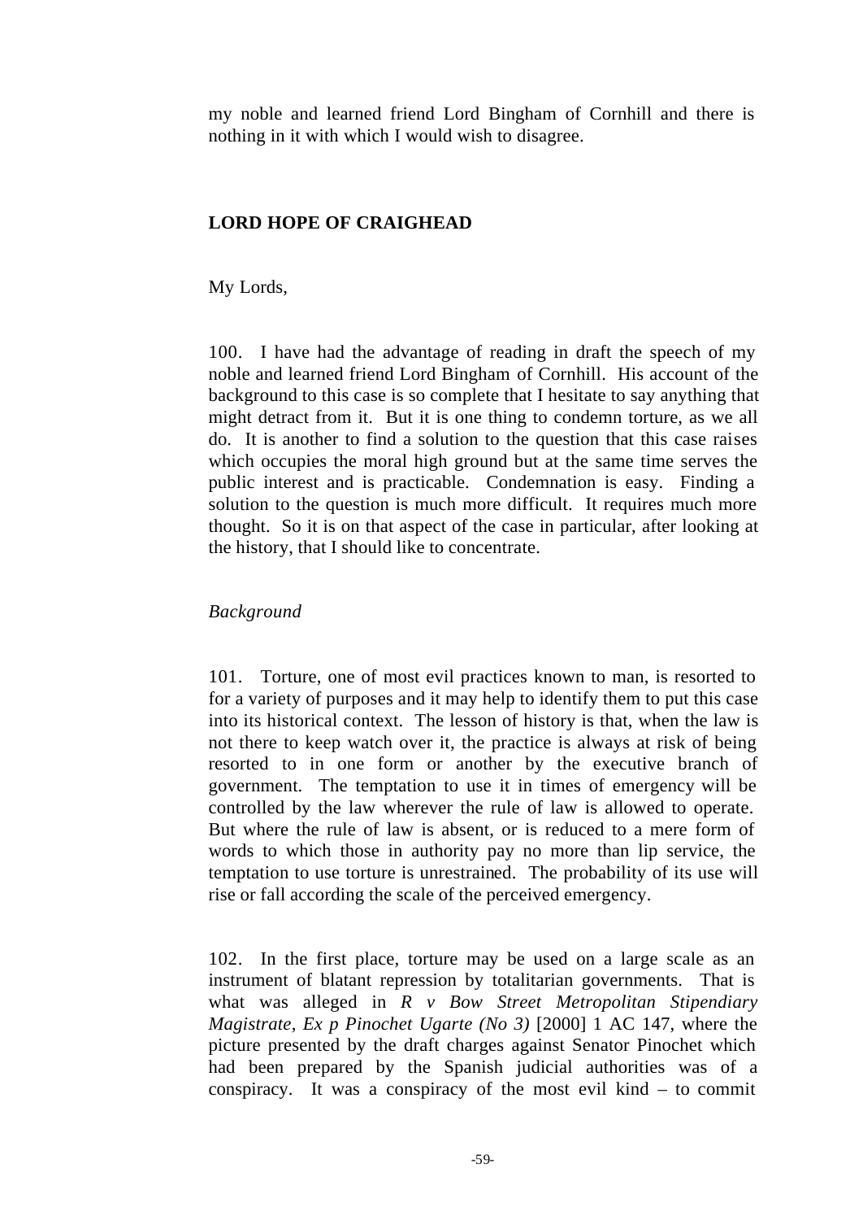my noble and learned friend Lord Bingham of Cornhill and there is nothing in it with which I would wish to disagree.

## LORD HOPE OF CRAIGHEAD

My Lords,

100. I have had the advantage of reading in draft the speech of my noble and learned friend Lord Bingham of Cornhill. His account of the background to this case is so complete that I hesitate to say anything that might detract from it. But it is one thing to condemn torture, as we all do. It is another to find a solution to the question that this case raises which occupies the moral high ground but at the same time serves the public interest and is practicable. Condemnation is easy. Finding a solution to the question is much more difficult. It requires much more thought. So it is on that aspect of the case in particular, after looking at the history, that I should like to concentrate.

*Background*

101. Torture, one of most evil practices known to man, is resorted to for a variety of purposes and it may help to identify them to put this case into its historical context. The lesson of history is that, when the law is not there to keep watch over it, the practice is always at risk of being resorted to in one form or another by the executive branch of government. The temptation to use it in times of emergency will be controlled by the law wherever the rule of law is allowed to operate. But where the rule of law is absent, or is reduced to a mere form of words to which those in authority pay no more than lip service, the temptation to use torture is unrestrained. The probability of its use will rise or fall according the scale of the perceived emergency.

102. In the first place, torture may be used on a large scale as an instrument of blatant repression by totalitarian governments. That is what was alleged in *R v Bow Street Metropolitan Stipendiary Magistrate, Ex p Pinochet Ugarte (No 3)* [2000] 1 AC 147, where the picture presented by the draft charges against Senator Pinochet which had been prepared by the Spanish judicial authorities was of a conspiracy. It was a conspiracy of the most evil kind – to commit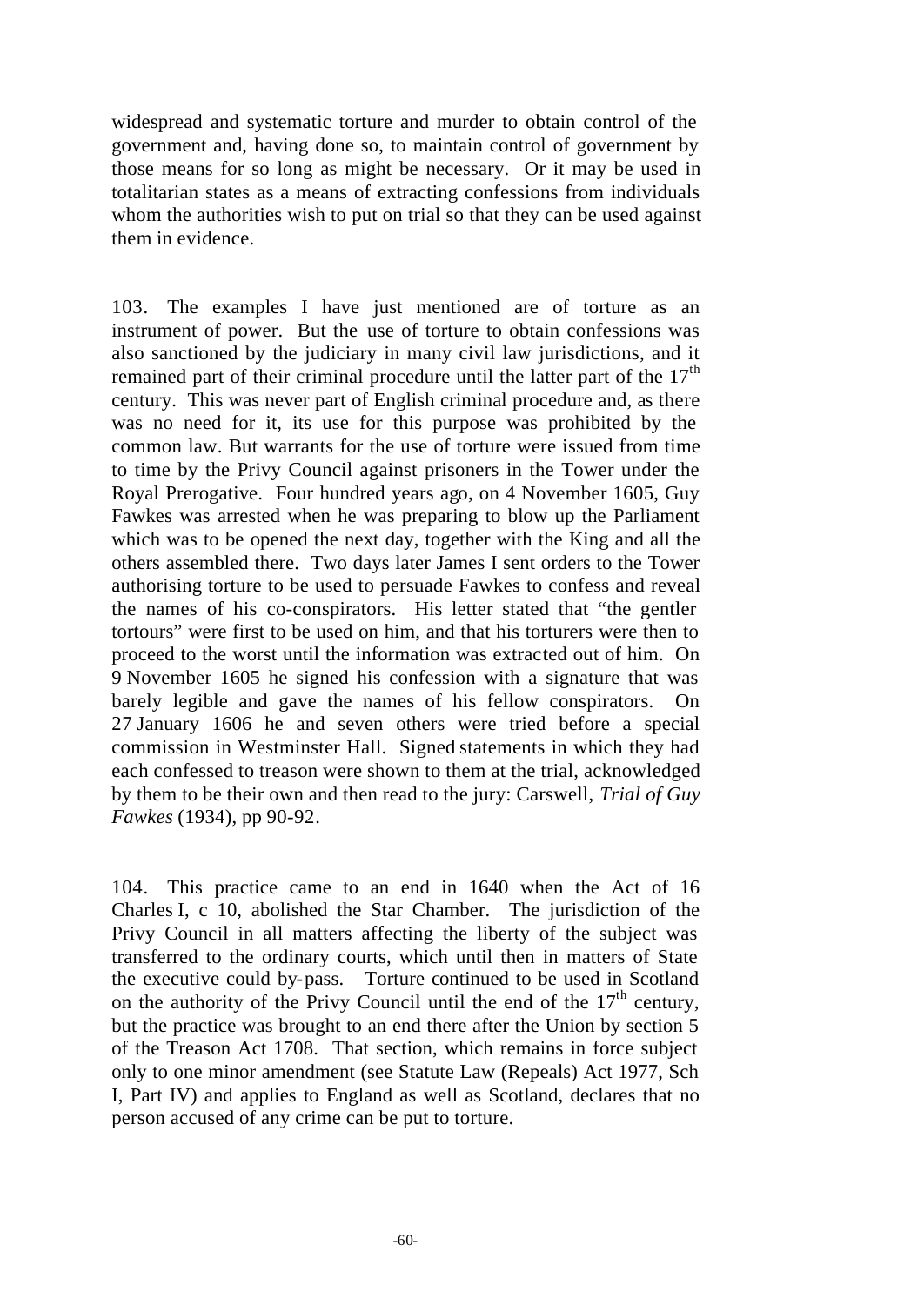widespread and systematic torture and murder to obtain control of the government and, having done so, to maintain control of government by those means for so long as might be necessary. Or it may be used in totalitarian states as a means of extracting confessions from individuals whom the authorities wish to put on trial so that they can be used against them in evidence.

103. The examples I have just mentioned are of torture as an instrument of power. But the use of torture to obtain confessions was also sanctioned by the judiciary in many civil law jurisdictions, and it remained part of their criminal procedure until the latter part of the 17th century. This was never part of English criminal procedure and, as there was no need for it, its use for this purpose was prohibited by the common law. But warrants for the use of torture were issued from time to time by the Privy Council against prisoners in the Tower under the Royal Prerogative. Four hundred years ago, on 4 November 1605, Guy Fawkes was arrested when he was preparing to blow up the Parliament which was to be opened the next day, together with the King and all the others assembled there. Two days later James I sent orders to the Tower authorising torture to be used to persuade Fawkes to confess and reveal the names of his co-conspirators. His letter stated that "the gentler tortours" were first to be used on him, and that his torturers were then to proceed to the worst until the information was extracted out of him. On 9 November 1605 he signed his confession with a signature that was barely legible and gave the names of his fellow conspirators. On 27 January 1606 he and seven others were tried before a special commission in Westminster Hall. Signed statements in which they had each confessed to treason were shown to them at the trial, acknowledged by them to be their own and then read to the jury: Carswell, *Trial of Guy Fawkes* (1934), pp 90-92.

104. This practice came to an end in 1640 when the Act of 16 Charles I, c 10, abolished the Star Chamber. The jurisdiction of the Privy Council in all matters affecting the liberty of the subject was transferred to the ordinary courts, which until then in matters of State the executive could by-pass. Torture continued to be used in Scotland on the authority of the Privy Council until the end of the 17th century, but the practice was brought to an end there after the Union by section 5 of the Treason Act 1708. That section, which remains in force subject only to one minor amendment (see Statute Law (Repeals) Act 1977, Sch I, Part IV) and applies to England as well as Scotland, declares that no person accused of any crime can be put to torture.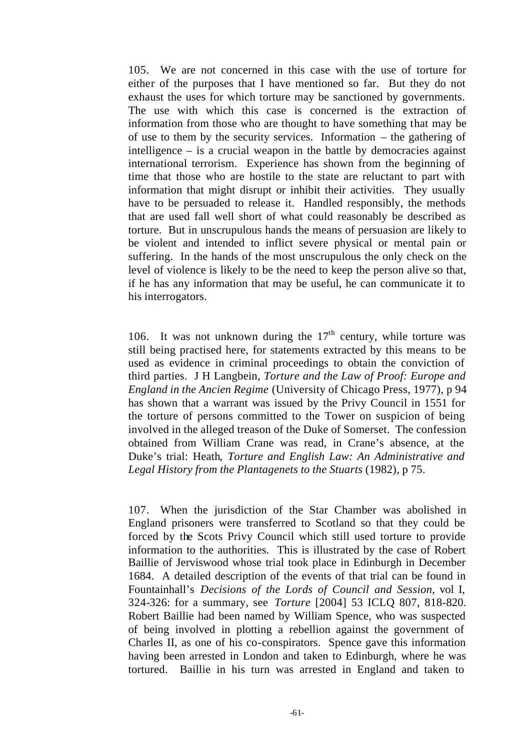105. We are not concerned in this case with the use of torture for either of the purposes that I have mentioned so far. But they do not exhaust the uses for which torture may be sanctioned by governments. The use with which this case is concerned is the extraction of information from those who are thought to have something that may be of use to them by the security services. Information – the gathering of intelligence – is a crucial weapon in the battle by democracies against international terrorism. Experience has shown from the beginning of time that those who are hostile to the state are reluctant to part with information that might disrupt or inhibit their activities. They usually have to be persuaded to release it. Handled responsibly, the methods that are used fall well short of what could reasonably be described as torture. But in unscrupulous hands the means of persuasion are likely to be violent and intended to inflict severe physical or mental pain or suffering. In the hands of the most unscrupulous the only check on the level of violence is likely to be the need to keep the person alive so that, if he has any information that may be useful, he can communicate it to his interrogators.

106. It was not unknown during the 17th century, while torture was still being practised here, for statements extracted by this means to be used as evidence in criminal proceedings to obtain the conviction of third parties. J H Langbein, *Torture and the Law of Proof: Europe and England in the Ancien Regime* (University of Chicago Press, 1977), p 94 has shown that a warrant was issued by the Privy Council in 1551 for the torture of persons committed to the Tower on suspicion of being involved in the alleged treason of the Duke of Somerset. The confession obtained from William Crane was read, in Crane's absence, at the Duke's trial: Heath, *Torture and English Law: An Administrative and Legal History from the Plantagenets to the Stuarts* (1982), p 75.

107. When the jurisdiction of the Star Chamber was abolished in England prisoners were transferred to Scotland so that they could be forced by the Scots Privy Council which still used torture to provide information to the authorities. This is illustrated by the case of Robert Baillie of Jerviswood whose trial took place in Edinburgh in December 1684. A detailed description of the events of that trial can be found in Fountainhall's *Decisions of the Lords of Council and Session*, vol I, 324-326: for a summary, see *Torture* [2004] 53 ICLQ 807, 818-820. Robert Baillie had been named by William Spence, who was suspected of being involved in plotting a rebellion against the government of Charles II, as one of his co-conspirators. Spence gave this information having been arrested in London and taken to Edinburgh, where he was tortured. Baillie in his turn was arrested in England and taken to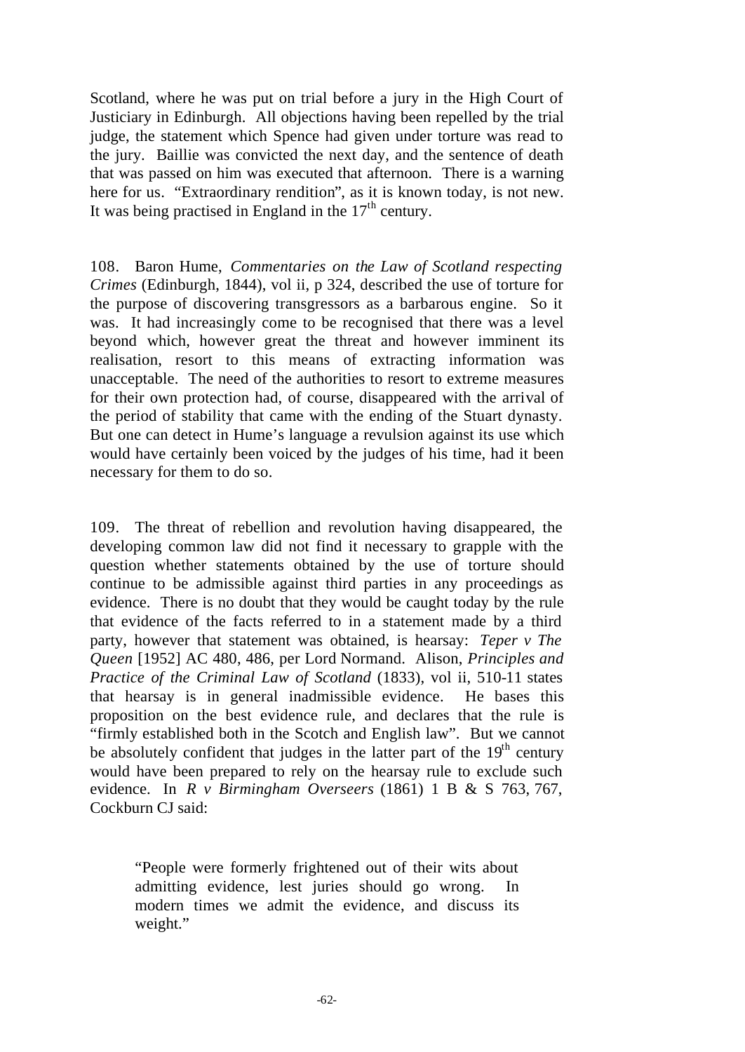Scotland, where he was put on trial before a jury in the High Court of Justiciary in Edinburgh. All objections having been repelled by the trial judge, the statement which Spence had given under torture was read to the jury. Baillie was convicted the next day, and the sentence of death that was passed on him was executed that afternoon. There is a warning here for us. "Extraordinary rendition", as it is known today, is not new. It was being practised in England in the 17th century.

108. Baron Hume, *Commentaries on the Law of Scotland respecting Crimes* (Edinburgh, 1844), vol ii, p 324, described the use of torture for the purpose of discovering transgressors as a barbarous engine. So it was. It had increasingly come to be recognised that there was a level beyond which, however great the threat and however imminent its realisation, resort to this means of extracting information was unacceptable. The need of the authorities to resort to extreme measures for their own protection had, of course, disappeared with the arrival of the period of stability that came with the ending of the Stuart dynasty. But one can detect in Hume's language a revulsion against its use which would have certainly been voiced by the judges of his time, had it been necessary for them to do so.

109. The threat of rebellion and revolution having disappeared, the developing common law did not find it necessary to grapple with the question whether statements obtained by the use of torture should continue to be admissible against third parties in any proceedings as evidence. There is no doubt that they would be caught today by the rule that evidence of the facts referred to in a statement made by a third party, however that statement was obtained, is hearsay: *Teper v The Queen* [1952] AC 480, 486, per Lord Normand. Alison, *Principles and Practice of the Criminal Law of Scotland* (1833), vol ii, 510-11 states that hearsay is in general inadmissible evidence. He bases this proposition on the best evidence rule, and declares that the rule is "firmly established both in the Scotch and English law". But we cannot be absolutely confident that judges in the latter part of the 19th century would have been prepared to rely on the hearsay rule to exclude such evidence. In *R v Birmingham Overseers* (1861) 1 B & S 763, 767, Cockburn CJ said:

> "People were formerly frightened out of their wits about admitting evidence, lest juries should go wrong. In modern times we admit the evidence, and discuss its weight."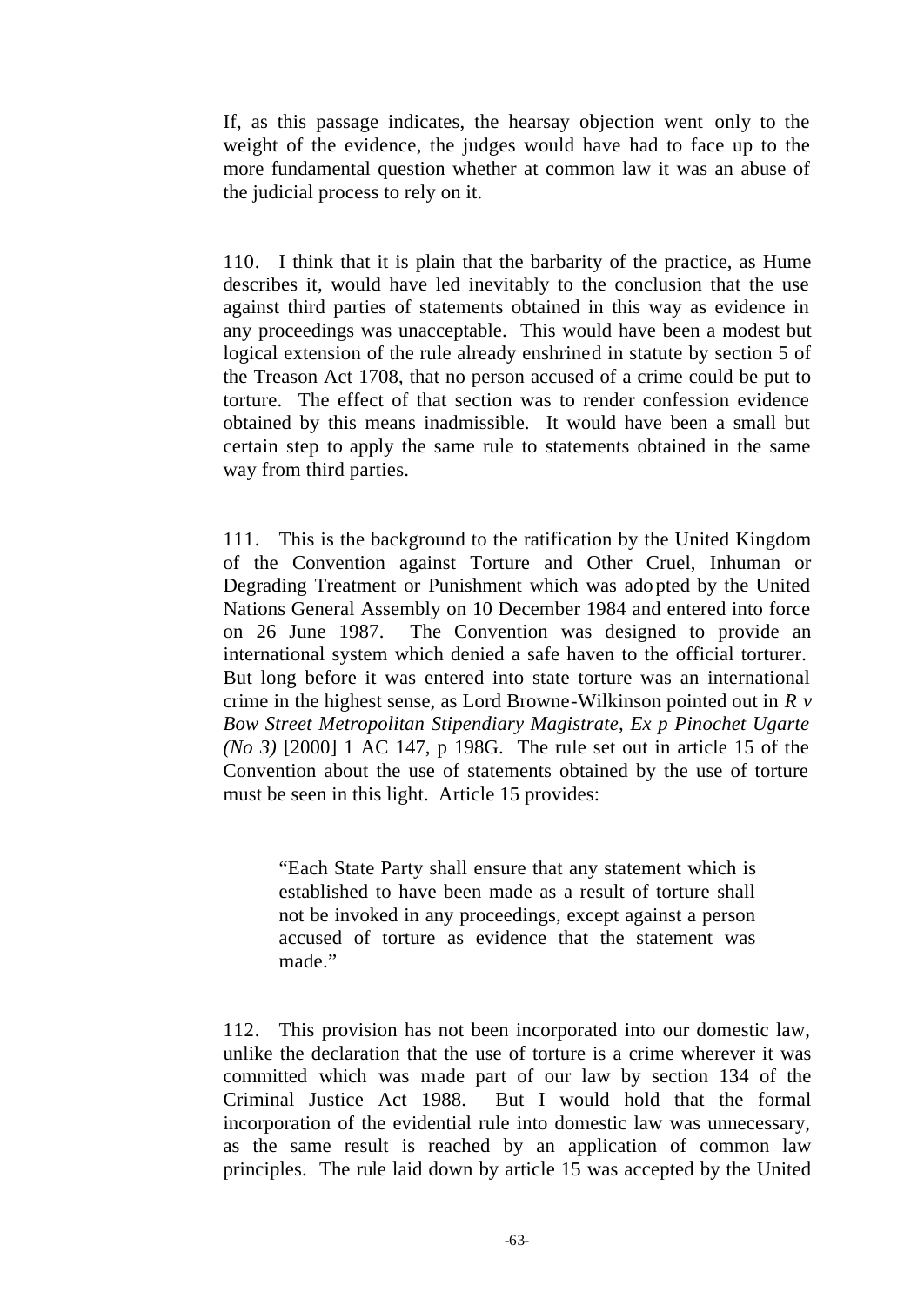If, as this passage indicates, the hearsay objection went only to the weight of the evidence, the judges would have had to face up to the more fundamental question whether at common law it was an abuse of the judicial process to rely on it.

110. I think that it is plain that the barbarity of the practice, as Hume describes it, would have led inevitably to the conclusion that the use against third parties of statements obtained in this way as evidence in any proceedings was unacceptable. This would have been a modest but logical extension of the rule already enshrined in statute by section 5 of the Treason Act 1708, that no person accused of a crime could be put to torture. The effect of that section was to render confession evidence obtained by this means inadmissible. It would have been a small but certain step to apply the same rule to statements obtained in the same way from third parties.

111. This is the background to the ratification by the United Kingdom of the Convention against Torture and Other Cruel, Inhuman or Degrading Treatment or Punishment which was adopted by the United Nations General Assembly on 10 December 1984 and entered into force on 26 June 1987. The Convention was designed to provide an international system which denied a safe haven to the official torturer. But long before it was entered into state torture was an international crime in the highest sense, as Lord Browne-Wilkinson pointed out in *R v Bow Street Metropolitan Stipendiary Magistrate, Ex p Pinochet Ugarte (No 3)* [2000] 1 AC 147, p 198G. The rule set out in article 15 of the Convention about the use of statements obtained by the use of torture must be seen in this light. Article 15 provides:

> "Each State Party shall ensure that any statement which is established to have been made as a result of torture shall not be invoked in any proceedings, except against a person accused of torture as evidence that the statement was made."

112. This provision has not been incorporated into our domestic law, unlike the declaration that the use of torture is a crime wherever it was committed which was made part of our law by section 134 of the Criminal Justice Act 1988. But I would hold that the formal incorporation of the evidential rule into domestic law was unnecessary, as the same result is reached by an application of common law principles. The rule laid down by article 15 was accepted by the United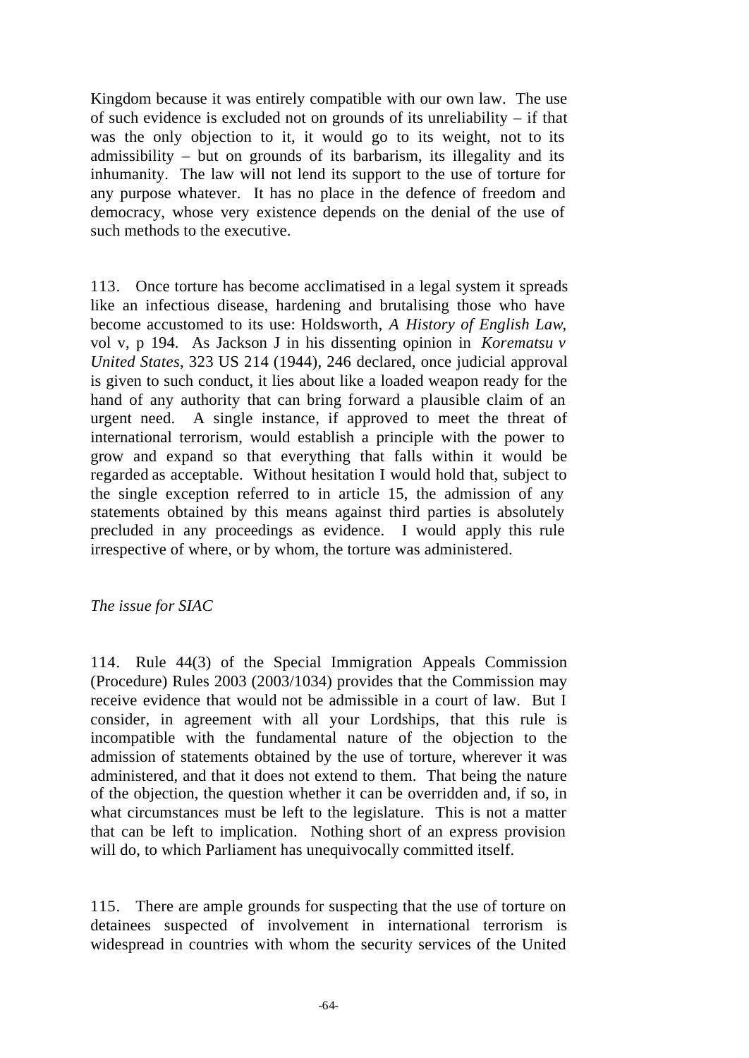Kingdom because it was entirely compatible with our own law. The use of such evidence is excluded not on grounds of its unreliability – if that was the only objection to it, it would go to its weight, not to its admissibility – but on grounds of its barbarism, its illegality and its inhumanity. The law will not lend its support to the use of torture for any purpose whatever. It has no place in the defence of freedom and democracy, whose very existence depends on the denial of the use of such methods to the executive.

113. Once torture has become acclimatised in a legal system it spreads like an infectious disease, hardening and brutalising those who have become accustomed to its use: Holdsworth, *A History of English Law*, vol v, p 194. As Jackson J in his dissenting opinion in *Korematsu v United States*, 323 US 214 (1944), 246 declared, once judicial approval is given to such conduct, it lies about like a loaded weapon ready for the hand of any authority that can bring forward a plausible claim of an urgent need. A single instance, if approved to meet the threat of international terrorism, would establish a principle with the power to grow and expand so that everything that falls within it would be regarded as acceptable. Without hesitation I would hold that, subject to the single exception referred to in article 15, the admission of any statements obtained by this means against third parties is absolutely precluded in any proceedings as evidence. I would apply this rule irrespective of where, or by whom, the torture was administered.

*The issue for SIAC*

114. Rule 44(3) of the Special Immigration Appeals Commission (Procedure) Rules 2003 (2003/1034) provides that the Commission may receive evidence that would not be admissible in a court of law. But I consider, in agreement with all your Lordships, that this rule is incompatible with the fundamental nature of the objection to the admission of statements obtained by the use of torture, wherever it was administered, and that it does not extend to them. That being the nature of the objection, the question whether it can be overridden and, if so, in what circumstances must be left to the legislature. This is not a matter that can be left to implication. Nothing short of an express provision will do, to which Parliament has unequivocally committed itself.

115. There are ample grounds for suspecting that the use of torture on detainees suspected of involvement in international terrorism is widespread in countries with whom the security services of the United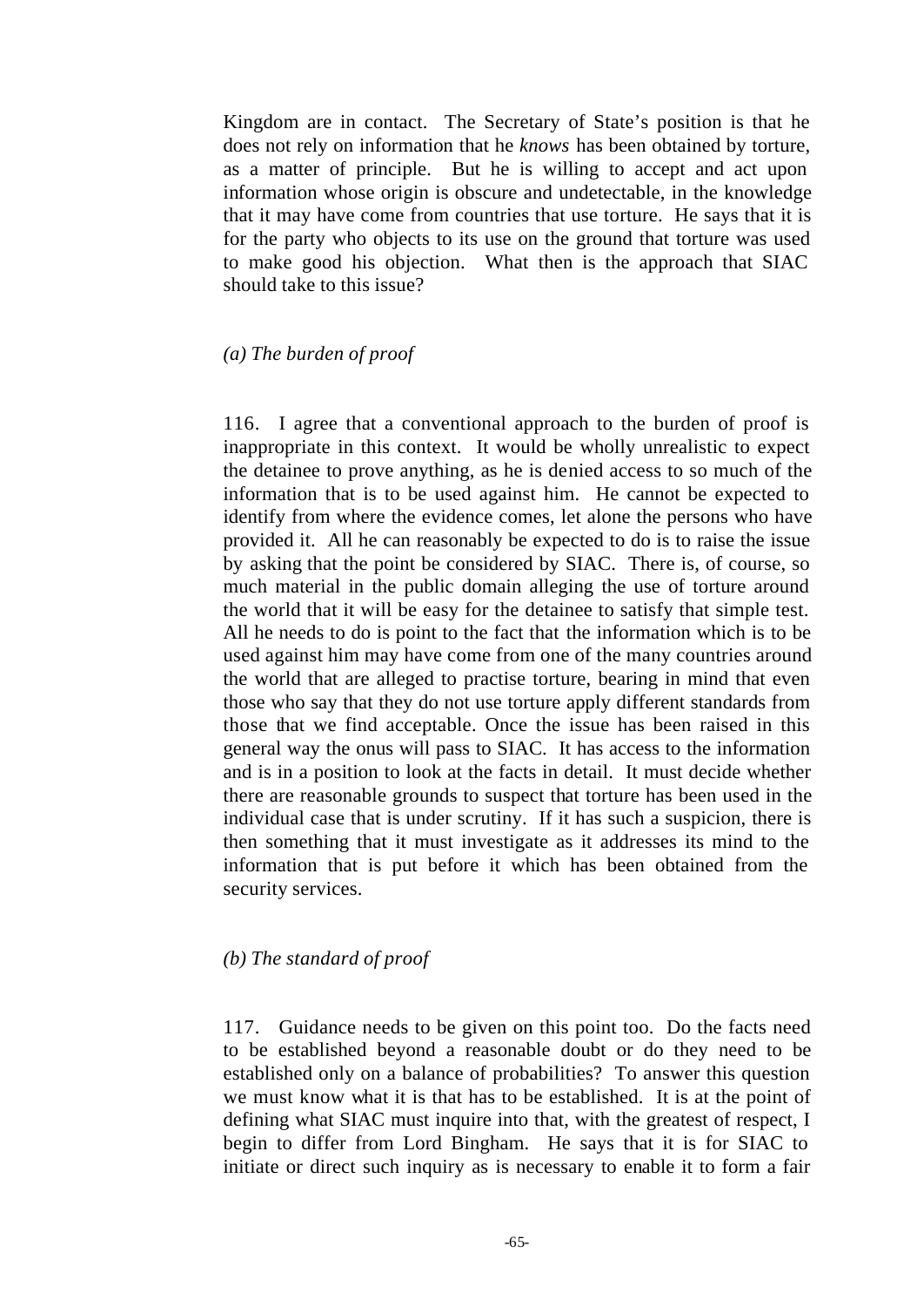Kingdom are in contact. The Secretary of State's position is that he does not rely on information that he *knows* has been obtained by torture, as a matter of principle. But he is willing to accept and act upon information whose origin is obscure and undetectable, in the knowledge that it may have come from countries that use torture. He says that it is for the party who objects to its use on the ground that torture was used to make good his objection. What then is the approach that SIAC should take to this issue?

*(a) The burden of proof*

116. I agree that a conventional approach to the burden of proof is inappropriate in this context. It would be wholly unrealistic to expect the detainee to prove anything, as he is denied access to so much of the information that is to be used against him. He cannot be expected to identify from where the evidence comes, let alone the persons who have provided it. All he can reasonably be expected to do is to raise the issue by asking that the point be considered by SIAC. There is, of course, so much material in the public domain alleging the use of torture around the world that it will be easy for the detainee to satisfy that simple test. All he needs to do is point to the fact that the information which is to be used against him may have come from one of the many countries around the world that are alleged to practise torture, bearing in mind that even those who say that they do not use torture apply different standards from those that we find acceptable. Once the issue has been raised in this general way the onus will pass to SIAC. It has access to the information and is in a position to look at the facts in detail. It must decide whether there are reasonable grounds to suspect that torture has been used in the individual case that is under scrutiny. If it has such a suspicion, there is then something that it must investigate as it addresses its mind to the information that is put before it which has been obtained from the security services.

*(b) The standard of proof*

117. Guidance needs to be given on this point too. Do the facts need to be established beyond a reasonable doubt or do they need to be established only on a balance of probabilities? To answer this question we must know what it is that has to be established. It is at the point of defining what SIAC must inquire into that, with the greatest of respect, I begin to differ from Lord Bingham. He says that it is for SIAC to initiate or direct such inquiry as is necessary to enable it to form a fair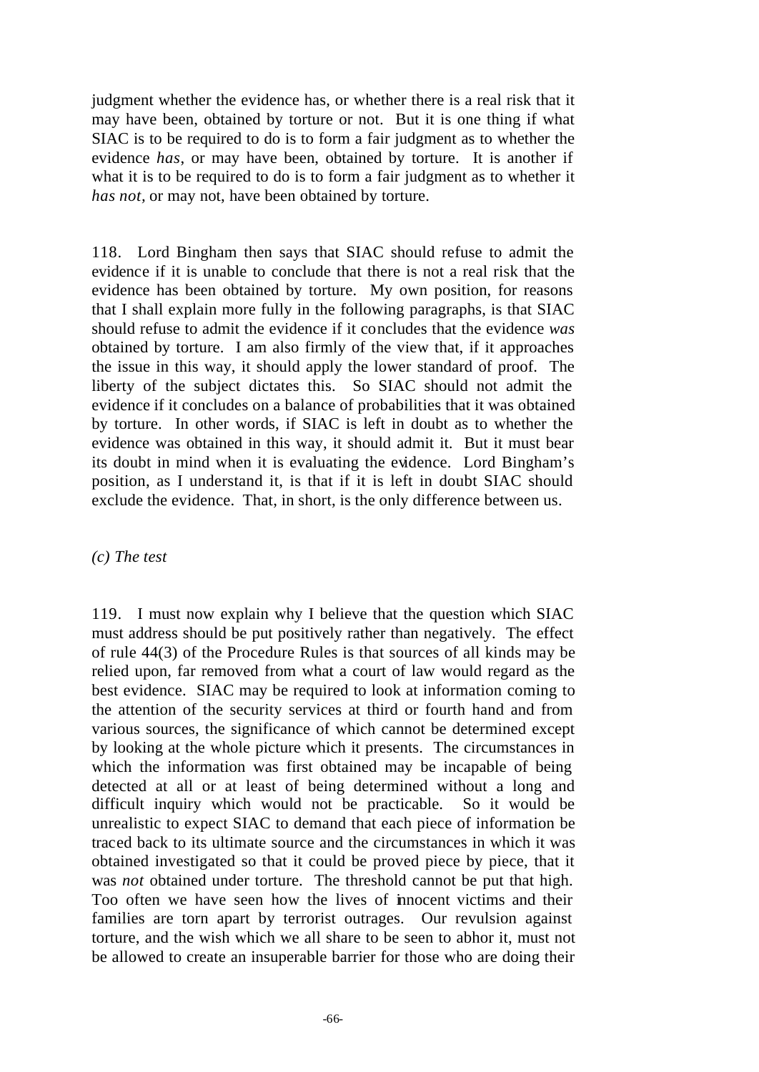judgment whether the evidence has, or whether there is a real risk that it may have been, obtained by torture or not. But it is one thing if what SIAC is to be required to do is to form a fair judgment as to whether the evidence *has*, or may have been, obtained by torture. It is another if what it is to be required to do is to form a fair judgment as to whether it *has not*, or may not, have been obtained by torture.

118. Lord Bingham then says that SIAC should refuse to admit the evidence if it is unable to conclude that there is not a real risk that the evidence has been obtained by torture. My own position, for reasons that I shall explain more fully in the following paragraphs, is that SIAC should refuse to admit the evidence if it concludes that the evidence *was* obtained by torture. I am also firmly of the view that, if it approaches the issue in this way, it should apply the lower standard of proof. The liberty of the subject dictates this. So SIAC should not admit the evidence if it concludes on a balance of probabilities that it was obtained by torture. In other words, if SIAC is left in doubt as to whether the evidence was obtained in this way, it should admit it. But it must bear its doubt in mind when it is evaluating the evidence. Lord Bingham's position, as I understand it, is that if it is left in doubt SIAC should exclude the evidence. That, in short, is the only difference between us.

*(c) The test*

119. I must now explain why I believe that the question which SIAC must address should be put positively rather than negatively. The effect of rule 44(3) of the Procedure Rules is that sources of all kinds may be relied upon, far removed from what a court of law would regard as the best evidence. SIAC may be required to look at information coming to the attention of the security services at third or fourth hand and from various sources, the significance of which cannot be determined except by looking at the whole picture which it presents. The circumstances in which the information was first obtained may be incapable of being detected at all or at least of being determined without a long and difficult inquiry which would not be practicable. So it would be unrealistic to expect SIAC to demand that each piece of information be traced back to its ultimate source and the circumstances in which it was obtained investigated so that it could be proved piece by piece, that it was *not* obtained under torture. The threshold cannot be put that high. Too often we have seen how the lives of innocent victims and their families are torn apart by terrorist outrages. Our revulsion against torture, and the wish which we all share to be seen to abhor it, must not be allowed to create an insuperable barrier for those who are doing their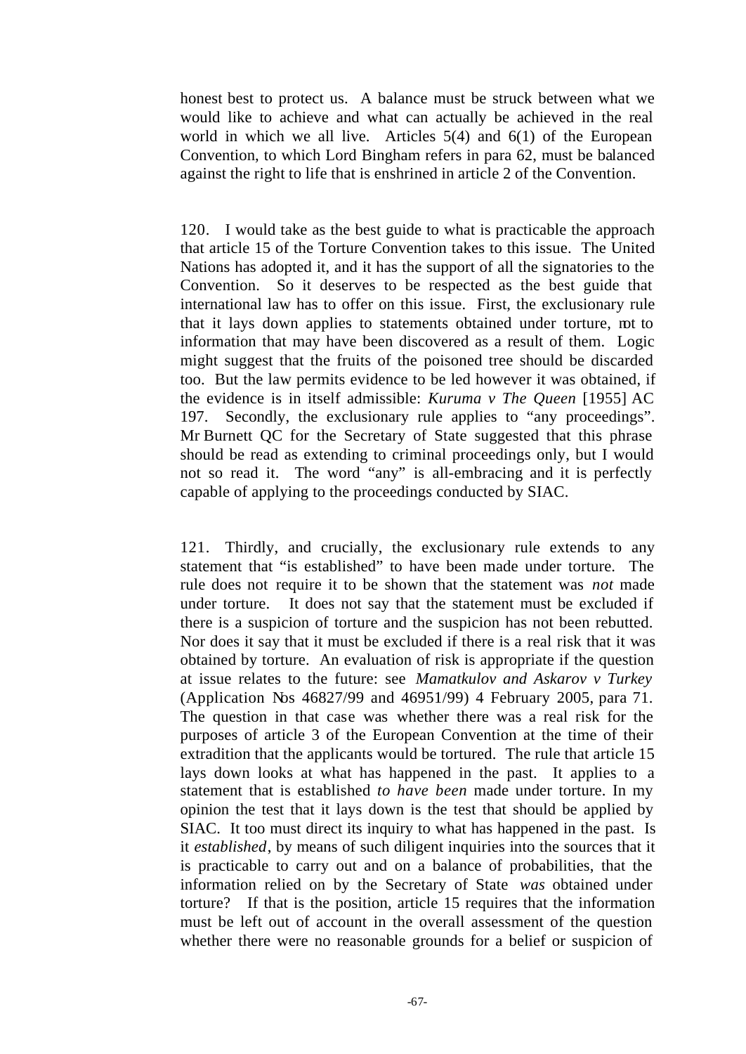honest best to protect us. A balance must be struck between what we would like to achieve and what can actually be achieved in the real world in which we all live. Articles 5(4) and 6(1) of the European Convention, to which Lord Bingham refers in para 62, must be balanced against the right to life that is enshrined in article 2 of the Convention.

120. I would take as the best guide to what is practicable the approach that article 15 of the Torture Convention takes to this issue. The United Nations has adopted it, and it has the support of all the signatories to the Convention. So it deserves to be respected as the best guide that international law has to offer on this issue. First, the exclusionary rule that it lays down applies to statements obtained under torture, not to information that may have been discovered as a result of them. Logic might suggest that the fruits of the poisoned tree should be discarded too. But the law permits evidence to be led however it was obtained, if the evidence is in itself admissible: *Kuruma v The Queen* [1955] AC 197. Secondly, the exclusionary rule applies to "any proceedings". Mr Burnett QC for the Secretary of State suggested that this phrase should be read as extending to criminal proceedings only, but I would not so read it. The word "any" is all-embracing and it is perfectly capable of applying to the proceedings conducted by SIAC.

121. Thirdly, and crucially, the exclusionary rule extends to any statement that "is established" to have been made under torture. The rule does not require it to be shown that the statement was *not* made under torture. It does not say that the statement must be excluded if there is a suspicion of torture and the suspicion has not been rebutted. Nor does it say that it must be excluded if there is a real risk that it was obtained by torture. An evaluation of risk is appropriate if the question at issue relates to the future: see *Mamatkulov and Askarov v Turkey* (Application Nos 46827/99 and 46951/99) 4 February 2005, para 71. The question in that case was whether there was a real risk for the purposes of article 3 of the European Convention at the time of their extradition that the applicants would be tortured. The rule that article 15 lays down looks at what has happened in the past. It applies to a statement that is established *to have been* made under torture. In my opinion the test that it lays down is the test that should be applied by SIAC. It too must direct its inquiry to what has happened in the past. Is it *established*, by means of such diligent inquiries into the sources that it is practicable to carry out and on a balance of probabilities, that the information relied on by the Secretary of State *was* obtained under torture? If that is the position, article 15 requires that the information must be left out of account in the overall assessment of the question whether there were no reasonable grounds for a belief or suspicion of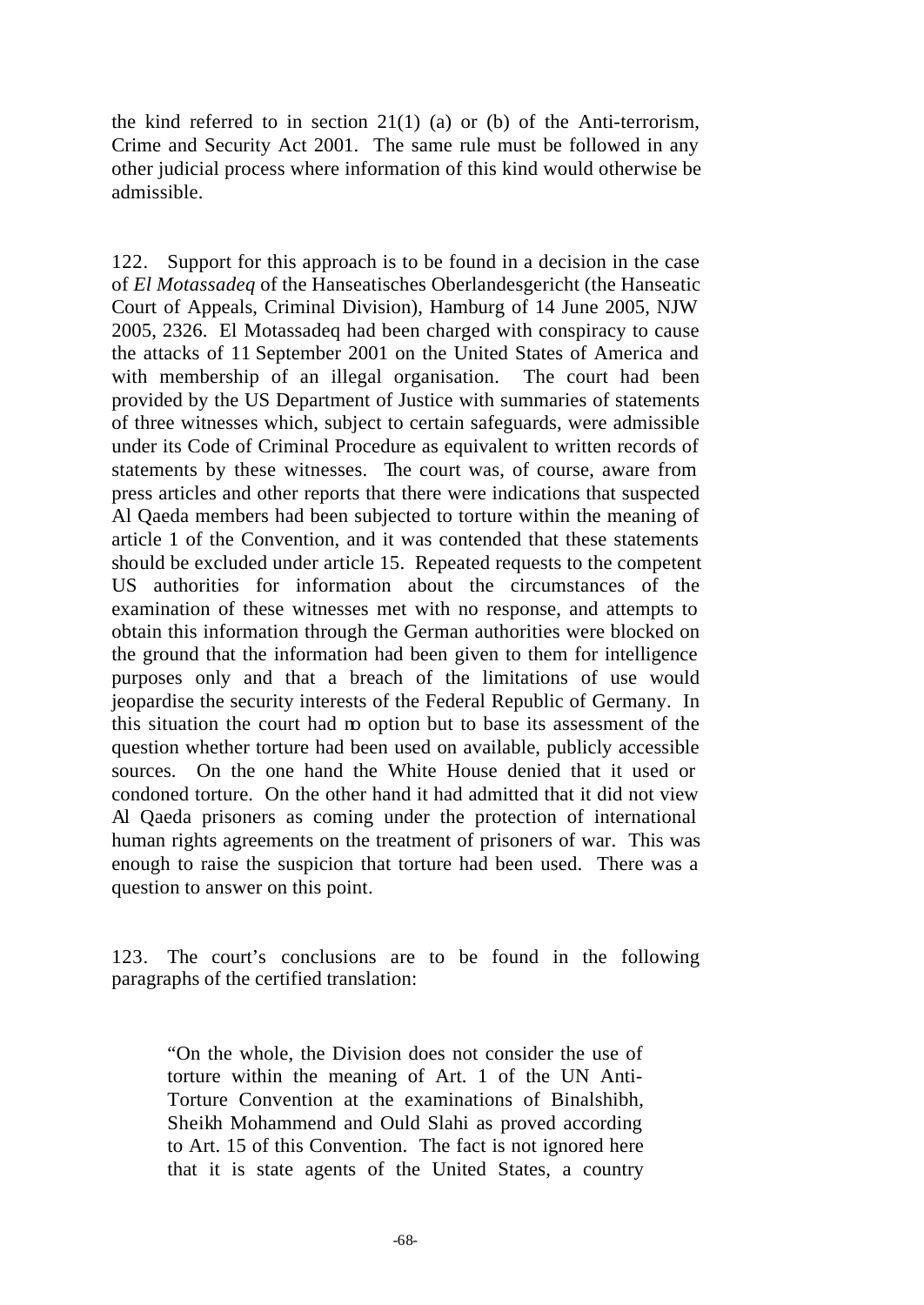the kind referred to in section 21(1) (a) or (b) of the Anti-terrorism, Crime and Security Act 2001. The same rule must be followed in any other judicial process where information of this kind would otherwise be admissible.

122. Support for this approach is to be found in a decision in the case of *El Motassadeq* of the Hanseatisches Oberlandesgericht (the Hanseatic Court of Appeals, Criminal Division), Hamburg of 14 June 2005, NJW 2005, 2326. El Motassadeq had been charged with conspiracy to cause the attacks of 11 September 2001 on the United States of America and with membership of an illegal organisation. The court had been provided by the US Department of Justice with summaries of statements of three witnesses which, subject to certain safeguards, were admissible under its Code of Criminal Procedure as equivalent to written records of statements by these witnesses. The court was, of course, aware from press articles and other reports that there were indications that suspected Al Qaeda members had been subjected to torture within the meaning of article 1 of the Convention, and it was contended that these statements should be excluded under article 15. Repeated requests to the competent US authorities for information about the circumstances of the examination of these witnesses met with no response, and attempts to obtain this information through the German authorities were blocked on the ground that the information had been given to them for intelligence purposes only and that a breach of the limitations of use would jeopardise the security interests of the Federal Republic of Germany. In this situation the court had no option but to base its assessment of the question whether torture had been used on available, publicly accessible sources. On the one hand the White House denied that it used or condoned torture. On the other hand it had admitted that it did not view Al Qaeda prisoners as coming under the protection of international human rights agreements on the treatment of prisoners of war. This was enough to raise the suspicion that torture had been used. There was a question to answer on this point.

123. The court's conclusions are to be found in the following paragraphs of the certified translation:

> "On the whole, the Division does not consider the use of torture within the meaning of Art. 1 of the UN Anti-Torture Convention at the examinations of Binalshibh, Sheikh Mohammend and Ould Slahi as proved according to Art. 15 of this Convention. The fact is not ignored here that it is state agents of the United States, a country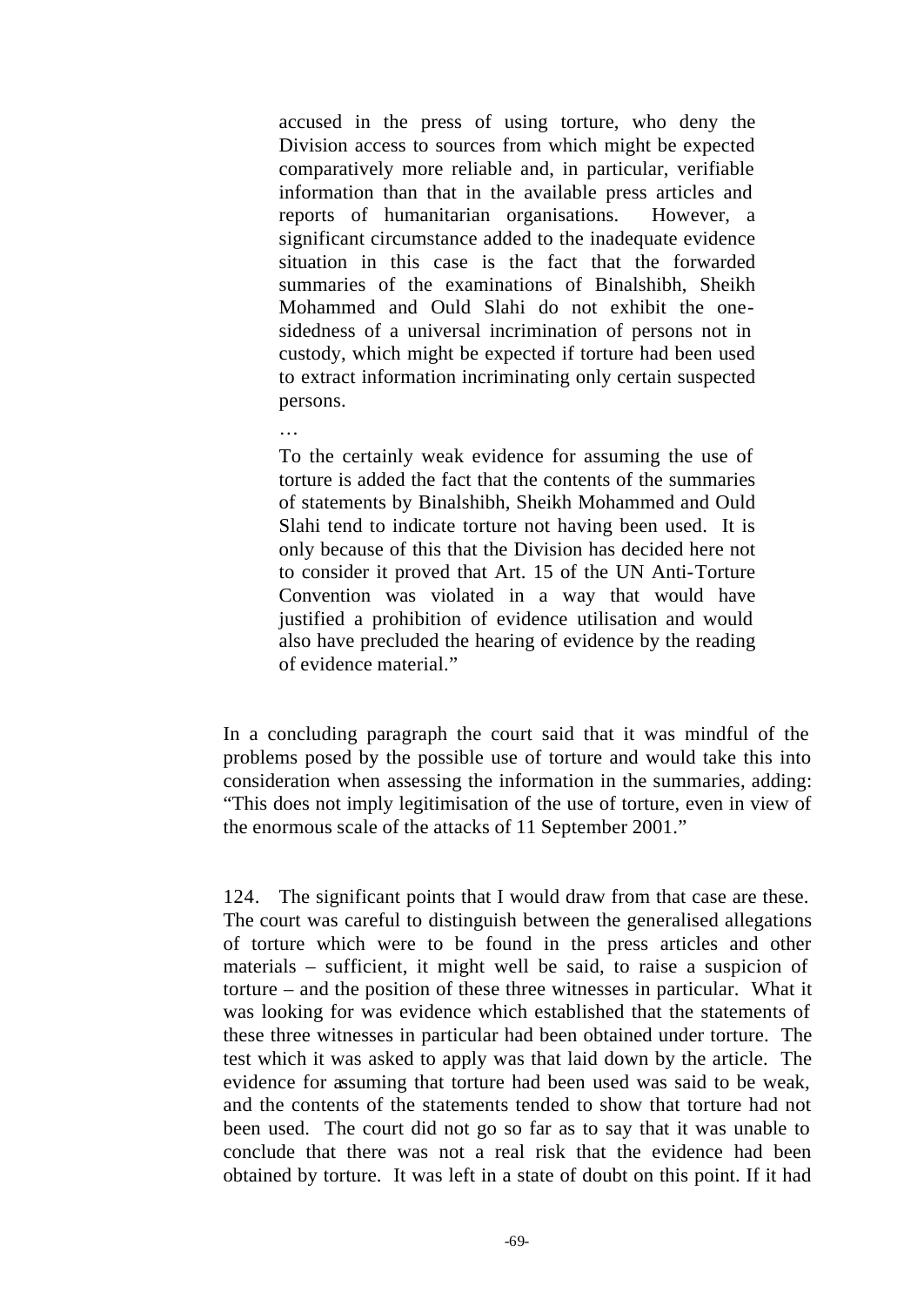> accused in the press of using torture, who deny the Division access to sources from which might be expected comparatively more reliable and, in particular, verifiable information than that in the available press articles and reports of humanitarian organisations. However, a significant circumstance added to the inadequate evidence situation in this case is the fact that the forwarded summaries of the examinations of Binalshibh, Sheikh Mohammed and Ould Slahi do not exhibit the one-sidedness of a universal incrimination of persons not in custody, which might be expected if torture had been used to extract information incriminating only certain suspected persons.
>
> …
>
> To the certainly weak evidence for assuming the use of torture is added the fact that the contents of the summaries of statements by Binalshibh, Sheikh Mohammed and Ould Slahi tend to indicate torture not having been used. It is only because of this that the Division has decided here not to consider it proved that Art. 15 of the UN Anti-Torture Convention was violated in a way that would have justified a prohibition of evidence utilisation and would also have precluded the hearing of evidence by the reading of evidence material."

In a concluding paragraph the court said that it was mindful of the problems posed by the possible use of torture and would take this into consideration when assessing the information in the summaries, adding: "This does not imply legitimisation of the use of torture, even in view of the enormous scale of the attacks of 11 September 2001."

124. The significant points that I would draw from that case are these. The court was careful to distinguish between the generalised allegations of torture which were to be found in the press articles and other materials – sufficient, it might well be said, to raise a suspicion of torture – and the position of these three witnesses in particular. What it was looking for was evidence which established that the statements of these three witnesses in particular had been obtained under torture. The test which it was asked to apply was that laid down by the article. The evidence for assuming that torture had been used was said to be weak, and the contents of the statements tended to show that torture had not been used. The court did not go so far as to say that it was unable to conclude that there was not a real risk that the evidence had been obtained by torture. It was left in a state of doubt on this point. If it had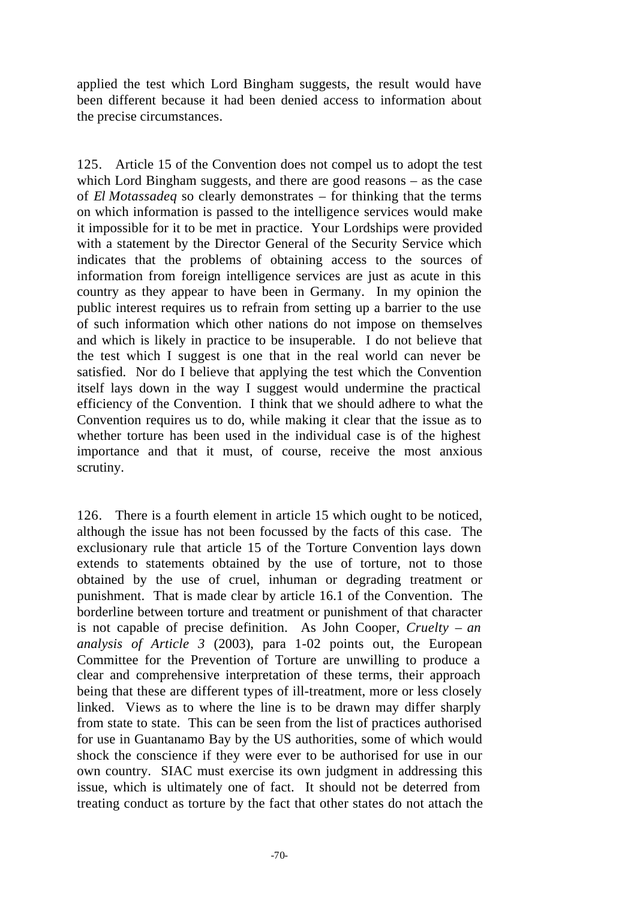applied the test which Lord Bingham suggests, the result would have been different because it had been denied access to information about the precise circumstances.

125. Article 15 of the Convention does not compel us to adopt the test which Lord Bingham suggests, and there are good reasons – as the case of *El Motassadeq* so clearly demonstrates – for thinking that the terms on which information is passed to the intelligence services would make it impossible for it to be met in practice. Your Lordships were provided with a statement by the Director General of the Security Service which indicates that the problems of obtaining access to the sources of information from foreign intelligence services are just as acute in this country as they appear to have been in Germany. In my opinion the public interest requires us to refrain from setting up a barrier to the use of such information which other nations do not impose on themselves and which is likely in practice to be insuperable. I do not believe that the test which I suggest is one that in the real world can never be satisfied. Nor do I believe that applying the test which the Convention itself lays down in the way I suggest would undermine the practical efficiency of the Convention. I think that we should adhere to what the Convention requires us to do, while making it clear that the issue as to whether torture has been used in the individual case is of the highest importance and that it must, of course, receive the most anxious scrutiny.

126. There is a fourth element in article 15 which ought to be noticed, although the issue has not been focussed by the facts of this case. The exclusionary rule that article 15 of the Torture Convention lays down extends to statements obtained by the use of torture, not to those obtained by the use of cruel, inhuman or degrading treatment or punishment. That is made clear by article 16.1 of the Convention. The borderline between torture and treatment or punishment of that character is not capable of precise definition. As John Cooper, *Cruelty – an analysis of Article 3* (2003), para 1-02 points out, the European Committee for the Prevention of Torture are unwilling to produce a clear and comprehensive interpretation of these terms, their approach being that these are different types of ill-treatment, more or less closely linked. Views as to where the line is to be drawn may differ sharply from state to state. This can be seen from the list of practices authorised for use in Guantanamo Bay by the US authorities, some of which would shock the conscience if they were ever to be authorised for use in our own country. SIAC must exercise its own judgment in addressing this issue, which is ultimately one of fact. It should not be deterred from treating conduct as torture by the fact that other states do not attach the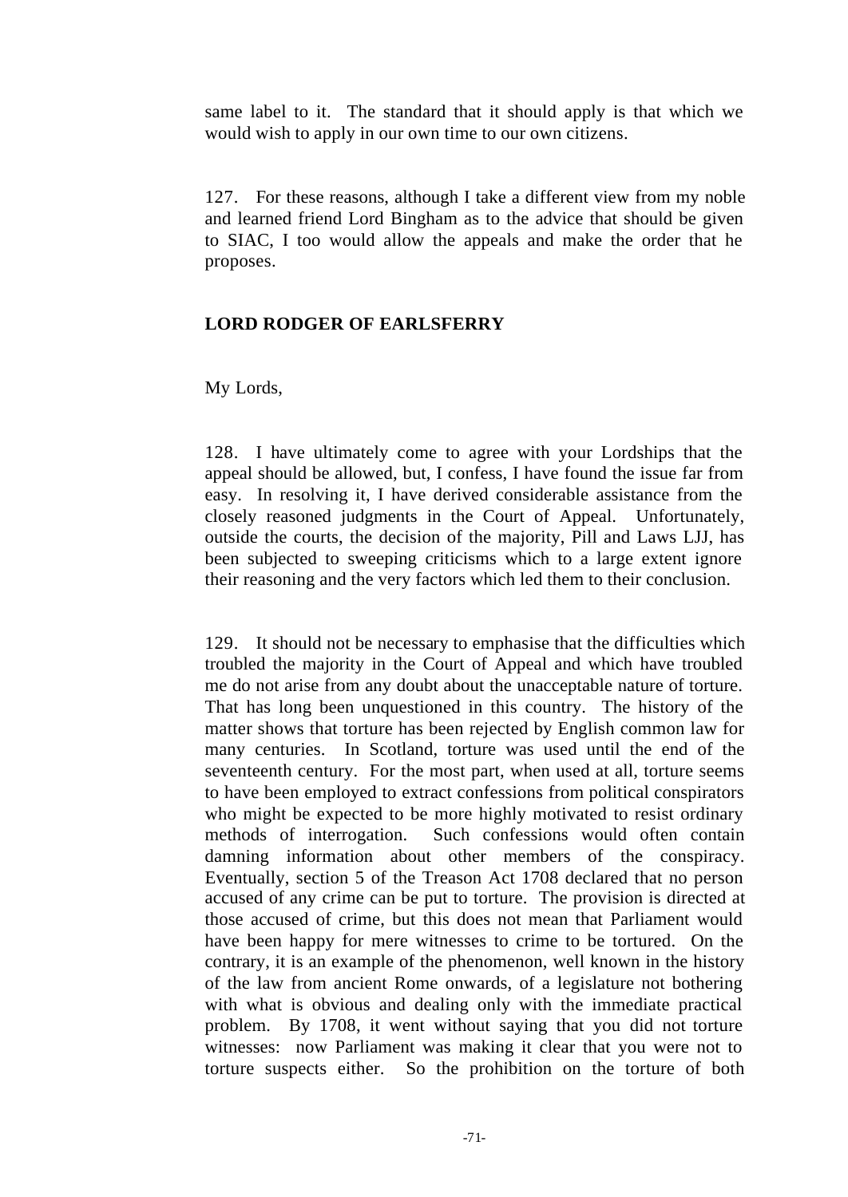same label to it. The standard that it should apply is that which we would wish to apply in our own time to our own citizens.

127. For these reasons, although I take a different view from my noble and learned friend Lord Bingham as to the advice that should be given to SIAC, I too would allow the appeals and make the order that he proposes.

**LORD RODGER OF EARLSFERRY**

My Lords,

128. I have ultimately come to agree with your Lordships that the appeal should be allowed, but, I confess, I have found the issue far from easy. In resolving it, I have derived considerable assistance from the closely reasoned judgments in the Court of Appeal. Unfortunately, outside the courts, the decision of the majority, Pill and Laws LJJ, has been subjected to sweeping criticisms which to a large extent ignore their reasoning and the very factors which led them to their conclusion.

129. It should not be necessary to emphasise that the difficulties which troubled the majority in the Court of Appeal and which have troubled me do not arise from any doubt about the unacceptable nature of torture. That has long been unquestioned in this country. The history of the matter shows that torture has been rejected by English common law for many centuries. In Scotland, torture was used until the end of the seventeenth century. For the most part, when used at all, torture seems to have been employed to extract confessions from political conspirators who might be expected to be more highly motivated to resist ordinary methods of interrogation. Such confessions would often contain damning information about other members of the conspiracy. Eventually, section 5 of the Treason Act 1708 declared that no person accused of any crime can be put to torture. The provision is directed at those accused of crime, but this does not mean that Parliament would have been happy for mere witnesses to crime to be tortured. On the contrary, it is an example of the phenomenon, well known in the history of the law from ancient Rome onwards, of a legislature not bothering with what is obvious and dealing only with the immediate practical problem. By 1708, it went without saying that you did not torture witnesses: now Parliament was making it clear that you were not to torture suspects either. So the prohibition on the torture of both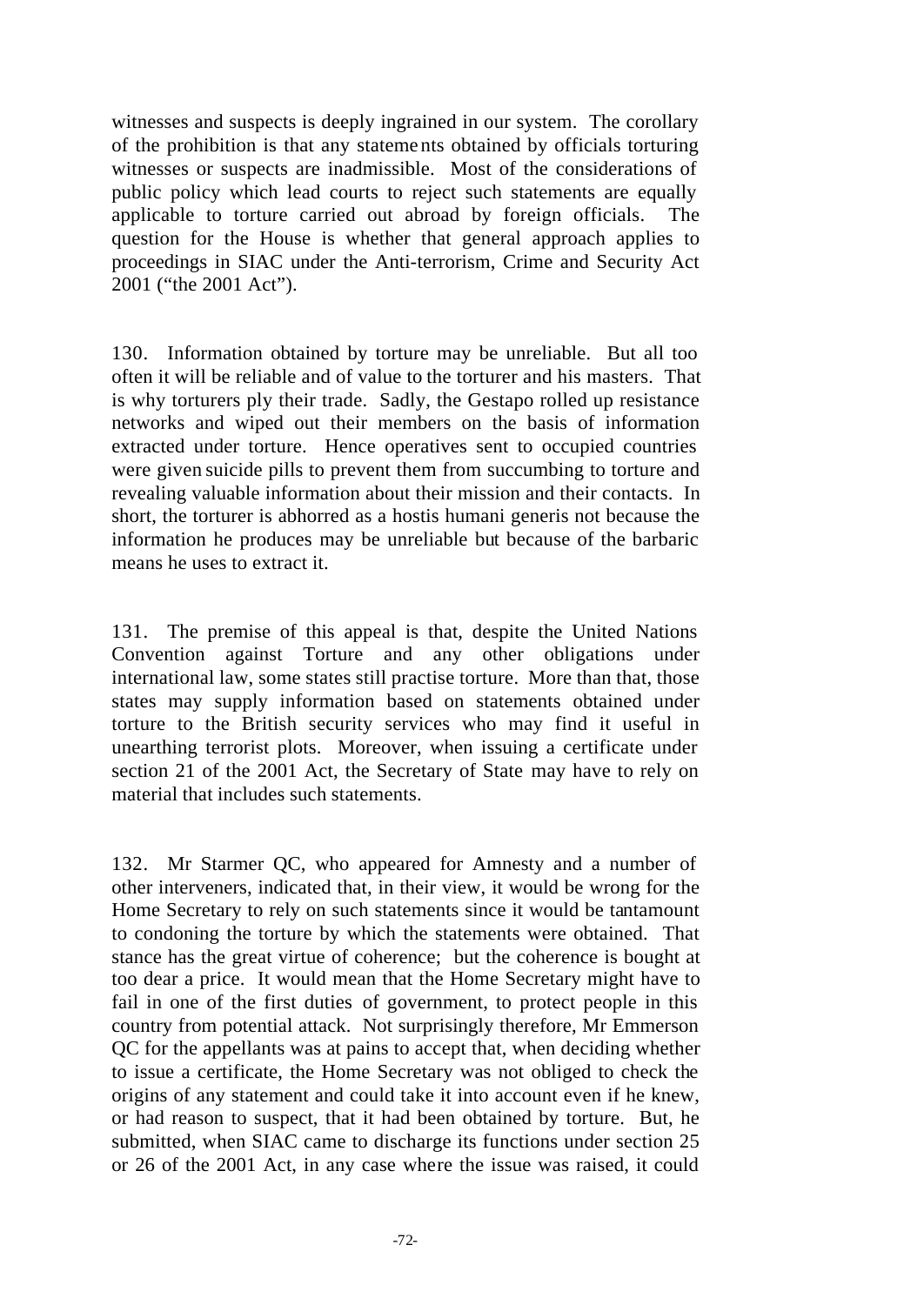witnesses and suspects is deeply ingrained in our system. The corollary of the prohibition is that any statements obtained by officials torturing witnesses or suspects are inadmissible. Most of the considerations of public policy which lead courts to reject such statements are equally applicable to torture carried out abroad by foreign officials. The question for the House is whether that general approach applies to proceedings in SIAC under the Anti-terrorism, Crime and Security Act 2001 ("the 2001 Act").

130. Information obtained by torture may be unreliable. But all too often it will be reliable and of value to the torturer and his masters. That is why torturers ply their trade. Sadly, the Gestapo rolled up resistance networks and wiped out their members on the basis of information extracted under torture. Hence operatives sent to occupied countries were given suicide pills to prevent them from succumbing to torture and revealing valuable information about their mission and their contacts. In short, the torturer is abhorred as a hostis humani generis not because the information he produces may be unreliable but because of the barbaric means he uses to extract it.

131. The premise of this appeal is that, despite the United Nations Convention against Torture and any other obligations under international law, some states still practise torture. More than that, those states may supply information based on statements obtained under torture to the British security services who may find it useful in unearthing terrorist plots. Moreover, when issuing a certificate under section 21 of the 2001 Act, the Secretary of State may have to rely on material that includes such statements.

132. Mr Starmer QC, who appeared for Amnesty and a number of other interveners, indicated that, in their view, it would be wrong for the Home Secretary to rely on such statements since it would be tantamount to condoning the torture by which the statements were obtained. That stance has the great virtue of coherence; but the coherence is bought at too dear a price. It would mean that the Home Secretary might have to fail in one of the first duties of government, to protect people in this country from potential attack. Not surprisingly therefore, Mr Emmerson QC for the appellants was at pains to accept that, when deciding whether to issue a certificate, the Home Secretary was not obliged to check the origins of any statement and could take it into account even if he knew, or had reason to suspect, that it had been obtained by torture. But, he submitted, when SIAC came to discharge its functions under section 25 or 26 of the 2001 Act, in any case where the issue was raised, it could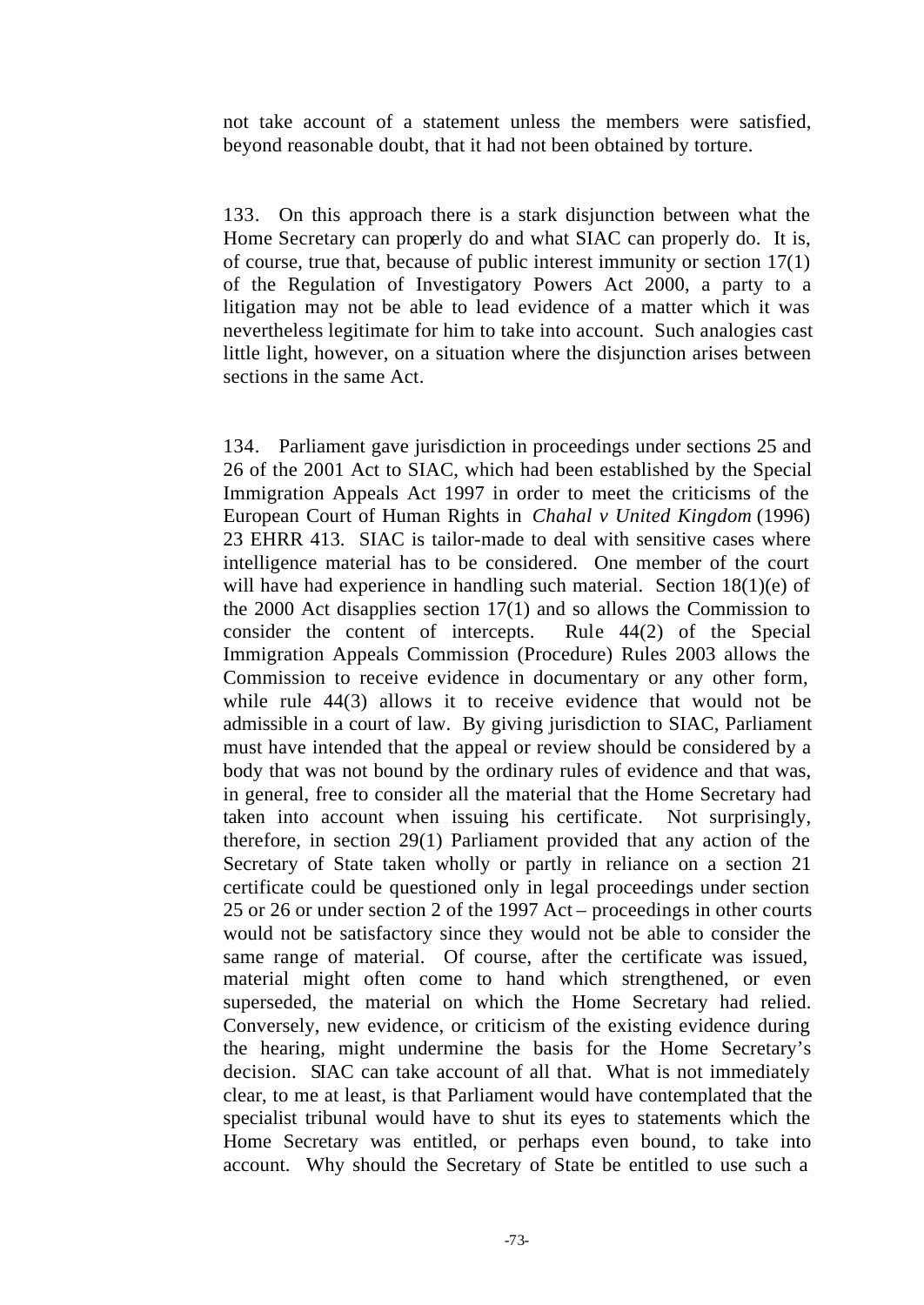not take account of a statement unless the members were satisfied, beyond reasonable doubt, that it had not been obtained by torture.

133. On this approach there is a stark disjunction between what the Home Secretary can properly do and what SIAC can properly do. It is, of course, true that, because of public interest immunity or section 17(1) of the Regulation of Investigatory Powers Act 2000, a party to a litigation may not be able to lead evidence of a matter which it was nevertheless legitimate for him to take into account. Such analogies cast little light, however, on a situation where the disjunction arises between sections in the same Act.

134. Parliament gave jurisdiction in proceedings under sections 25 and 26 of the 2001 Act to SIAC, which had been established by the Special Immigration Appeals Act 1997 in order to meet the criticisms of the European Court of Human Rights in *Chahal v United Kingdom* (1996) 23 EHRR 413. SIAC is tailor-made to deal with sensitive cases where intelligence material has to be considered. One member of the court will have had experience in handling such material. Section 18(1)(e) of the 2000 Act disapplies section 17(1) and so allows the Commission to consider the content of intercepts. Rule 44(2) of the Special Immigration Appeals Commission (Procedure) Rules 2003 allows the Commission to receive evidence in documentary or any other form, while rule 44(3) allows it to receive evidence that would not be admissible in a court of law. By giving jurisdiction to SIAC, Parliament must have intended that the appeal or review should be considered by a body that was not bound by the ordinary rules of evidence and that was, in general, free to consider all the material that the Home Secretary had taken into account when issuing his certificate. Not surprisingly, therefore, in section 29(1) Parliament provided that any action of the Secretary of State taken wholly or partly in reliance on a section 21 certificate could be questioned only in legal proceedings under section 25 or 26 or under section 2 of the 1997 Act – proceedings in other courts would not be satisfactory since they would not be able to consider the same range of material. Of course, after the certificate was issued, material might often come to hand which strengthened, or even superseded, the material on which the Home Secretary had relied. Conversely, new evidence, or criticism of the existing evidence during the hearing, might undermine the basis for the Home Secretary's decision. SIAC can take account of all that. What is not immediately clear, to me at least, is that Parliament would have contemplated that the specialist tribunal would have to shut its eyes to statements which the Home Secretary was entitled, or perhaps even bound, to take into account. Why should the Secretary of State be entitled to use such a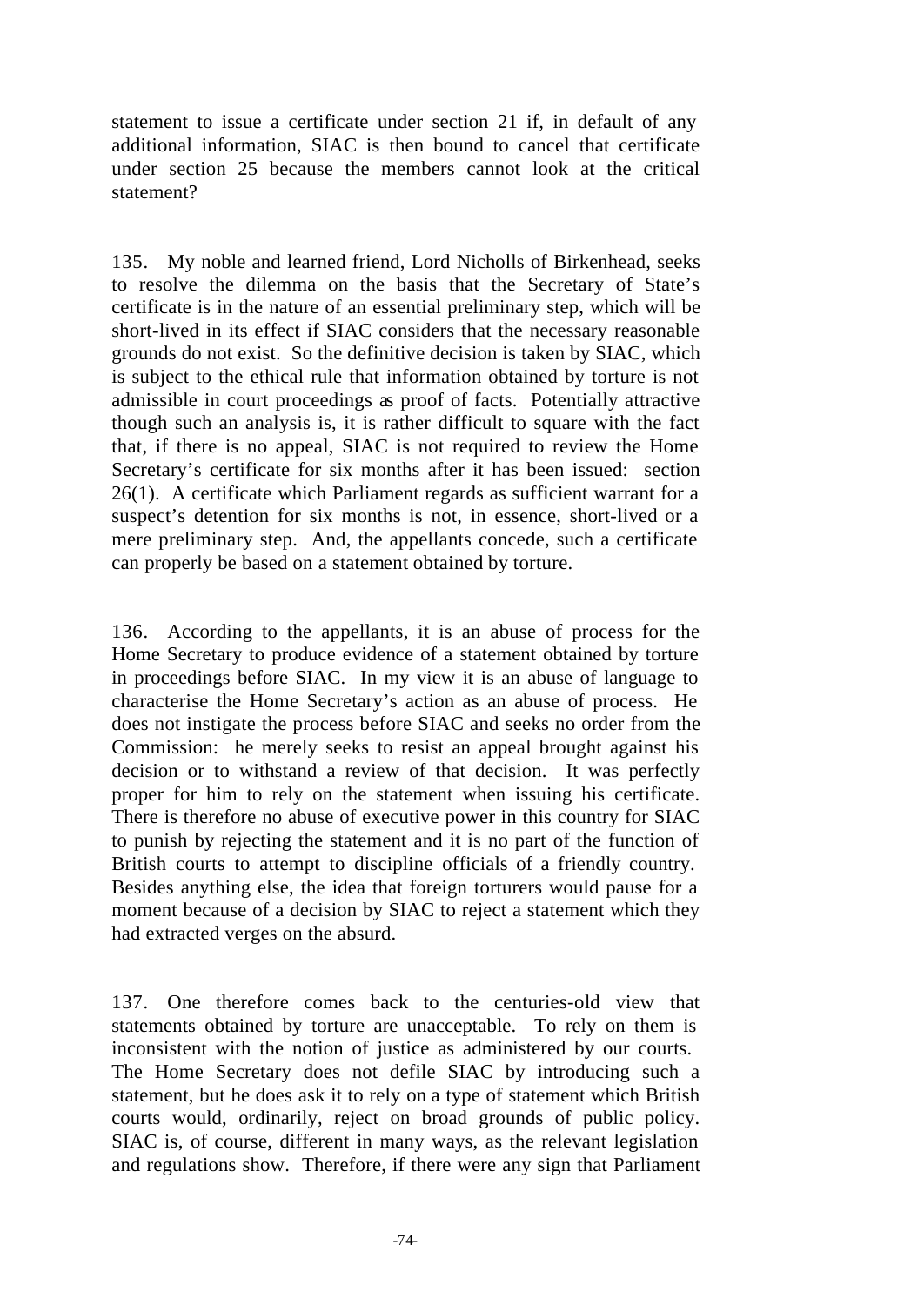statement to issue a certificate under section 21 if, in default of any additional information, SIAC is then bound to cancel that certificate under section 25 because the members cannot look at the critical statement?

135. My noble and learned friend, Lord Nicholls of Birkenhead, seeks to resolve the dilemma on the basis that the Secretary of State's certificate is in the nature of an essential preliminary step, which will be short-lived in its effect if SIAC considers that the necessary reasonable grounds do not exist. So the definitive decision is taken by SIAC, which is subject to the ethical rule that information obtained by torture is not admissible in court proceedings as proof of facts. Potentially attractive though such an analysis is, it is rather difficult to square with the fact that, if there is no appeal, SIAC is not required to review the Home Secretary's certificate for six months after it has been issued: section 26(1). A certificate which Parliament regards as sufficient warrant for a suspect's detention for six months is not, in essence, short-lived or a mere preliminary step. And, the appellants concede, such a certificate can properly be based on a statement obtained by torture.

136. According to the appellants, it is an abuse of process for the Home Secretary to produce evidence of a statement obtained by torture in proceedings before SIAC. In my view it is an abuse of language to characterise the Home Secretary's action as an abuse of process. He does not instigate the process before SIAC and seeks no order from the Commission: he merely seeks to resist an appeal brought against his decision or to withstand a review of that decision. It was perfectly proper for him to rely on the statement when issuing his certificate. There is therefore no abuse of executive power in this country for SIAC to punish by rejecting the statement and it is no part of the function of British courts to attempt to discipline officials of a friendly country. Besides anything else, the idea that foreign torturers would pause for a moment because of a decision by SIAC to reject a statement which they had extracted verges on the absurd.

137. One therefore comes back to the centuries-old view that statements obtained by torture are unacceptable. To rely on them is inconsistent with the notion of justice as administered by our courts. The Home Secretary does not defile SIAC by introducing such a statement, but he does ask it to rely on a type of statement which British courts would, ordinarily, reject on broad grounds of public policy. SIAC is, of course, different in many ways, as the relevant legislation and regulations show. Therefore, if there were any sign that Parliament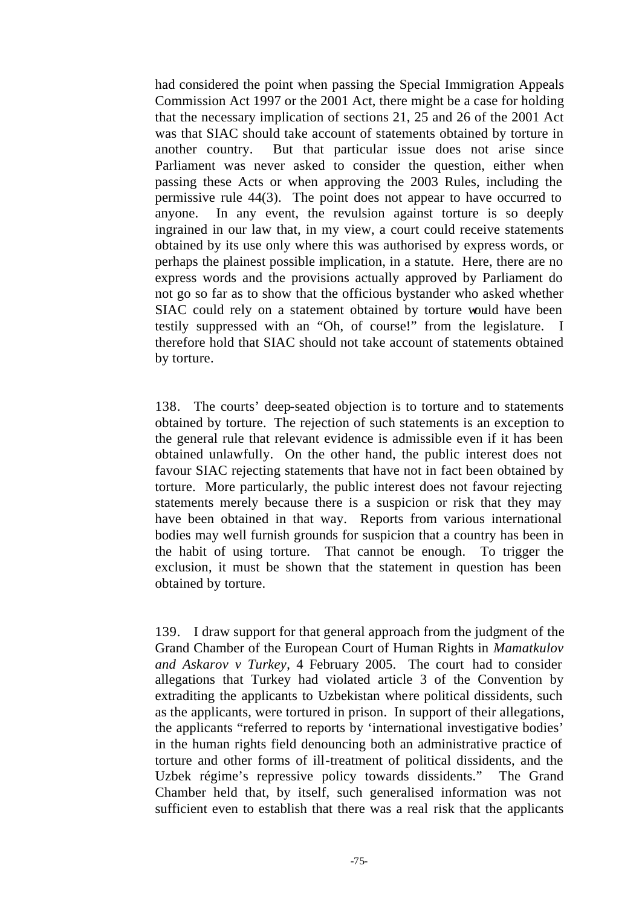had considered the point when passing the Special Immigration Appeals Commission Act 1997 or the 2001 Act, there might be a case for holding that the necessary implication of sections 21, 25 and 26 of the 2001 Act was that SIAC should take account of statements obtained by torture in another country. But that particular issue does not arise since Parliament was never asked to consider the question, either when passing these Acts or when approving the 2003 Rules, including the permissive rule 44(3). The point does not appear to have occurred to anyone. In any event, the revulsion against torture is so deeply ingrained in our law that, in my view, a court could receive statements obtained by its use only where this was authorised by express words, or perhaps the plainest possible implication, in a statute. Here, there are no express words and the provisions actually approved by Parliament do not go so far as to show that the officious bystander who asked whether SIAC could rely on a statement obtained by torture would have been testily suppressed with an "Oh, of course!" from the legislature. I therefore hold that SIAC should not take account of statements obtained by torture.

138. The courts' deep-seated objection is to torture and to statements obtained by torture. The rejection of such statements is an exception to the general rule that relevant evidence is admissible even if it has been obtained unlawfully. On the other hand, the public interest does not favour SIAC rejecting statements that have not in fact been obtained by torture. More particularly, the public interest does not favour rejecting statements merely because there is a suspicion or risk that they may have been obtained in that way. Reports from various international bodies may well furnish grounds for suspicion that a country has been in the habit of using torture. That cannot be enough. To trigger the exclusion, it must be shown that the statement in question has been obtained by torture.

139. I draw support for that general approach from the judgment of the Grand Chamber of the European Court of Human Rights in *Mamatkulov and Askarov v Turkey*, 4 February 2005. The court had to consider allegations that Turkey had violated article 3 of the Convention by extraditing the applicants to Uzbekistan where political dissidents, such as the applicants, were tortured in prison. In support of their allegations, the applicants "referred to reports by 'international investigative bodies' in the human rights field denouncing both an administrative practice of torture and other forms of ill-treatment of political dissidents, and the Uzbek régime's repressive policy towards dissidents." The Grand Chamber held that, by itself, such generalised information was not sufficient even to establish that there was a real risk that the applicants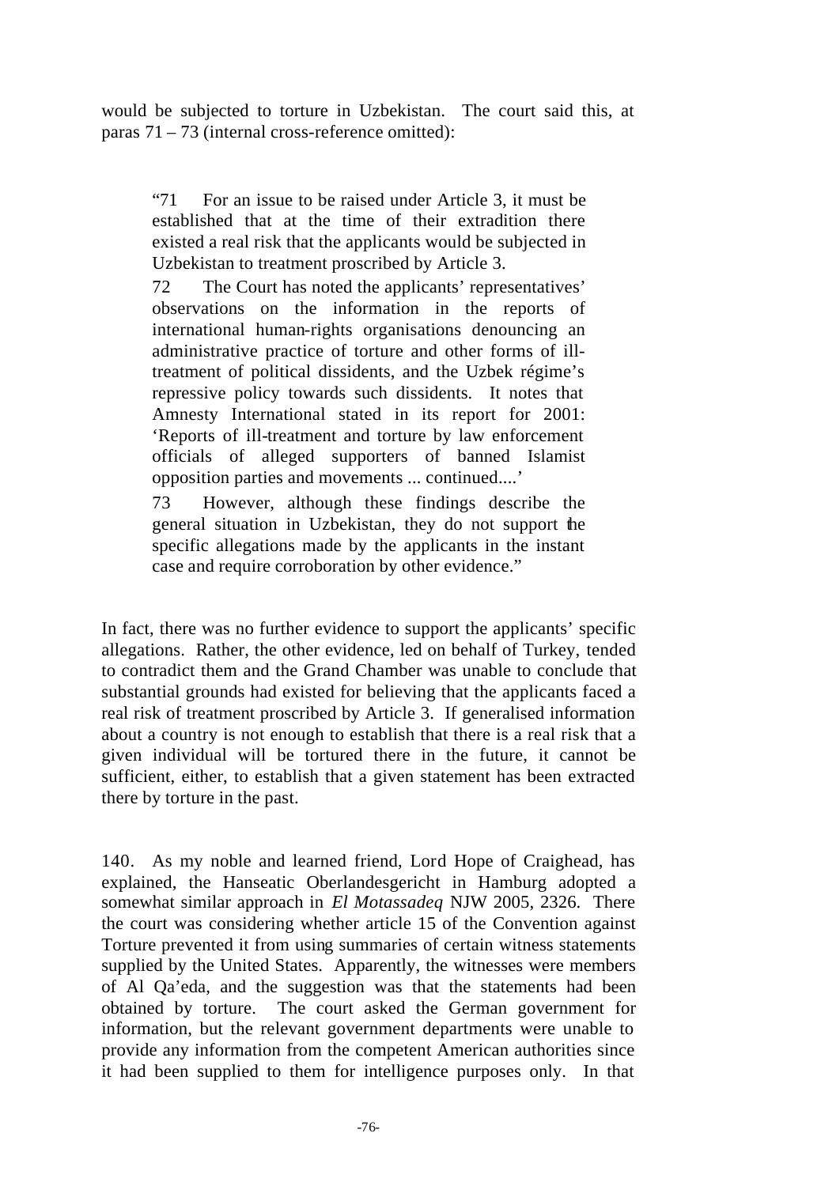would be subjected to torture in Uzbekistan. The court said this, at paras 71 – 73 (internal cross-reference omitted):

> "71 For an issue to be raised under Article 3, it must be established that at the time of their extradition there existed a real risk that the applicants would be subjected in Uzbekistan to treatment proscribed by Article 3.
>
> 72 The Court has noted the applicants' representatives' observations on the information in the reports of international human-rights organisations denouncing an administrative practice of torture and other forms of ill-treatment of political dissidents, and the Uzbek régime's repressive policy towards such dissidents. It notes that Amnesty International stated in its report for 2001: 'Reports of ill-treatment and torture by law enforcement officials of alleged supporters of banned Islamist opposition parties and movements ... continued....'
>
> 73 However, although these findings describe the general situation in Uzbekistan, they do not support the specific allegations made by the applicants in the instant case and require corroboration by other evidence."

In fact, there was no further evidence to support the applicants' specific allegations. Rather, the other evidence, led on behalf of Turkey, tended to contradict them and the Grand Chamber was unable to conclude that substantial grounds had existed for believing that the applicants faced a real risk of treatment proscribed by Article 3. If generalised information about a country is not enough to establish that there is a real risk that a given individual will be tortured there in the future, it cannot be sufficient, either, to establish that a given statement has been extracted there by torture in the past.

140. As my noble and learned friend, Lord Hope of Craighead, has explained, the Hanseatic Oberlandesgericht in Hamburg adopted a somewhat similar approach in *El Motassadeq* NJW 2005, 2326. There the court was considering whether article 15 of the Convention against Torture prevented it from using summaries of certain witness statements supplied by the United States. Apparently, the witnesses were members of Al Qa'eda, and the suggestion was that the statements had been obtained by torture. The court asked the German government for information, but the relevant government departments were unable to provide any information from the competent American authorities since it had been supplied to them for intelligence purposes only. In that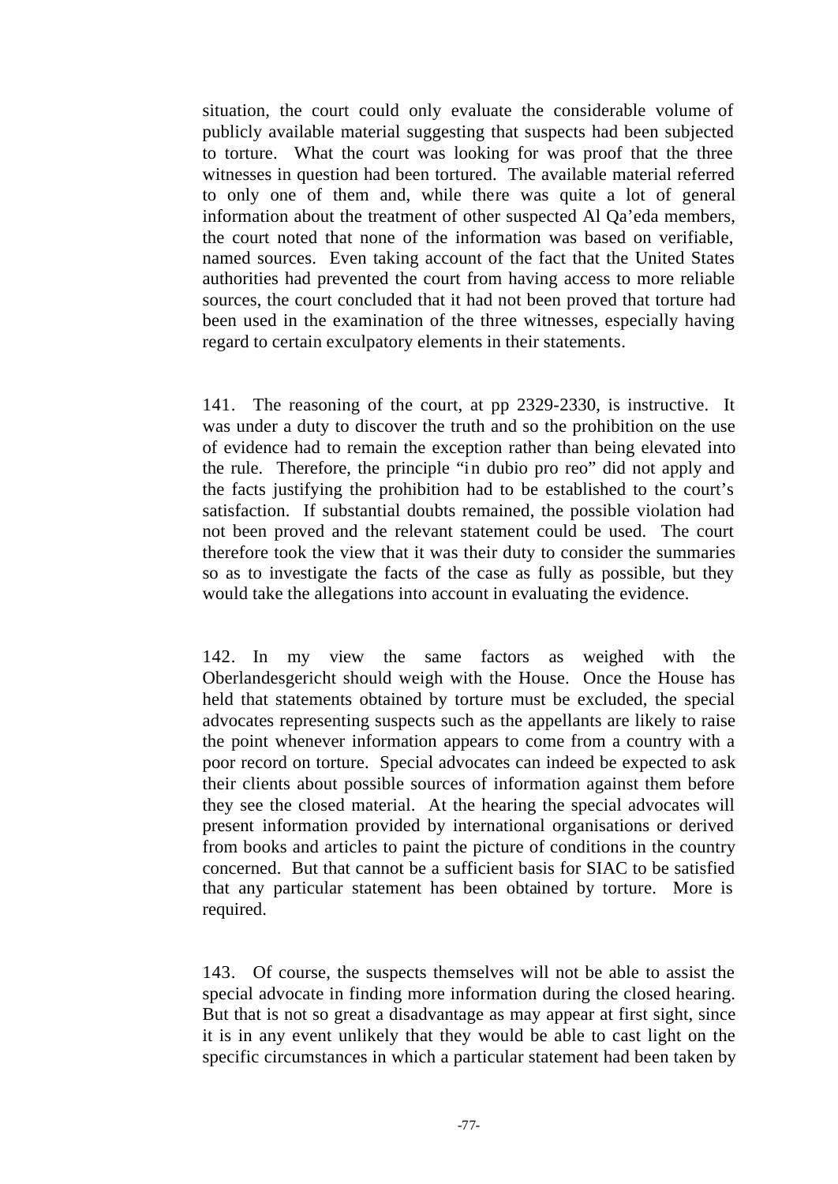situation, the court could only evaluate the considerable volume of publicly available material suggesting that suspects had been subjected to torture. What the court was looking for was proof that the three witnesses in question had been tortured. The available material referred to only one of them and, while there was quite a lot of general information about the treatment of other suspected Al Qa'eda members, the court noted that none of the information was based on verifiable, named sources. Even taking account of the fact that the United States authorities had prevented the court from having access to more reliable sources, the court concluded that it had not been proved that torture had been used in the examination of the three witnesses, especially having regard to certain exculpatory elements in their statements.

141. The reasoning of the court, at pp 2329-2330, is instructive. It was under a duty to discover the truth and so the prohibition on the use of evidence had to remain the exception rather than being elevated into the rule. Therefore, the principle "in dubio pro reo" did not apply and the facts justifying the prohibition had to be established to the court's satisfaction. If substantial doubts remained, the possible violation had not been proved and the relevant statement could be used. The court therefore took the view that it was their duty to consider the summaries so as to investigate the facts of the case as fully as possible, but they would take the allegations into account in evaluating the evidence.

142. In my view the same factors as weighed with the Oberlandesgericht should weigh with the House. Once the House has held that statements obtained by torture must be excluded, the special advocates representing suspects such as the appellants are likely to raise the point whenever information appears to come from a country with a poor record on torture. Special advocates can indeed be expected to ask their clients about possible sources of information against them before they see the closed material. At the hearing the special advocates will present information provided by international organisations or derived from books and articles to paint the picture of conditions in the country concerned. But that cannot be a sufficient basis for SIAC to be satisfied that any particular statement has been obtained by torture. More is required.

143. Of course, the suspects themselves will not be able to assist the special advocate in finding more information during the closed hearing. But that is not so great a disadvantage as may appear at first sight, since it is in any event unlikely that they would be able to cast light on the specific circumstances in which a particular statement had been taken by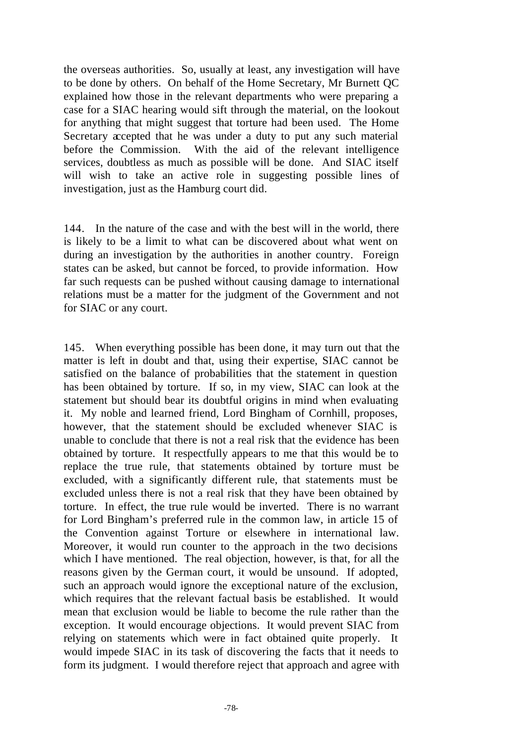the overseas authorities. So, usually at least, any investigation will have to be done by others. On behalf of the Home Secretary, Mr Burnett QC explained how those in the relevant departments who were preparing a case for a SIAC hearing would sift through the material, on the lookout for anything that might suggest that torture had been used. The Home Secretary accepted that he was under a duty to put any such material before the Commission. With the aid of the relevant intelligence services, doubtless as much as possible will be done. And SIAC itself will wish to take an active role in suggesting possible lines of investigation, just as the Hamburg court did.

144. In the nature of the case and with the best will in the world, there is likely to be a limit to what can be discovered about what went on during an investigation by the authorities in another country. Foreign states can be asked, but cannot be forced, to provide information. How far such requests can be pushed without causing damage to international relations must be a matter for the judgment of the Government and not for SIAC or any court.

145. When everything possible has been done, it may turn out that the matter is left in doubt and that, using their expertise, SIAC cannot be satisfied on the balance of probabilities that the statement in question has been obtained by torture. If so, in my view, SIAC can look at the statement but should bear its doubtful origins in mind when evaluating it. My noble and learned friend, Lord Bingham of Cornhill, proposes, however, that the statement should be excluded whenever SIAC is unable to conclude that there is not a real risk that the evidence has been obtained by torture. It respectfully appears to me that this would be to replace the true rule, that statements obtained by torture must be excluded, with a significantly different rule, that statements must be excluded unless there is not a real risk that they have been obtained by torture. In effect, the true rule would be inverted. There is no warrant for Lord Bingham's preferred rule in the common law, in article 15 of the Convention against Torture or elsewhere in international law. Moreover, it would run counter to the approach in the two decisions which I have mentioned. The real objection, however, is that, for all the reasons given by the German court, it would be unsound. If adopted, such an approach would ignore the exceptional nature of the exclusion, which requires that the relevant factual basis be established. It would mean that exclusion would be liable to become the rule rather than the exception. It would encourage objections. It would prevent SIAC from relying on statements which were in fact obtained quite properly. It would impede SIAC in its task of discovering the facts that it needs to form its judgment. I would therefore reject that approach and agree with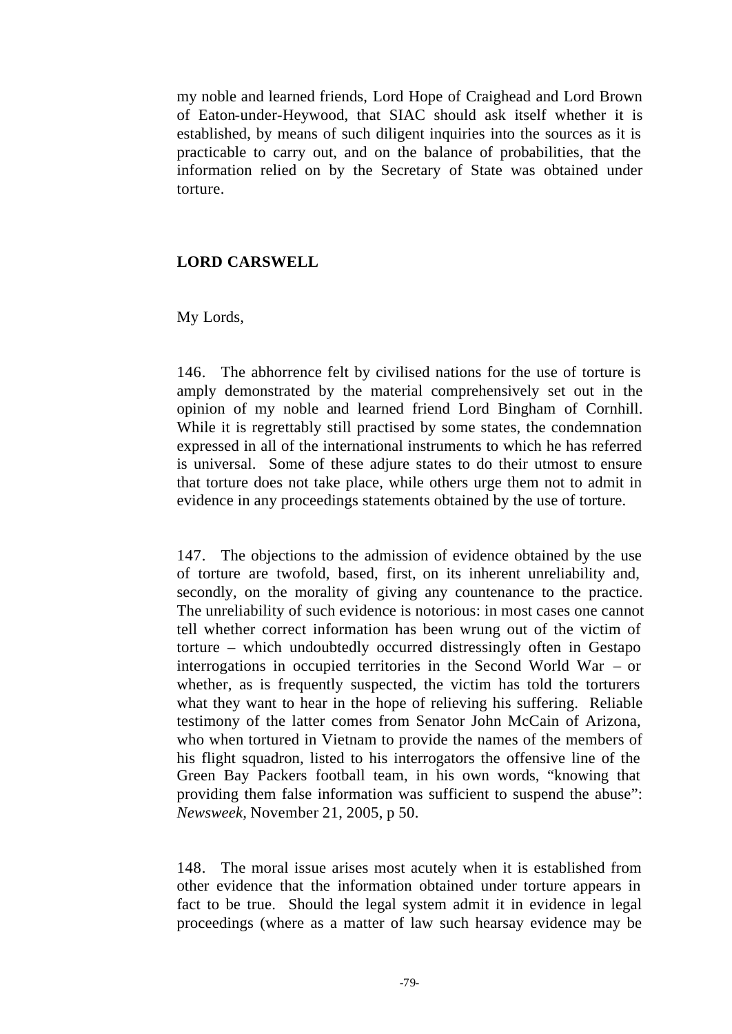my noble and learned friends, Lord Hope of Craighead and Lord Brown of Eaton-under-Heywood, that SIAC should ask itself whether it is established, by means of such diligent inquiries into the sources as it is practicable to carry out, and on the balance of probabilities, that the information relied on by the Secretary of State was obtained under torture.

## LORD CARSWELL

My Lords,

146. The abhorrence felt by civilised nations for the use of torture is amply demonstrated by the material comprehensively set out in the opinion of my noble and learned friend Lord Bingham of Cornhill. While it is regrettably still practised by some states, the condemnation expressed in all of the international instruments to which he has referred is universal. Some of these adjure states to do their utmost to ensure that torture does not take place, while others urge them not to admit in evidence in any proceedings statements obtained by the use of torture.

147. The objections to the admission of evidence obtained by the use of torture are twofold, based, first, on its inherent unreliability and, secondly, on the morality of giving any countenance to the practice. The unreliability of such evidence is notorious: in most cases one cannot tell whether correct information has been wrung out of the victim of torture – which undoubtedly occurred distressingly often in Gestapo interrogations in occupied territories in the Second World War – or whether, as is frequently suspected, the victim has told the torturers what they want to hear in the hope of relieving his suffering. Reliable testimony of the latter comes from Senator John McCain of Arizona, who when tortured in Vietnam to provide the names of the members of his flight squadron, listed to his interrogators the offensive line of the Green Bay Packers football team, in his own words, "knowing that providing them false information was sufficient to suspend the abuse": *Newsweek*, November 21, 2005, p 50.

148. The moral issue arises most acutely when it is established from other evidence that the information obtained under torture appears in fact to be true. Should the legal system admit it in evidence in legal proceedings (where as a matter of law such hearsay evidence may be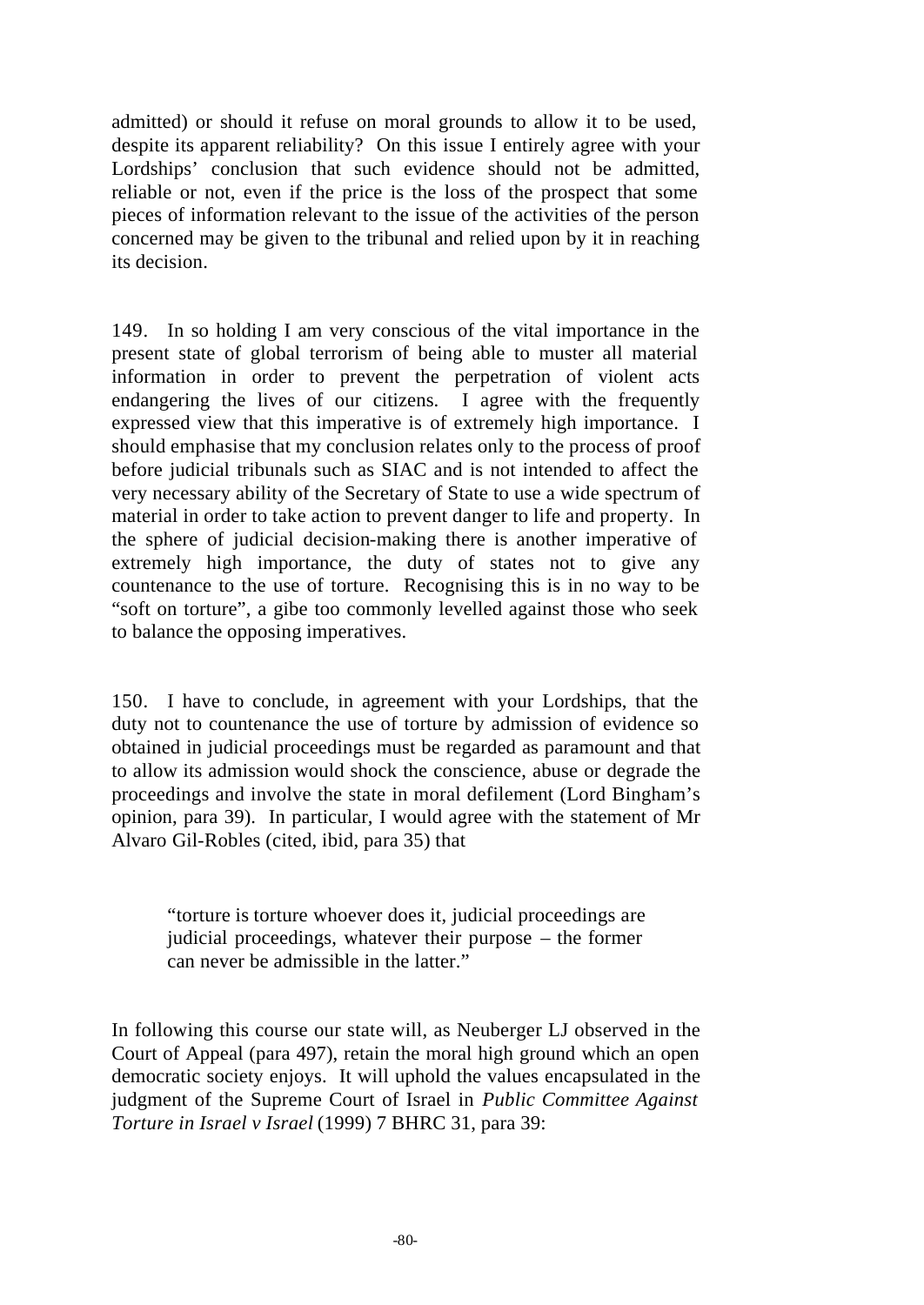admitted) or should it refuse on moral grounds to allow it to be used, despite its apparent reliability? On this issue I entirely agree with your Lordships' conclusion that such evidence should not be admitted, reliable or not, even if the price is the loss of the prospect that some pieces of information relevant to the issue of the activities of the person concerned may be given to the tribunal and relied upon by it in reaching its decision.

149. In so holding I am very conscious of the vital importance in the present state of global terrorism of being able to muster all material information in order to prevent the perpetration of violent acts endangering the lives of our citizens. I agree with the frequently expressed view that this imperative is of extremely high importance. I should emphasise that my conclusion relates only to the process of proof before judicial tribunals such as SIAC and is not intended to affect the very necessary ability of the Secretary of State to use a wide spectrum of material in order to take action to prevent danger to life and property. In the sphere of judicial decision-making there is another imperative of extremely high importance, the duty of states not to give any countenance to the use of torture. Recognising this is in no way to be "soft on torture", a gibe too commonly levelled against those who seek to balance the opposing imperatives.

150. I have to conclude, in agreement with your Lordships, that the duty not to countenance the use of torture by admission of evidence so obtained in judicial proceedings must be regarded as paramount and that to allow its admission would shock the conscience, abuse or degrade the proceedings and involve the state in moral defilement (Lord Bingham's opinion, para 39). In particular, I would agree with the statement of Mr Alvaro Gil-Robles (cited, ibid, para 35) that

> "torture is torture whoever does it, judicial proceedings are judicial proceedings, whatever their purpose – the former can never be admissible in the latter."

In following this course our state will, as Neuberger LJ observed in the Court of Appeal (para 497), retain the moral high ground which an open democratic society enjoys. It will uphold the values encapsulated in the judgment of the Supreme Court of Israel in *Public Committee Against Torture in Israel v Israel* (1999) 7 BHRC 31, para 39: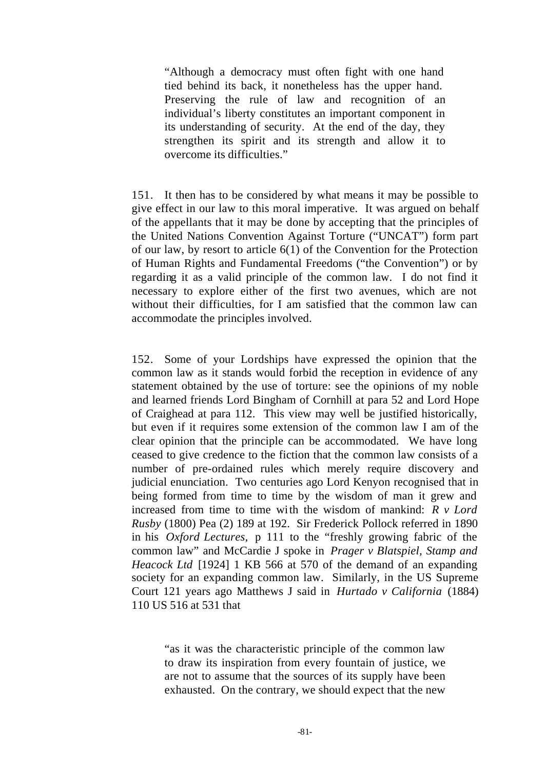> "Although a democracy must often fight with one hand tied behind its back, it nonetheless has the upper hand. Preserving the rule of law and recognition of an individual's liberty constitutes an important component in its understanding of security. At the end of the day, they strengthen its spirit and its strength and allow it to overcome its difficulties."

151. It then has to be considered by what means it may be possible to give effect in our law to this moral imperative. It was argued on behalf of the appellants that it may be done by accepting that the principles of the United Nations Convention Against Torture ("UNCAT") form part of our law, by resort to article 6(1) of the Convention for the Protection of Human Rights and Fundamental Freedoms ("the Convention") or by regarding it as a valid principle of the common law. I do not find it necessary to explore either of the first two avenues, which are not without their difficulties, for I am satisfied that the common law can accommodate the principles involved.

152. Some of your Lordships have expressed the opinion that the common law as it stands would forbid the reception in evidence of any statement obtained by the use of torture: see the opinions of my noble and learned friends Lord Bingham of Cornhill at para 52 and Lord Hope of Craighead at para 112. This view may well be justified historically, but even if it requires some extension of the common law I am of the clear opinion that the principle can be accommodated. We have long ceased to give credence to the fiction that the common law consists of a number of pre-ordained rules which merely require discovery and judicial enunciation. Two centuries ago Lord Kenyon recognised that in being formed from time to time by the wisdom of man it grew and increased from time to time with the wisdom of mankind: *R v Lord Rusby* (1800) Pea (2) 189 at 192. Sir Frederick Pollock referred in 1890 in his *Oxford Lectures*, p 111 to the "freshly growing fabric of the common law" and McCardie J spoke in *Prager v Blatspiel, Stamp and Heacock Ltd* [1924] 1 KB 566 at 570 of the demand of an expanding society for an expanding common law. Similarly, in the US Supreme Court 121 years ago Matthews J said in *Hurtado v California* (1884) 110 US 516 at 531 that

> "as it was the characteristic principle of the common law to draw its inspiration from every fountain of justice, we are not to assume that the sources of its supply have been exhausted. On the contrary, we should expect that the new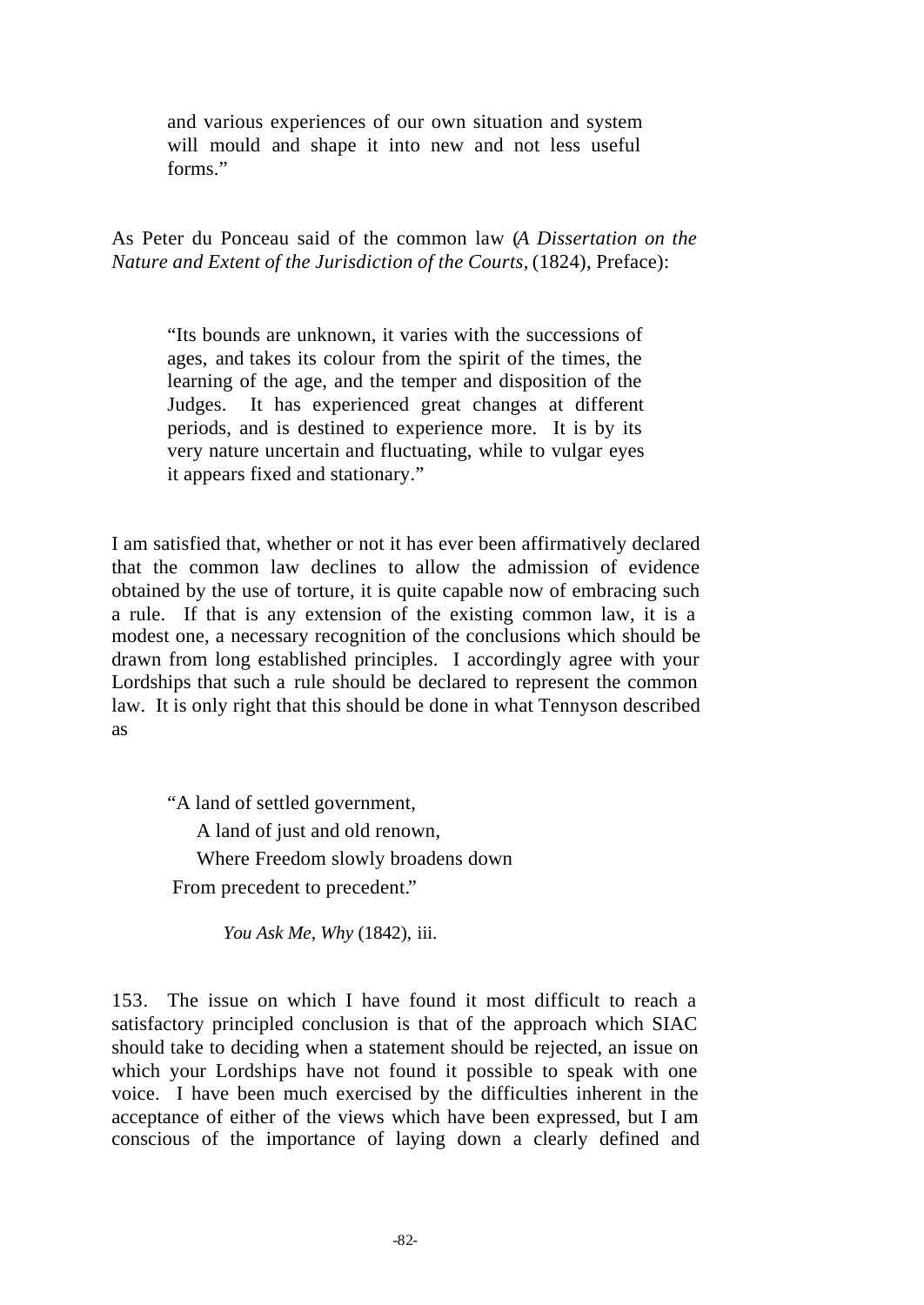> and various experiences of our own situation and system will mould and shape it into new and not less useful forms."

As Peter du Ponceau said of the common law (*A Dissertation on the Nature and Extent of the Jurisdiction of the Courts*, (1824), Preface):

> "Its bounds are unknown, it varies with the successions of ages, and takes its colour from the spirit of the times, the learning of the age, and the temper and disposition of the Judges. It has experienced great changes at different periods, and is destined to experience more. It is by its very nature uncertain and fluctuating, while to vulgar eyes it appears fixed and stationary."

I am satisfied that, whether or not it has ever been affirmatively declared that the common law declines to allow the admission of evidence obtained by the use of torture, it is quite capable now of embracing such a rule. If that is any extension of the existing common law, it is a modest one, a necessary recognition of the conclusions which should be drawn from long established principles. I accordingly agree with your Lordships that such a rule should be declared to represent the common law. It is only right that this should be done in what Tennyson described as

> "A land of settled government,
> A land of just and old renown,
> Where Freedom slowly broadens down
> From precedent to precedent."
>
> *You Ask Me, Why* (1842), iii.

153. The issue on which I have found it most difficult to reach a satisfactory principled conclusion is that of the approach which SIAC should take to deciding when a statement should be rejected, an issue on which your Lordships have not found it possible to speak with one voice. I have been much exercised by the difficulties inherent in the acceptance of either of the views which have been expressed, but I am conscious of the importance of laying down a clearly defined and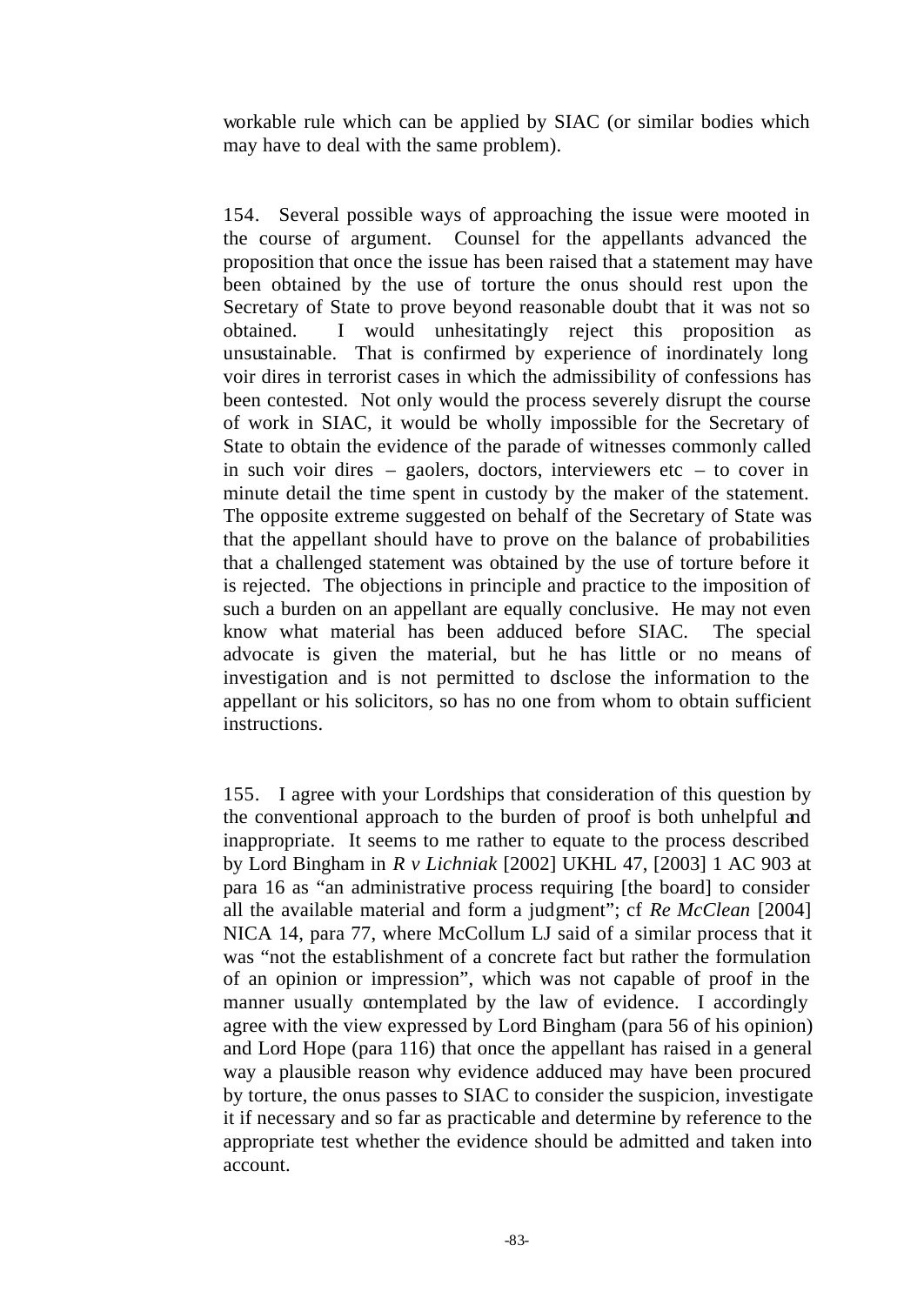workable rule which can be applied by SIAC (or similar bodies which may have to deal with the same problem).

154. Several possible ways of approaching the issue were mooted in the course of argument. Counsel for the appellants advanced the proposition that once the issue has been raised that a statement may have been obtained by the use of torture the onus should rest upon the Secretary of State to prove beyond reasonable doubt that it was not so obtained. I would unhesitatingly reject this proposition as unsustainable. That is confirmed by experience of inordinately long voir dires in terrorist cases in which the admissibility of confessions has been contested. Not only would the process severely disrupt the course of work in SIAC, it would be wholly impossible for the Secretary of State to obtain the evidence of the parade of witnesses commonly called in such voir dires – gaolers, doctors, interviewers etc – to cover in minute detail the time spent in custody by the maker of the statement. The opposite extreme suggested on behalf of the Secretary of State was that the appellant should have to prove on the balance of probabilities that a challenged statement was obtained by the use of torture before it is rejected. The objections in principle and practice to the imposition of such a burden on an appellant are equally conclusive. He may not even know what material has been adduced before SIAC. The special advocate is given the material, but he has little or no means of investigation and is not permitted to disclose the information to the appellant or his solicitors, so has no one from whom to obtain sufficient instructions.

155. I agree with your Lordships that consideration of this question by the conventional approach to the burden of proof is both unhelpful and inappropriate. It seems to me rather to equate to the process described by Lord Bingham in *R v Lichniak* [2002] UKHL 47, [2003] 1 AC 903 at para 16 as "an administrative process requiring [the board] to consider all the available material and form a judgment"; cf *Re McClean* [2004] NICA 14, para 77, where McCollum LJ said of a similar process that it was "not the establishment of a concrete fact but rather the formulation of an opinion or impression", which was not capable of proof in the manner usually contemplated by the law of evidence. I accordingly agree with the view expressed by Lord Bingham (para 56 of his opinion) and Lord Hope (para 116) that once the appellant has raised in a general way a plausible reason why evidence adduced may have been procured by torture, the onus passes to SIAC to consider the suspicion, investigate it if necessary and so far as practicable and determine by reference to the appropriate test whether the evidence should be admitted and taken into account.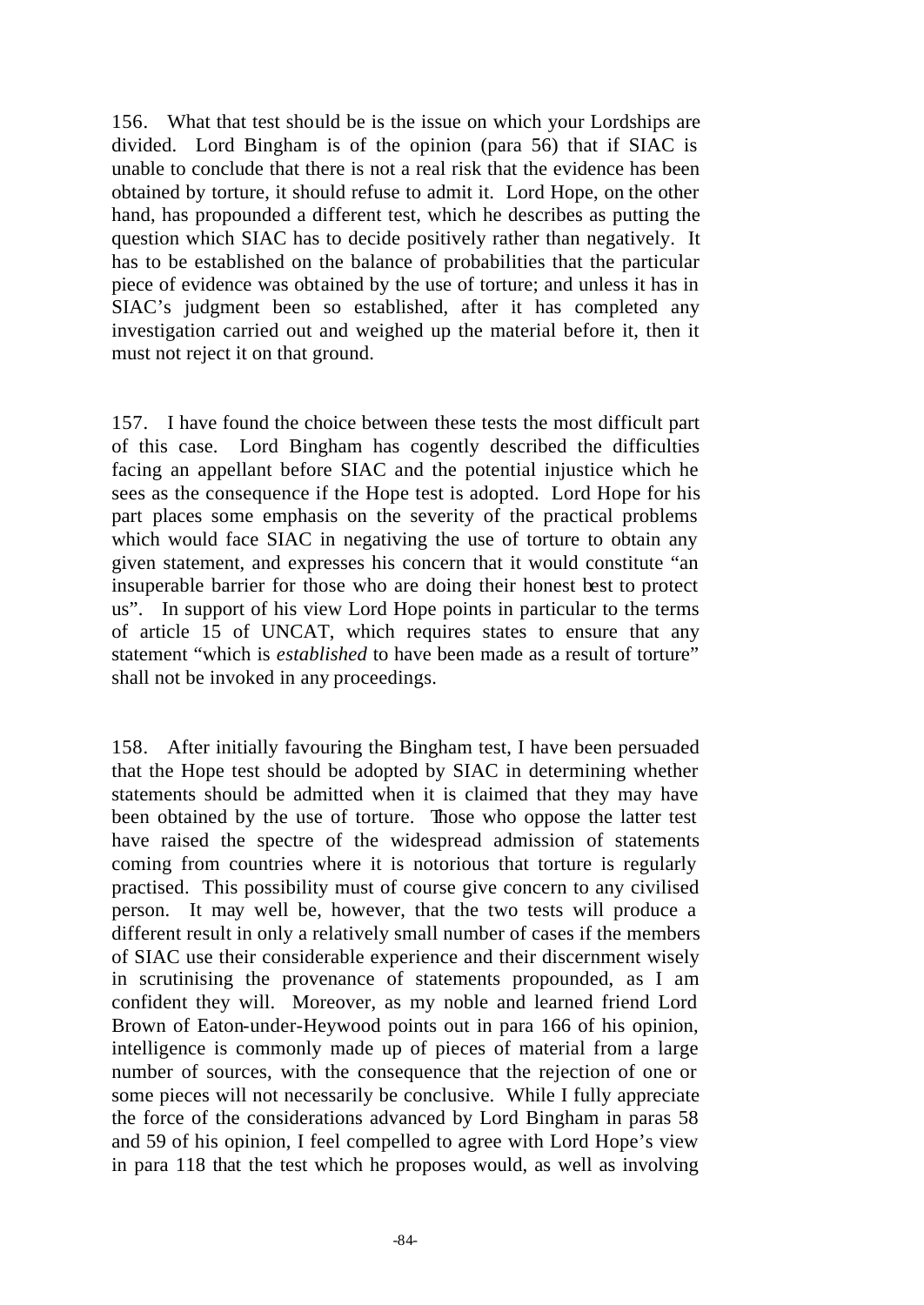156. What that test should be is the issue on which your Lordships are divided. Lord Bingham is of the opinion (para 56) that if SIAC is unable to conclude that there is not a real risk that the evidence has been obtained by torture, it should refuse to admit it. Lord Hope, on the other hand, has propounded a different test, which he describes as putting the question which SIAC has to decide positively rather than negatively. It has to be established on the balance of probabilities that the particular piece of evidence was obtained by the use of torture; and unless it has in SIAC's judgment been so established, after it has completed any investigation carried out and weighed up the material before it, then it must not reject it on that ground.

157. I have found the choice between these tests the most difficult part of this case. Lord Bingham has cogently described the difficulties facing an appellant before SIAC and the potential injustice which he sees as the consequence if the Hope test is adopted. Lord Hope for his part places some emphasis on the severity of the practical problems which would face SIAC in negativing the use of torture to obtain any given statement, and expresses his concern that it would constitute "an insuperable barrier for those who are doing their honest best to protect us". In support of his view Lord Hope points in particular to the terms of article 15 of UNCAT, which requires states to ensure that any statement "which is *established* to have been made as a result of torture" shall not be invoked in any proceedings.

158. After initially favouring the Bingham test, I have been persuaded that the Hope test should be adopted by SIAC in determining whether statements should be admitted when it is claimed that they may have been obtained by the use of torture. Those who oppose the latter test have raised the spectre of the widespread admission of statements coming from countries where it is notorious that torture is regularly practised. This possibility must of course give concern to any civilised person. It may well be, however, that the two tests will produce a different result in only a relatively small number of cases if the members of SIAC use their considerable experience and their discernment wisely in scrutinising the provenance of statements propounded, as I am confident they will. Moreover, as my noble and learned friend Lord Brown of Eaton-under-Heywood points out in para 166 of his opinion, intelligence is commonly made up of pieces of material from a large number of sources, with the consequence that the rejection of one or some pieces will not necessarily be conclusive. While I fully appreciate the force of the considerations advanced by Lord Bingham in paras 58 and 59 of his opinion, I feel compelled to agree with Lord Hope's view in para 118 that the test which he proposes would, as well as involving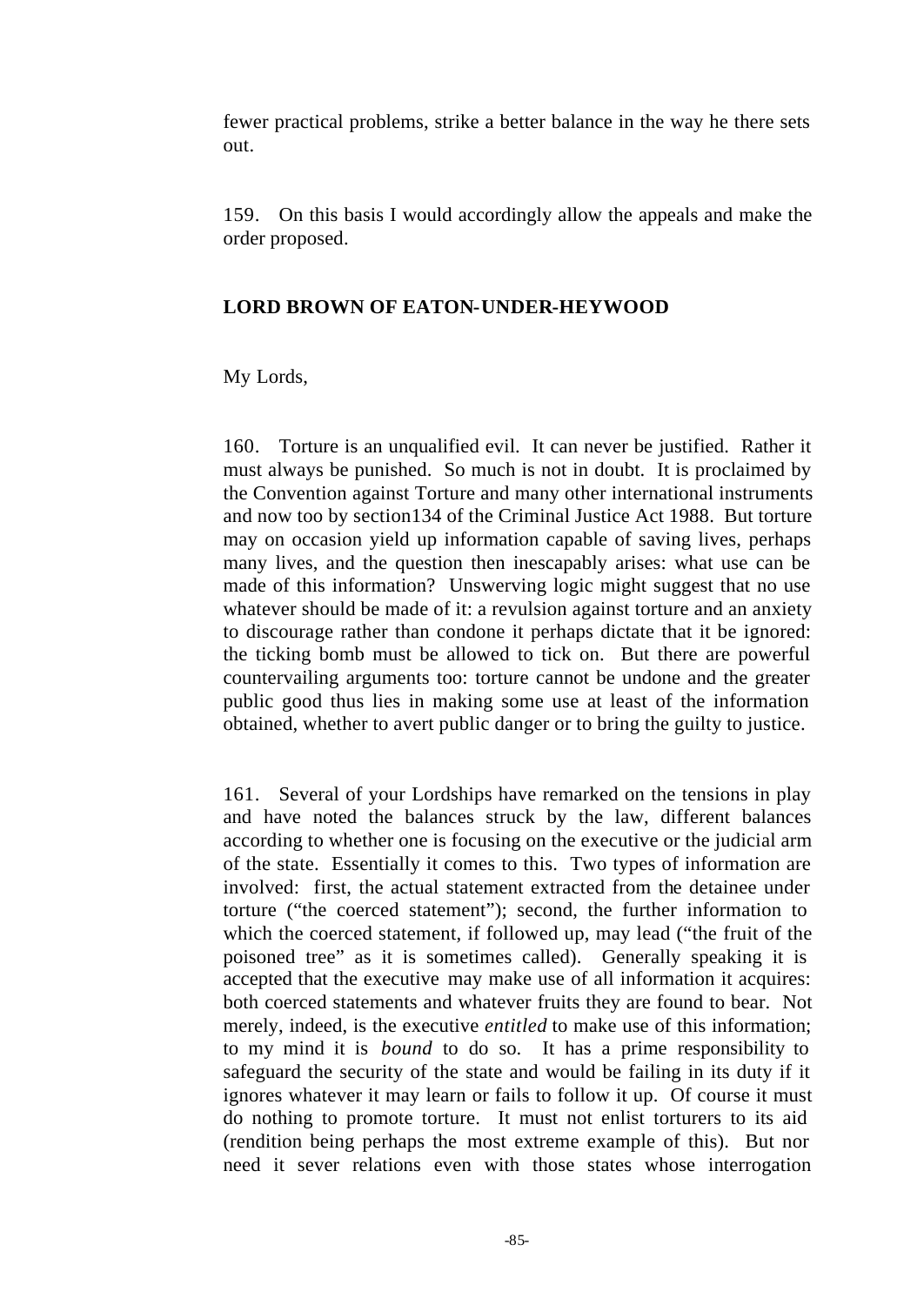fewer practical problems, strike a better balance in the way he there sets out.

159. On this basis I would accordingly allow the appeals and make the order proposed.

**LORD BROWN OF EATON-UNDER-HEYWOOD**

My Lords,

160. Torture is an unqualified evil. It can never be justified. Rather it must always be punished. So much is not in doubt. It is proclaimed by the Convention against Torture and many other international instruments and now too by section134 of the Criminal Justice Act 1988. But torture may on occasion yield up information capable of saving lives, perhaps many lives, and the question then inescapably arises: what use can be made of this information? Unswerving logic might suggest that no use whatever should be made of it: a revulsion against torture and an anxiety to discourage rather than condone it perhaps dictate that it be ignored: the ticking bomb must be allowed to tick on. But there are powerful countervailing arguments too: torture cannot be undone and the greater public good thus lies in making some use at least of the information obtained, whether to avert public danger or to bring the guilty to justice.

161. Several of your Lordships have remarked on the tensions in play and have noted the balances struck by the law, different balances according to whether one is focusing on the executive or the judicial arm of the state. Essentially it comes to this. Two types of information are involved: first, the actual statement extracted from the detainee under torture ("the coerced statement"); second, the further information to which the coerced statement, if followed up, may lead ("the fruit of the poisoned tree" as it is sometimes called). Generally speaking it is accepted that the executive may make use of all information it acquires: both coerced statements and whatever fruits they are found to bear. Not merely, indeed, is the executive *entitled* to make use of this information; to my mind it is *bound* to do so. It has a prime responsibility to safeguard the security of the state and would be failing in its duty if it ignores whatever it may learn or fails to follow it up. Of course it must do nothing to promote torture. It must not enlist torturers to its aid (rendition being perhaps the most extreme example of this). But nor need it sever relations even with those states whose interrogation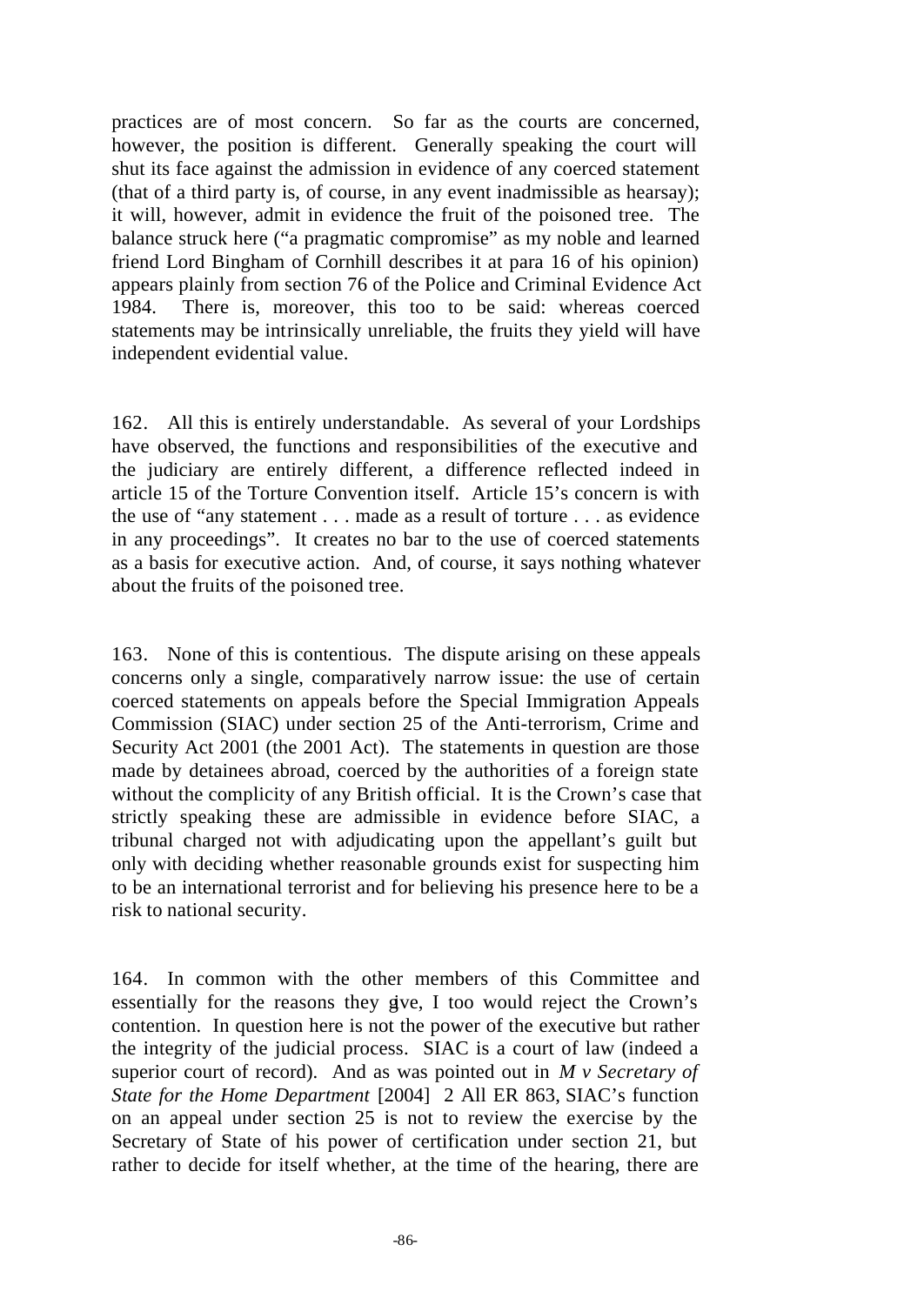practices are of most concern. So far as the courts are concerned, however, the position is different. Generally speaking the court will shut its face against the admission in evidence of any coerced statement (that of a third party is, of course, in any event inadmissible as hearsay); it will, however, admit in evidence the fruit of the poisoned tree. The balance struck here ("a pragmatic compromise" as my noble and learned friend Lord Bingham of Cornhill describes it at para 16 of his opinion) appears plainly from section 76 of the Police and Criminal Evidence Act 1984. There is, moreover, this too to be said: whereas coerced statements may be intrinsically unreliable, the fruits they yield will have independent evidential value.

162. All this is entirely understandable. As several of your Lordships have observed, the functions and responsibilities of the executive and the judiciary are entirely different, a difference reflected indeed in article 15 of the Torture Convention itself. Article 15's concern is with the use of "any statement . . . made as a result of torture . . . as evidence in any proceedings". It creates no bar to the use of coerced statements as a basis for executive action. And, of course, it says nothing whatever about the fruits of the poisoned tree.

163. None of this is contentious. The dispute arising on these appeals concerns only a single, comparatively narrow issue: the use of certain coerced statements on appeals before the Special Immigration Appeals Commission (SIAC) under section 25 of the Anti-terrorism, Crime and Security Act 2001 (the 2001 Act). The statements in question are those made by detainees abroad, coerced by the authorities of a foreign state without the complicity of any British official. It is the Crown's case that strictly speaking these are admissible in evidence before SIAC, a tribunal charged not with adjudicating upon the appellant's guilt but only with deciding whether reasonable grounds exist for suspecting him to be an international terrorist and for believing his presence here to be a risk to national security.

164. In common with the other members of this Committee and essentially for the reasons they give, I too would reject the Crown's contention. In question here is not the power of the executive but rather the integrity of the judicial process. SIAC is a court of law (indeed a superior court of record). And as was pointed out in *M v Secretary of State for the Home Department* [2004] 2 All ER 863, SIAC's function on an appeal under section 25 is not to review the exercise by the Secretary of State of his power of certification under section 21, but rather to decide for itself whether, at the time of the hearing, there are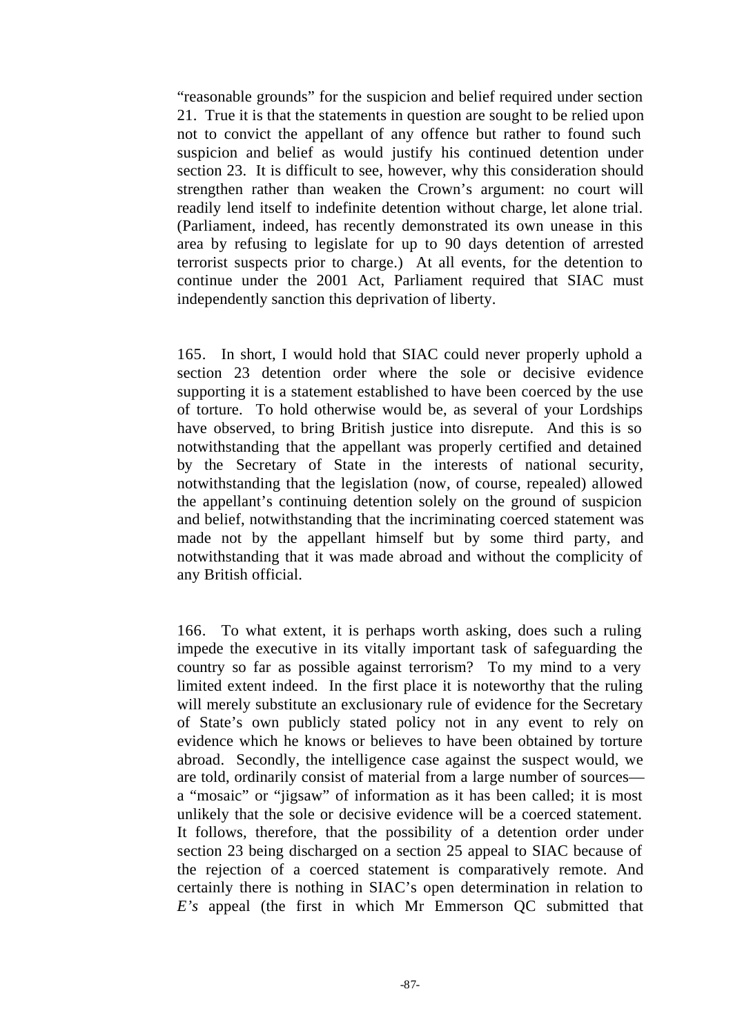"reasonable grounds" for the suspicion and belief required under section 21. True it is that the statements in question are sought to be relied upon not to convict the appellant of any offence but rather to found such suspicion and belief as would justify his continued detention under section 23. It is difficult to see, however, why this consideration should strengthen rather than weaken the Crown's argument: no court will readily lend itself to indefinite detention without charge, let alone trial. (Parliament, indeed, has recently demonstrated its own unease in this area by refusing to legislate for up to 90 days detention of arrested terrorist suspects prior to charge.) At all events, for the detention to continue under the 2001 Act, Parliament required that SIAC must independently sanction this deprivation of liberty.

165. In short, I would hold that SIAC could never properly uphold a section 23 detention order where the sole or decisive evidence supporting it is a statement established to have been coerced by the use of torture. To hold otherwise would be, as several of your Lordships have observed, to bring British justice into disrepute. And this is so notwithstanding that the appellant was properly certified and detained by the Secretary of State in the interests of national security, notwithstanding that the legislation (now, of course, repealed) allowed the appellant's continuing detention solely on the ground of suspicion and belief, notwithstanding that the incriminating coerced statement was made not by the appellant himself but by some third party, and notwithstanding that it was made abroad and without the complicity of any British official.

166. To what extent, it is perhaps worth asking, does such a ruling impede the executive in its vitally important task of safeguarding the country so far as possible against terrorism? To my mind to a very limited extent indeed. In the first place it is noteworthy that the ruling will merely substitute an exclusionary rule of evidence for the Secretary of State's own publicly stated policy not in any event to rely on evidence which he knows or believes to have been obtained by torture abroad. Secondly, the intelligence case against the suspect would, we are told, ordinarily consist of material from a large number of sources— a "mosaic" or "jigsaw" of information as it has been called; it is most unlikely that the sole or decisive evidence will be a coerced statement. It follows, therefore, that the possibility of a detention order under section 23 being discharged on a section 25 appeal to SIAC because of the rejection of a coerced statement is comparatively remote. And certainly there is nothing in SIAC's open determination in relation to *E's* appeal (the first in which Mr Emmerson QC submitted that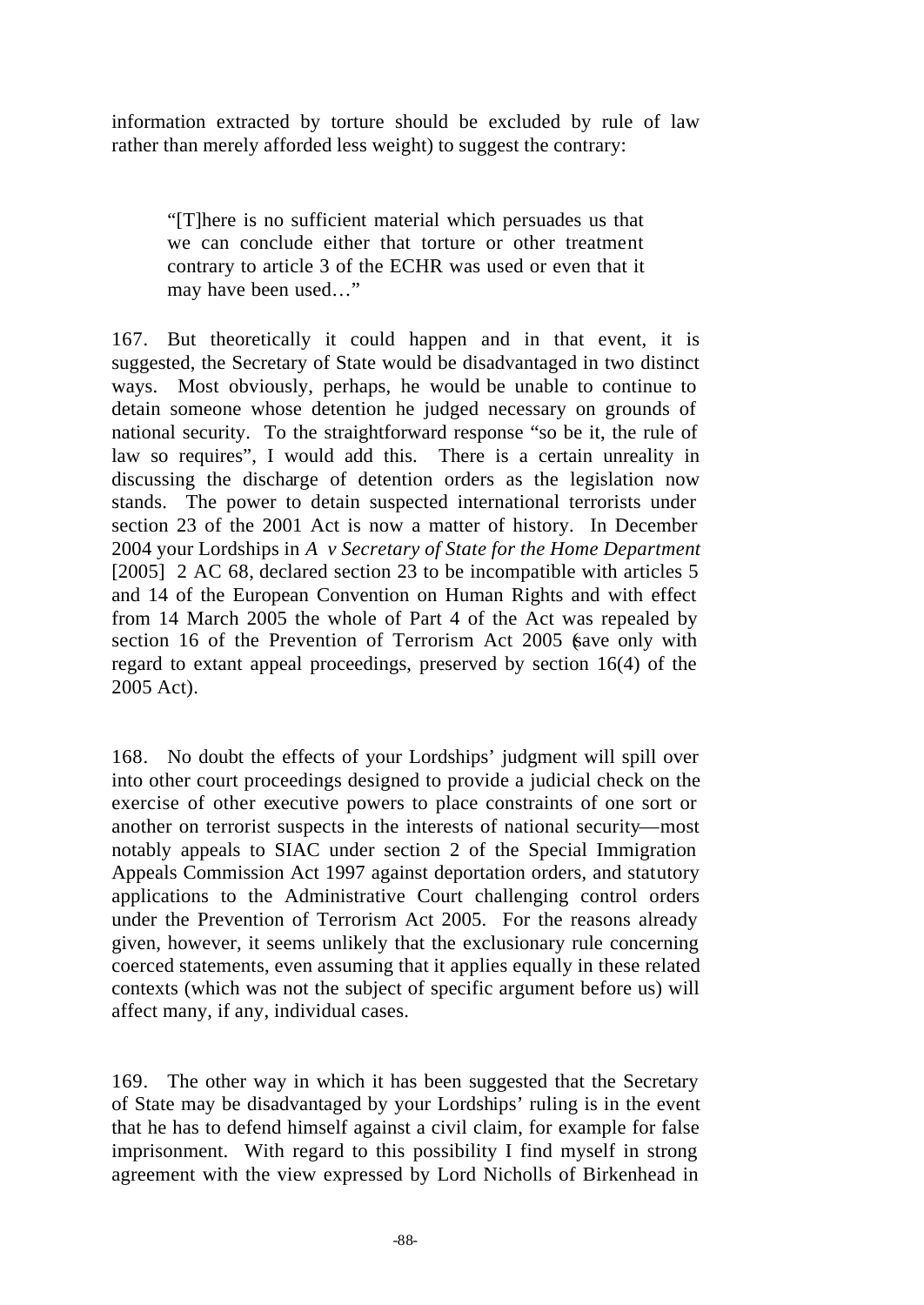information extracted by torture should be excluded by rule of law rather than merely afforded less weight) to suggest the contrary:

> "[T]here is no sufficient material which persuades us that we can conclude either that torture or other treatment contrary to article 3 of the ECHR was used or even that it may have been used…"

167. But theoretically it could happen and in that event, it is suggested, the Secretary of State would be disadvantaged in two distinct ways. Most obviously, perhaps, he would be unable to continue to detain someone whose detention he judged necessary on grounds of national security. To the straightforward response "so be it, the rule of law so requires", I would add this. There is a certain unreality in discussing the discharge of detention orders as the legislation now stands. The power to detain suspected international terrorists under section 23 of the 2001 Act is now a matter of history. In December 2004 your Lordships in *A v Secretary of State for the Home Department* [2005] 2 AC 68, declared section 23 to be incompatible with articles 5 and 14 of the European Convention on Human Rights and with effect from 14 March 2005 the whole of Part 4 of the Act was repealed by section 16 of the Prevention of Terrorism Act 2005 (save only with regard to extant appeal proceedings, preserved by section 16(4) of the 2005 Act).

168. No doubt the effects of your Lordships' judgment will spill over into other court proceedings designed to provide a judicial check on the exercise of other executive powers to place constraints of one sort or another on terrorist suspects in the interests of national security—most notably appeals to SIAC under section 2 of the Special Immigration Appeals Commission Act 1997 against deportation orders, and statutory applications to the Administrative Court challenging control orders under the Prevention of Terrorism Act 2005. For the reasons already given, however, it seems unlikely that the exclusionary rule concerning coerced statements, even assuming that it applies equally in these related contexts (which was not the subject of specific argument before us) will affect many, if any, individual cases.

169. The other way in which it has been suggested that the Secretary of State may be disadvantaged by your Lordships' ruling is in the event that he has to defend himself against a civil claim, for example for false imprisonment. With regard to this possibility I find myself in strong agreement with the view expressed by Lord Nicholls of Birkenhead in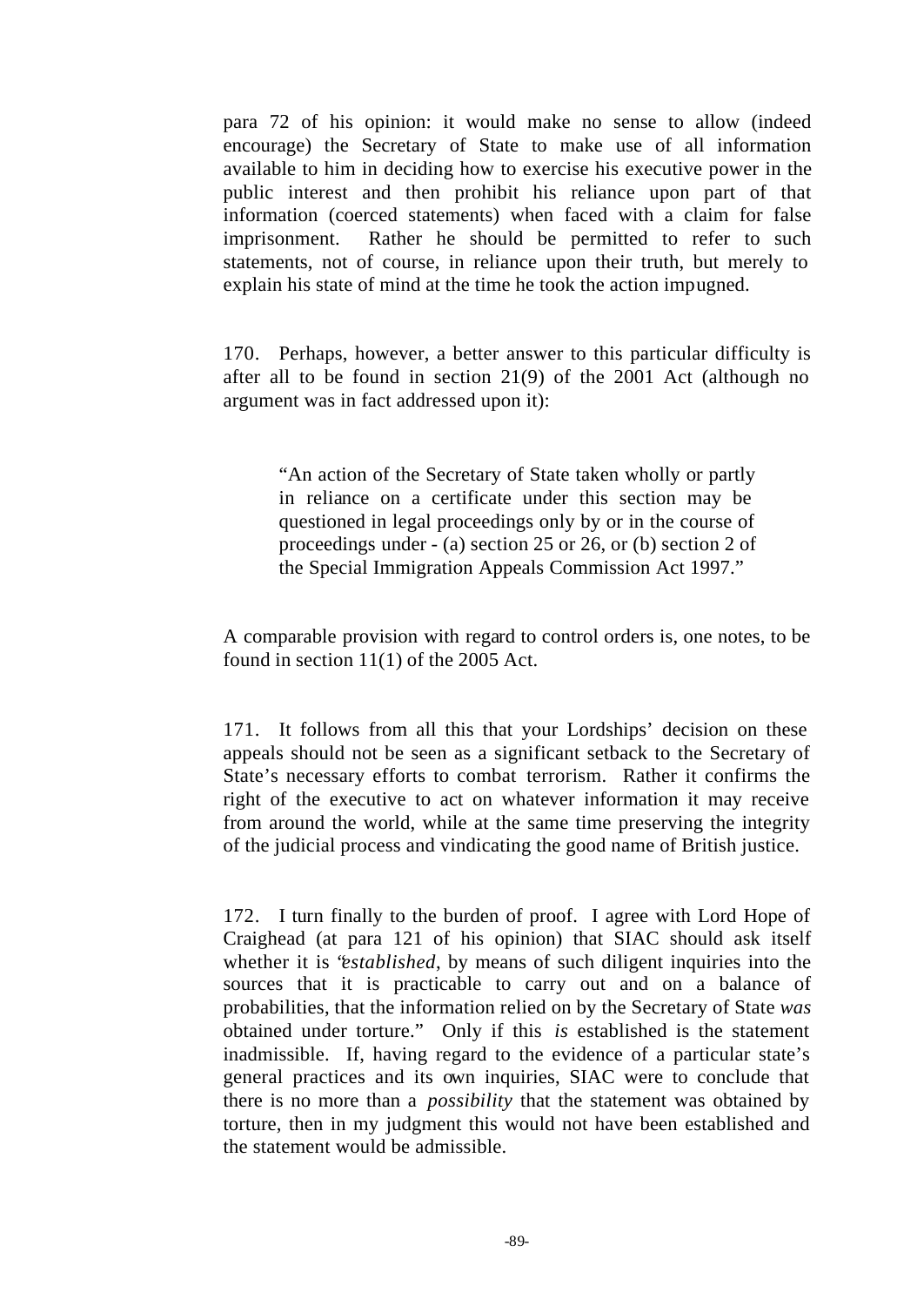para 72 of his opinion: it would make no sense to allow (indeed encourage) the Secretary of State to make use of all information available to him in deciding how to exercise his executive power in the public interest and then prohibit his reliance upon part of that information (coerced statements) when faced with a claim for false imprisonment. Rather he should be permitted to refer to such statements, not of course, in reliance upon their truth, but merely to explain his state of mind at the time he took the action impugned.

170. Perhaps, however, a better answer to this particular difficulty is after all to be found in section 21(9) of the 2001 Act (although no argument was in fact addressed upon it):

> "An action of the Secretary of State taken wholly or partly in reliance on a certificate under this section may be questioned in legal proceedings only by or in the course of proceedings under - (a) section 25 or 26, or (b) section 2 of the Special Immigration Appeals Commission Act 1997."

A comparable provision with regard to control orders is, one notes, to be found in section 11(1) of the 2005 Act.

171. It follows from all this that your Lordships' decision on these appeals should not be seen as a significant setback to the Secretary of State's necessary efforts to combat terrorism. Rather it confirms the right of the executive to act on whatever information it may receive from around the world, while at the same time preserving the integrity of the judicial process and vindicating the good name of British justice.

172. I turn finally to the burden of proof. I agree with Lord Hope of Craighead (at para 121 of his opinion) that SIAC should ask itself whether it is "*established*, by means of such diligent inquiries into the sources that it is practicable to carry out and on a balance of probabilities, that the information relied on by the Secretary of State *was* obtained under torture." Only if this *is* established is the statement inadmissible. If, having regard to the evidence of a particular state's general practices and its own inquiries, SIAC were to conclude that there is no more than a *possibility* that the statement was obtained by torture, then in my judgment this would not have been established and the statement would be admissible.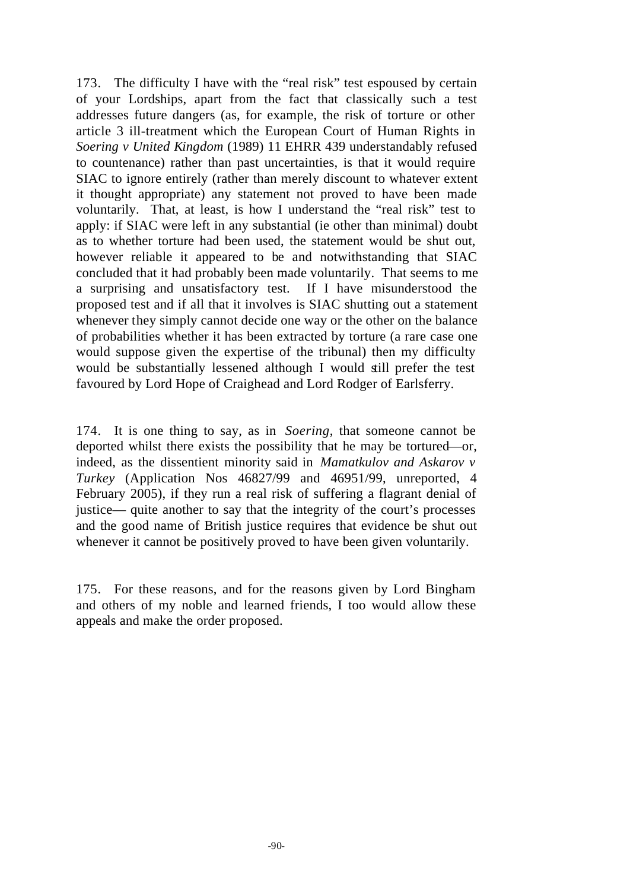173. The difficulty I have with the "real risk" test espoused by certain of your Lordships, apart from the fact that classically such a test addresses future dangers (as, for example, the risk of torture or other article 3 ill-treatment which the European Court of Human Rights in *Soering v United Kingdom* (1989) 11 EHRR 439 understandably refused to countenance) rather than past uncertainties, is that it would require SIAC to ignore entirely (rather than merely discount to whatever extent it thought appropriate) any statement not proved to have been made voluntarily. That, at least, is how I understand the "real risk" test to apply: if SIAC were left in any substantial (ie other than minimal) doubt as to whether torture had been used, the statement would be shut out, however reliable it appeared to be and notwithstanding that SIAC concluded that it had probably been made voluntarily. That seems to me a surprising and unsatisfactory test. If I have misunderstood the proposed test and if all that it involves is SIAC shutting out a statement whenever they simply cannot decide one way or the other on the balance of probabilities whether it has been extracted by torture (a rare case one would suppose given the expertise of the tribunal) then my difficulty would be substantially lessened although I would still prefer the test favoured by Lord Hope of Craighead and Lord Rodger of Earlsferry.

174. It is one thing to say, as in *Soering*, that someone cannot be deported whilst there exists the possibility that he may be tortured—or, indeed, as the dissentient minority said in *Mamatkulov and Askarov v Turkey* (Application Nos 46827/99 and 46951/99, unreported, 4 February 2005), if they run a real risk of suffering a flagrant denial of justice— quite another to say that the integrity of the court's processes and the good name of British justice requires that evidence be shut out whenever it cannot be positively proved to have been given voluntarily.

175. For these reasons, and for the reasons given by Lord Bingham and others of my noble and learned friends, I too would allow these appeals and make the order proposed.